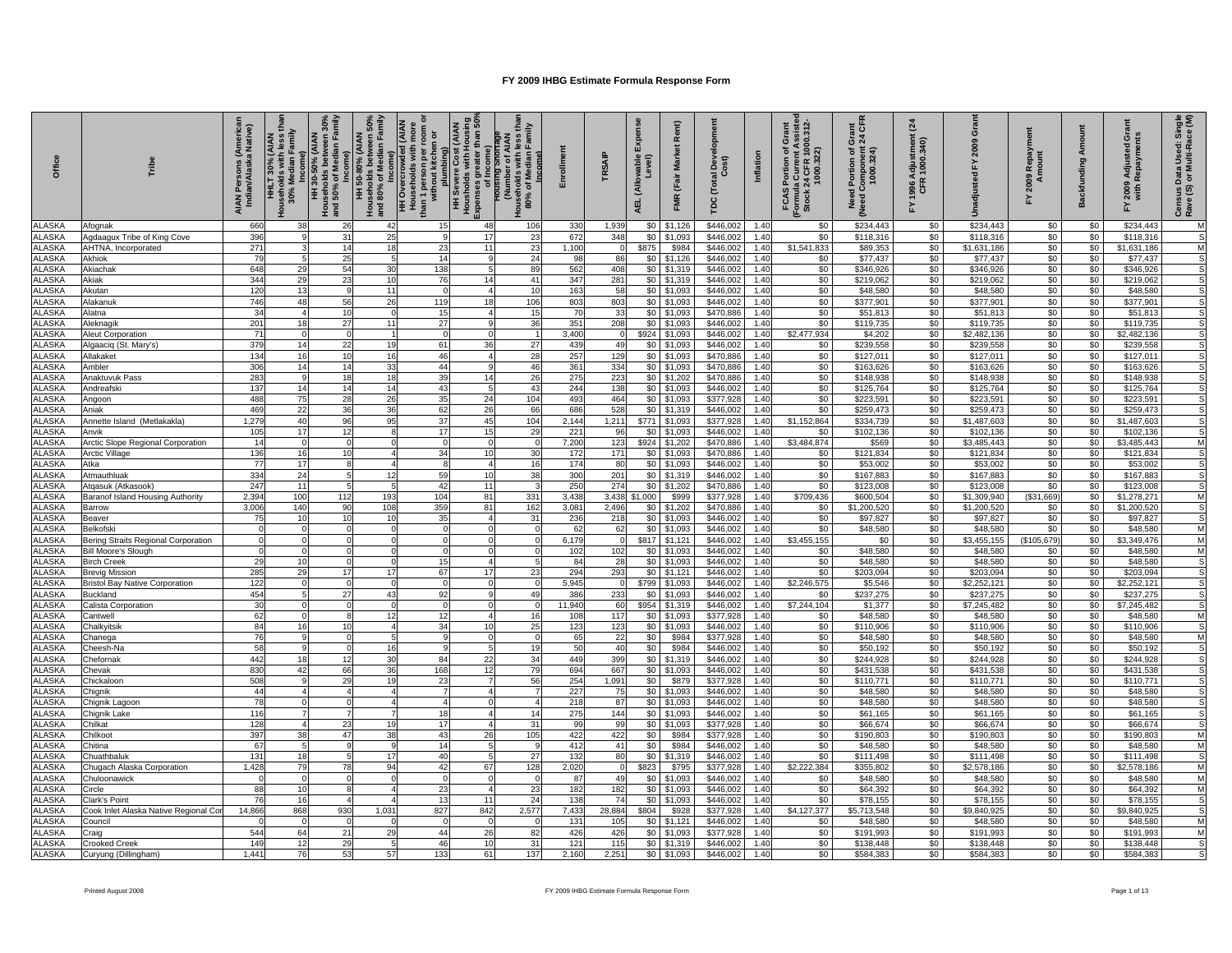# FY 2009 IHBG Estimate Formula Response Form

| Office | Tribe | AIAN Persons (American Indian/Alaska Native) | HHLT 30% (AIAN Households with less than 30% Median Family Income) | HH 30-50% (AIAN Households between 30% and 50% of Median Family Income) | HH 50-80% (AIAN Households between 50% and 80% of Median Family Income) | HH Overcrowded (AIAN Households with more than 1 person per room or without kitchen or plumbing) | HH Severe Cost (AIAN Housholds with Housing Expenses greater than 50% of Income) | Housing Shortage (Number of AIAN Households with less than 80% of Median Family Income) | Enrollment | TRSAIP | AEL (Allowable Expense Level) | FMR (Fair Market Rent) | TDC (Total Development Cost) | Inflation | FCAS Portion of Grant (Formula Current Assisted Stock 24 CFR 1000.312-1000.322) | Need Portion of Grant (Need Component 24 CFR 1000.324) | FY 1996 Adjustment (24 CFR 1000.340) | Unadjusted FY 2009 Grant | FY 2009 Repayment Amount | Backfunding Amount | FY 2009 Adjusted Grant with Repayments | Census Data Used: Single Rave (S) or Multi-Race (M) |
|---|---|---|---|---|---|---|---|---|---|---|---|---|---|---|---|---|---|---|---|---|---|---|
| ALASKA | Afognak | 660 | 38 | 26 | 42 | 15 | 48 | 106 | 330 | 1,939 | $0 | $1,126 | $446,002 | 1.40 | $0 | $234,443 | $0 | $234,443 | $0 | $0 | $234,443 | M |
| ALASKA | Agdaagux Tribe of King Cove | 396 | 9 | 31 | 25 | 9 | 17 | 23 | 672 | 348 | $0 | $1,093 | $446,002 | 1.40 | $0 | $118,316 | $0 | $118,316 | $0 | $0 | $118,316 | S |
| ALASKA | AHTNA, Incorporated | 271 | 3 | 14 | 18 | 23 | 11 | 23 | 1,100 | 0 | $875 | $984 | $446,002 | 1.40 | $1,541,833 | $89,353 | $0 | $1,631,186 | $0 | $0 | $1,631,186 | M |
| ALASKA | Akhiok | 79 | 5 | 25 | 5 | 14 | 9 | 24 | 98 | 86 | $0 | $1,126 | $446,002 | 1.40 | $0 | $77,437 | $0 | $77,437 | $0 | $0 | $77,437 | S |
| ALASKA | Akiachak | 648 | 29 | 54 | 30 | 138 | 5 | 89 | 562 | 408 | $0 | $1,319 | $446,002 | 1.40 | $0 | $346,926 | $0 | $346,926 | $0 | $0 | $346,926 | S |
| ALASKA | Akiak | 344 | 29 | 23 | 10 | 76 | 14 | 41 | 347 | 281 | $0 | $1,319 | $446,002 | 1.40 | $0 | $219,062 | $0 | $219,062 | $0 | $0 | $219,062 | S |
| ALASKA | Akutan | 120 | 13 | 9 | 11 | 0 | 4 | 10 | 163 | 58 | $0 | $1,093 | $446,002 | 1.40 | $0 | $48,580 | $0 | $48,580 | $0 | $0 | $48,580 | S |
| ALASKA | Alakanuk | 746 | 48 | 56 | 26 | 119 | 18 | 106 | 803 | 803 | $0 | $1,093 | $446,002 | 1.40 | $0 | $377,901 | $0 | $377,901 | $0 | $0 | $377,901 | S |
| ALASKA | Alatna | 34 | 4 | 10 | 0 | 15 | 4 | 15 | 70 | 33 | $0 | $1,093 | $470,886 | 1.40 | $0 | $51,813 | $0 | $51,813 | $0 | $0 | $51,813 | S |
| ALASKA | Aleknagik | 201 | 18 | 27 | 11 | 27 | 9 | 36 | 351 | 208 | $0 | $1,093 | $446,002 | 1.40 | $0 | $119,735 | $0 | $119,735 | $0 | $0 | $119,735 | S |
| ALASKA | Aleut Corporation | 71 | 0 | 0 | 1 | 0 | 0 | 1 | 3,400 | 0 | $924 | $1,093 | $446,002 | 1.40 | $2,477,934 | $4,202 | $0 | $2,482,136 | $0 | $0 | $2,482,136 | S |
| ALASKA | Algaaciq (St. Mary's) | 379 | 14 | 22 | 19 | 61 | 36 | 27 | 439 | 49 | $0 | $1,093 | $446,002 | 1.40 | $0 | $239,558 | $0 | $239,558 | $0 | $0 | $239,558 | S |
| ALASKA | Allakaket | 134 | 16 | 10 | 16 | 46 | 4 | 28 | 257 | 129 | $0 | $1,093 | $470,886 | 1.40 | $0 | $127,011 | $0 | $127,011 | $0 | $0 | $127,011 | S |
| ALASKA | Ambler | 306 | 14 | 14 | 33 | 44 | 9 | 46 | 361 | 334 | $0 | $1,093 | $470,886 | 1.40 | $0 | $163,626 | $0 | $163,626 | $0 | $0 | $163,626 | S |
| ALASKA | Anaktuvuk Pass | 283 | 9 | 18 | 18 | 39 | 14 | 26 | 275 | 223 | $0 | $1,202 | $470,886 | 1.40 | $0 | $148,938 | $0 | $148,938 | $0 | $0 | $148,938 | S |
| ALASKA | Andreafski | 137 | 14 | 14 | 14 | 43 | 5 | 43 | 244 | 138 | $0 | $1,093 | $446,002 | 1.40 | $0 | $125,764 | $0 | $125,764 | $0 | $0 | $125,764 | S |
| ALASKA | Angoon | 488 | 75 | 28 | 26 | 35 | 24 | 104 | 493 | 464 | $0 | $1,093 | $377,928 | 1.40 | $0 | $223,591 | $0 | $223,591 | $0 | $0 | $223,591 | S |
| ALASKA | Aniak | 469 | 22 | 36 | 36 | 62 | 26 | 66 | 686 | 528 | $0 | $1,319 | $446,002 | 1.40 | $0 | $259,473 | $0 | $259,473 | $0 | $0 | $259,473 | S |
| ALASKA | Annette Island (Metlakakla) | 1,279 | 40 | 96 | 95 | 37 | 45 | 104 | 2,144 | 1,211 | $771 | $1,093 | $377,928 | 1.40 | $1,152,864 | $334,739 | $0 | $1,487,603 | $0 | $0 | $1,487,603 | S |
| ALASKA | Anvik | 105 | 17 | 12 | 8 | 17 | 15 | 29 | 221 | 96 | $0 | $1,093 | $446,002 | 1.40 | $0 | $102,136 | $0 | $102,136 | $0 | $0 | $102,136 | S |
| ALASKA | Arctic Slope Regional Corporation | 14 | 0 | 0 | 0 | 0 | 0 | 0 | 7,200 | 123 | $924 | $1,202 | $470,886 | 1.40 | $3,484,874 | $569 | $0 | $3,485,443 | $0 | $0 | $3,485,443 | M |
| ALASKA | Arctic Village | 136 | 16 | 10 | 4 | 34 | 10 | 30 | 172 | 171 | $0 | $1,093 | $470,886 | 1.40 | $0 | $121,834 | $0 | $121,834 | $0 | $0 | $121,834 | S |
| ALASKA | Atka | 77 | 17 | 8 | 4 | 8 | 4 | 16 | 174 | 80 | $0 | $1,093 | $446,002 | 1.40 | $0 | $53,002 | $0 | $53,002 | $0 | $0 | $53,002 | S |
| ALASKA | Atmauthluak | 334 | 24 | 5 | 12 | 59 | 10 | 38 | 300 | 201 | $0 | $1,319 | $446,002 | 1.40 | $0 | $167,883 | $0 | $167,883 | $0 | $0 | $167,883 | S |
| ALASKA | Atqasuk (Atkasook) | 247 | 11 | 5 | 5 | 42 | 11 | 3 | 250 | 274 | $0 | $1,202 | $470,886 | 1.40 | $0 | $123,008 | $0 | $123,008 | $0 | $0 | $123,008 | S |
| ALASKA | Baranof Island Housing Authority | 2,394 | 100 | 112 | 193 | 104 | 81 | 331 | 3,438 | 3,438 | $1,000 | $999 | $377,928 | 1.40 | $709,436 | $600,504 | $0 | $1,309,940 | ($31,669) | $0 | $1,278,271 | M |
| ALASKA | Barrow | 3,006 | 140 | 90 | 108 | 359 | 81 | 162 | 3,081 | 2,496 | $0 | $1,202 | $470,886 | 1.40 | $0 | $1,200,520 | $0 | $1,200,520 | $0 | $0 | $1,200,520 | S |
| ALASKA | Beaver | 75 | 10 | 10 | 10 | 35 | 4 | 31 | 236 | 218 | $0 | $1,093 | $446,002 | 1.40 | $0 | $97,827 | $0 | $97,827 | $0 | $0 | $97,827 | S |
| ALASKA | Belkofski | 0 | 0 | 0 | 0 | 0 | 0 | 0 | 62 | 62 | $0 | $1,093 | $446,002 | 1.40 | $0 | $48,580 | $0 | $48,580 | $0 | $0 | $48,580 | M |
| ALASKA | Bering Straits Regional Corporation | 0 | 0 | 0 | 0 | 0 | 0 | 0 | 6,179 | 0 | $817 | $1,121 | $446,002 | 1.40 | $3,455,155 | $0 | $0 | $3,455,155 | ($105,679) | $0 | $3,349,476 | M |
| ALASKA | Bill Moore's Slough | 0 | 0 | 0 | 0 | 0 | 0 | 0 | 102 | 102 | $0 | $1,093 | $446,002 | 1.40 | $0 | $48,580 | $0 | $48,580 | $0 | $0 | $48,580 | M |
| ALASKA | Birch Creek | 29 | 10 | 0 | 0 | 15 | 4 | 5 | 84 | 28 | $0 | $1,093 | $446,002 | 1.40 | $0 | $48,580 | $0 | $48,580 | $0 | $0 | $48,580 | S |
| ALASKA | Brevig Mission | 285 | 29 | 17 | 17 | 67 | 17 | 23 | 294 | 293 | $0 | $1,121 | $446,002 | 1.40 | $0 | $203,094 | $0 | $203,094 | $0 | $0 | $203,094 | S |
| ALASKA | Bristol Bay Native Corporation | 122 | 0 | 0 | 0 | 0 | 0 | 0 | 5,945 | 0 | $799 | $1,093 | $446,002 | 1.40 | $2,246,575 | $5,546 | $0 | $2,252,121 | $0 | $0 | $2,252,121 | S |
| ALASKA | Buckland | 454 | 5 | 27 | 43 | 92 | 9 | 49 | 386 | 233 | $0 | $1,093 | $446,002 | 1.40 | $0 | $237,275 | $0 | $237,275 | $0 | $0 | $237,275 | S |
| ALASKA | Calista Corporation | 30 | 0 | 0 | 0 | 0 | 0 | 0 | 11,940 | 60 | $954 | $1,319 | $446,002 | 1.40 | $7,244,104 | $1,377 | $0 | $7,245,482 | $0 | $0 | $7,245,482 | S |
| ALASKA | Cantwell | 62 | 0 | 8 | 12 | 12 | 4 | 16 | 108 | 117 | $0 | $1,093 | $377,928 | 1.40 | $0 | $48,580 | $0 | $48,580 | $0 | $0 | $48,580 | M |
| ALASKA | Chalkyitsik | 84 | 16 | 10 | 4 | 34 | 10 | 25 | 123 | 123 | $0 | $1,093 | $446,002 | 1.40 | $0 | $110,906 | $0 | $110,906 | $0 | $0 | $110,906 | S |
| ALASKA | Chanega | 76 | 9 | 0 | 5 | 9 | 0 | 0 | 65 | 22 | $0 | $984 | $377,928 | 1.40 | $0 | $48,580 | $0 | $48,580 | $0 | $0 | $48,580 | M |
| ALASKA | Cheesh-Na | 58 | 9 | 0 | 16 | 9 | 5 | 19 | 50 | 40 | $0 | $984 | $446,002 | 1.40 | $0 | $50,192 | $0 | $50,192 | $0 | $0 | $50,192 | S |
| ALASKA | Chefornak | 442 | 18 | 12 | 30 | 84 | 22 | 34 | 449 | 399 | $0 | $1,319 | $446,002 | 1.40 | $0 | $244,928 | $0 | $244,928 | $0 | $0 | $244,928 | S |
| ALASKA | Chevak | 830 | 42 | 66 | 36 | 168 | 12 | 79 | 694 | 667 | $0 | $1,093 | $446,002 | 1.40 | $0 | $431,538 | $0 | $431,538 | $0 | $0 | $431,538 | S |
| ALASKA | Chickaloon | 508 | 9 | 29 | 19 | 23 | 7 | 56 | 254 | 1,091 | $0 | $879 | $377,928 | 1.40 | $0 | $110,771 | $0 | $110,771 | $0 | $0 | $110,771 | S |
| ALASKA | Chignik | 44 | 4 | 4 | 4 | 7 | 4 | 7 | 227 | 75 | $0 | $1,093 | $446,002 | 1.40 | $0 | $48,580 | $0 | $48,580 | $0 | $0 | $48,580 | S |
| ALASKA | Chignik Lagoon | 78 | 0 | 0 | 4 | 4 | 0 | 4 | 218 | 87 | $0 | $1,093 | $446,002 | 1.40 | $0 | $48,580 | $0 | $48,580 | $0 | $0 | $48,580 | S |
| ALASKA | Chignik Lake | 116 | 7 | 7 | 7 | 18 | 4 | 14 | 275 | 144 | $0 | $1,093 | $446,002 | 1.40 | $0 | $61,165 | $0 | $61,165 | $0 | $0 | $61,165 | S |
| ALASKA | Chilkat | 128 | 4 | 23 | 19 | 17 | 4 | 31 | 99 | 99 | $0 | $1,093 | $377,928 | 1.40 | $0 | $66,674 | $0 | $66,674 | $0 | $0 | $66,674 | S |
| ALASKA | Chilkoot | 397 | 38 | 47 | 38 | 43 | 26 | 105 | 422 | 422 | $0 | $984 | $377,928 | 1.40 | $0 | $190,803 | $0 | $190,803 | $0 | $0 | $190,803 | M |
| ALASKA | Chitina | 67 | 5 | 9 | 9 | 14 | 5 | 9 | 412 | 41 | $0 | $984 | $446,002 | 1.40 | $0 | $48,580 | $0 | $48,580 | $0 | $0 | $48,580 | M |
| ALASKA | Chuathbaluk | 131 | 18 | 5 | 17 | 40 | 5 | 27 | 132 | 80 | $0 | $1,319 | $446,002 | 1.40 | $0 | $111,498 | $0 | $111,498 | $0 | $0 | $111,498 | S |
| ALASKA | Chugach Alaska Corporation | 1,428 | 79 | 78 | 94 | 42 | 67 | 128 | 2,020 | 0 | $823 | $795 | $377,928 | 1.40 | $2,222,384 | $355,802 | $0 | $2,578,186 | $0 | $0 | $2,578,186 | M |
| ALASKA | Chuloonawick | 0 | 0 | 0 | 0 | 0 | 0 | 0 | 87 | 49 | $0 | $1,093 | $446,002 | 1.40 | $0 | $48,580 | $0 | $48,580 | $0 | $0 | $48,580 | M |
| ALASKA | Circle | 88 | 10 | 8 | 4 | 23 | 4 | 23 | 182 | 182 | $0 | $1,093 | $446,002 | 1.40 | $0 | $64,392 | $0 | $64,392 | $0 | $0 | $64,392 | M |
| ALASKA | Clark's Point | 76 | 16 | 4 | 4 | 13 | 11 | 24 | 138 | 74 | $0 | $1,093 | $446,002 | 1.40 | $0 | $78,155 | $0 | $78,155 | $0 | $0 | $78,155 | S |
| ALASKA | Cook Inlet Alaska Native Regional Cor | 14,866 | 868 | 930 | 1,031 | 827 | 842 | 2,577 | 7,433 | 28,884 | $804 | $928 | $377,928 | 1.40 | $4,127,377 | $5,713,548 | $0 | $9,840,925 | $0 | $0 | $9,840,925 | S |
| ALASKA | Council | 0 | 0 | 0 | 0 | 0 | 0 | 0 | 131 | 105 | $0 | $1,121 | $446,002 | 1.40 | $0 | $48,580 | $0 | $48,580 | $0 | $0 | $48,580 | M |
| ALASKA | Craig | 544 | 64 | 21 | 29 | 44 | 26 | 82 | 426 | 426 | $0 | $1,093 | $377,928 | 1.40 | $0 | $191,993 | $0 | $191,993 | $0 | $0 | $191,993 | M |
| ALASKA | Crooked Creek | 149 | 12 | 29 | 5 | 46 | 10 | 31 | 121 | 115 | $0 | $1,319 | $446,002 | 1.40 | $0 | $138,448 | $0 | $138,448 | $0 | $0 | $138,448 | S |
| ALASKA | Curyung (Dillingham) | 1,441 | 76 | 53 | 57 | 133 | 61 | 137 | 2,160 | 2,251 | $0 | $1,093 | $446,002 | 1.40 | $0 | $584,383 | $0 | $584,383 | $0 | $0 | $584,383 | S |

Printed August 2008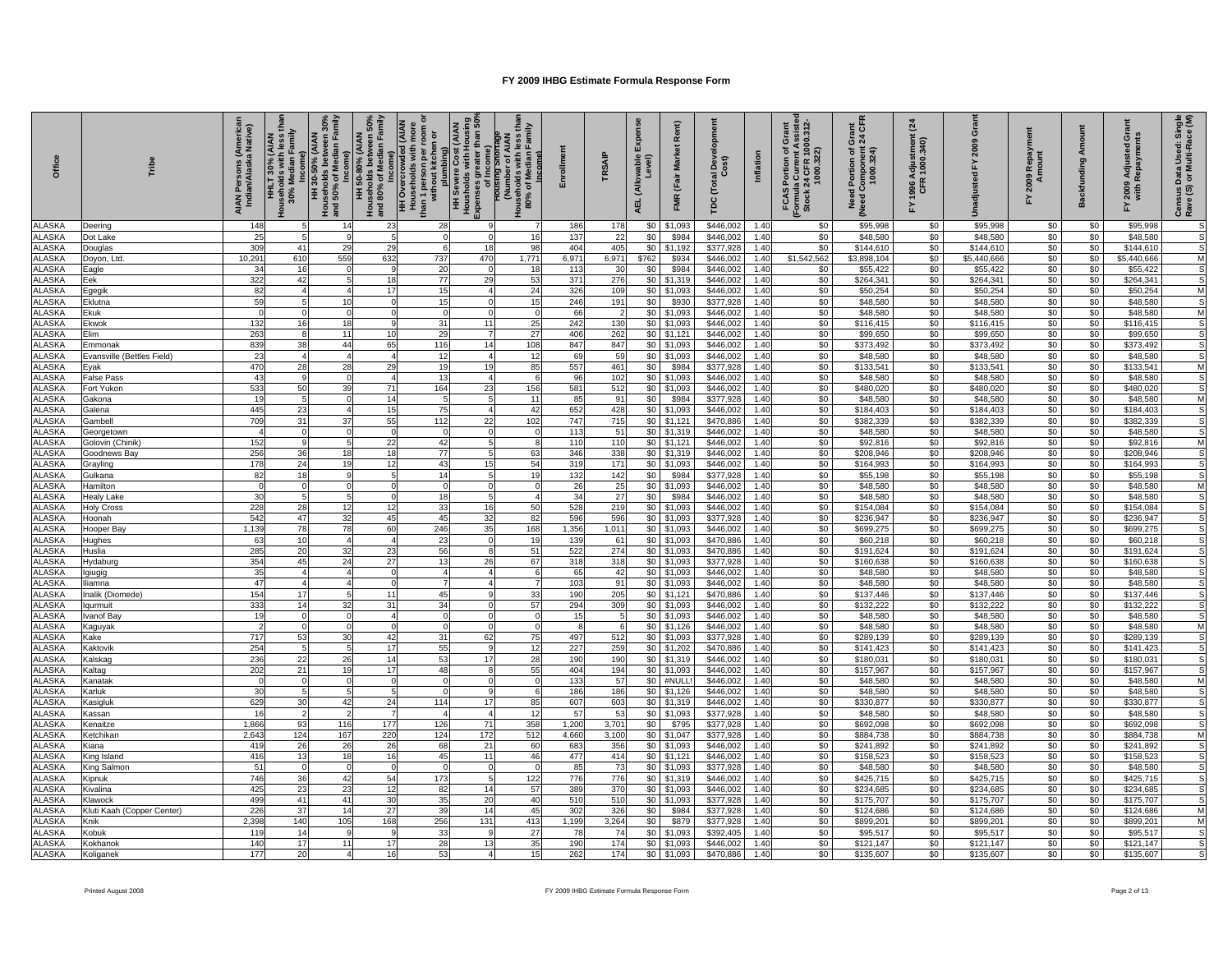# FY 2009 IHBG Estimate Formula Response Form

| Office | Tribe | AIAN Persons (American Indian/Alaska Native) | HHLT 30% (AIAN Households with less than 30% Median Family Income) | HH 30-50% (AIAN Households between 30% and 50% of Median Family Income) | HH 50-80% (AIAN Households between 50% and 80% of Median Family Income) | HH Overcrowded (AIAN Households with more than 1 person per room or without kitchen or plumbing) | HH Severe Cost (AIAN Housholds with Housing Expenses greater than 50% of Income) | Housing Shortage (Number of AIAN Households with less than 80% of Median Family Income) | Enrollment | TRSAIP | AEL (Allowable Expense Level) | FMR (Fair Market Rent) | TDC (Total Development Cost) | Inflation | FCAS Portion of Grant (Formula Current Assisted Stock 24 CFR 1000.312-1000.322) | Need Portion of Grant (Need Component 24 CFR 1000.324) | FY 1996 Adjustment (24 CFR 1000.340) | Unadjusted FY 2009 Grant | FY 2009 Repayment Amount | Backfunding Amount | FY 2009 Adjusted Grant with Repayments | Census Data Used: Single Rave (S) or Multi-Race (M) |
|---|---|---|---|---|---|---|---|---|---|---|---|---|---|---|---|---|---|---|---|---|---|---|
| ALASKA | Deering | 148 | 5 | 14 | 23 | 28 | 9 | 7 | 186 | 178 | $0 | $1,093 | $446,002 | 1.40 | $0 | $95,998 | $0 | $95,998 | $0 | $0 | $95,998 | S |
| ALASKA | Dot Lake | 25 | 5 | 9 | 5 | 0 | 0 | 16 | 137 | 22 | $0 | $984 | $446,002 | 1.40 | $0 | $48,580 | $0 | $48,580 | $0 | $0 | $48,580 | S |
| ALASKA | Douglas | 309 | 41 | 29 | 29 | 6 | 18 | 98 | 404 | 405 | $0 | $1,192 | $377,928 | 1.40 | $0 | $144,610 | $0 | $144,610 | $0 | $0 | $144,610 | S |
| ALASKA | Doyon, Ltd. | 10,291 | 610 | 559 | 632 | 737 | 470 | 1,771 | 6,971 | 6,971 | $762 | $934 | $446,002 | 1.40 | $1,542,562 | $3,898,104 | $0 | $5,440,666 | $0 | $0 | $5,440,666 | M |
| ALASKA | Eagle | 34 | 16 | 0 | 9 | 20 | 0 | 18 | 113 | 30 | $0 | $984 | $446,002 | 1.40 | $0 | $55,422 | $0 | $55,422 | $0 | $0 | $55,422 | S |
| ALASKA | Eek | 322 | 42 | 5 | 18 | 77 | 29 | 53 | 371 | 276 | $0 | $1,319 | $446,002 | 1.40 | $0 | $264,341 | $0 | $264,341 | $0 | $0 | $264,341 | S |
| ALASKA | Egegik | 82 | 4 | 4 | 17 | 15 | 4 | 24 | 326 | 109 | $0 | $1,093 | $446,002 | 1.40 | $0 | $50,254 | $0 | $50,254 | $0 | $0 | $50,254 | M |
| ALASKA | Eklutna | 59 | 5 | 10 | 0 | 15 | 0 | 15 | 246 | 191 | $0 | $930 | $377,928 | 1.40 | $0 | $48,580 | $0 | $48,580 | $0 | $0 | $48,580 | S |
| ALASKA | Ekuk | 0 | 0 | 0 | 0 | 0 | 0 | 0 | 66 | 2 | $0 | $1,093 | $446,002 | 1.40 | $0 | $48,580 | $0 | $48,580 | $0 | $0 | $48,580 | M |
| ALASKA | Ekwok | 132 | 16 | 18 | 9 | 31 | 11 | 25 | 242 | 130 | $0 | $1,093 | $446,002 | 1.40 | $0 | $116,415 | $0 | $116,415 | $0 | $0 | $116,415 | S |
| ALASKA | Elim | 263 | 8 | 11 | 10 | 29 | 7 | 27 | 406 | 262 | $0 | $1,121 | $446,002 | 1.40 | $0 | $99,650 | $0 | $99,650 | $0 | $0 | $99,650 | S |
| ALASKA | Emmonak | 839 | 38 | 44 | 65 | 116 | 14 | 108 | 847 | 847 | $0 | $1,093 | $446,002 | 1.40 | $0 | $373,492 | $0 | $373,492 | $0 | $0 | $373,492 | S |
| ALASKA | Evansville (Bettles Field) | 23 | 4 | 4 | 4 | 12 | 4 | 12 | 69 | 59 | $0 | $1,093 | $446,002 | 1.40 | $0 | $48,580 | $0 | $48,580 | $0 | $0 | $48,580 | S |
| ALASKA | Eyak | 470 | 28 | 28 | 29 | 19 | 19 | 85 | 557 | 461 | $0 | $984 | $377,928 | 1.40 | $0 | $133,541 | $0 | $133,541 | $0 | $0 | $133,541 | M |
| ALASKA | False Pass | 43 | 9 | 0 | 4 | 13 | 4 | 6 | 96 | 102 | $0 | $1,093 | $446,002 | 1.40 | $0 | $48,580 | $0 | $48,580 | $0 | $0 | $48,580 | S |
| ALASKA | Fort Yukon | 533 | 50 | 39 | 71 | 164 | 23 | 156 | 581 | 512 | $0 | $1,093 | $446,002 | 1.40 | $0 | $480,020 | $0 | $480,020 | $0 | $0 | $480,020 | S |
| ALASKA | Gakona | 19 | 5 | 0 | 14 | 5 | 5 | 11 | 85 | 91 | $0 | $984 | $377,928 | 1.40 | $0 | $48,580 | $0 | $48,580 | $0 | $0 | $48,580 | M |
| ALASKA | Galena | 445 | 23 | 4 | 15 | 75 | 4 | 42 | 652 | 428 | $0 | $1,093 | $446,002 | 1.40 | $0 | $184,403 | $0 | $184,403 | $0 | $0 | $184,403 | S |
| ALASKA | Gambell | 709 | 31 | 37 | 55 | 112 | 22 | 102 | 747 | 715 | $0 | $1,121 | $470,886 | 1.40 | $0 | $382,339 | $0 | $382,339 | $0 | $0 | $382,339 | S |
| ALASKA | Georgetown | 4 | 0 | 0 | 0 | 0 | 0 | 0 | 113 | 51 | $0 | $1,319 | $446,002 | 1.40 | $0 | $48,580 | $0 | $48,580 | $0 | $0 | $48,580 | S |
| ALASKA | Golovin (Chinik) | 152 | 9 | 5 | 22 | 42 | 5 | 8 | 110 | 110 | $0 | $1,121 | $446,002 | 1.40 | $0 | $92,816 | $0 | $92,816 | $0 | $0 | $92,816 | M |
| ALASKA | Goodnews Bay | 256 | 36 | 18 | 18 | 77 | 5 | 63 | 346 | 338 | $0 | $1,319 | $446,002 | 1.40 | $0 | $208,946 | $0 | $208,946 | $0 | $0 | $208,946 | S |
| ALASKA | Grayling | 178 | 24 | 19 | 12 | 43 | 15 | 54 | 319 | 171 | $0 | $1,093 | $446,002 | 1.40 | $0 | $164,993 | $0 | $164,993 | $0 | $0 | $164,993 | S |
| ALASKA | Gulkana | 82 | 18 | 9 | 5 | 14 | 5 | 19 | 132 | 142 | $0 | $984 | $377,928 | 1.40 | $0 | $55,198 | $0 | $55,198 | $0 | $0 | $55,198 | S |
| ALASKA | Hamilton | 0 | 0 | 0 | 0 | 0 | 0 | 0 | 26 | 25 | $0 | $1,093 | $446,002 | 1.40 | $0 | $48,580 | $0 | $48,580 | $0 | $0 | $48,580 | M |
| ALASKA | Healy Lake | 30 | 5 | 5 | 0 | 18 | 5 | 4 | 34 | 27 | $0 | $984 | $446,002 | 1.40 | $0 | $48,580 | $0 | $48,580 | $0 | $0 | $48,580 | S |
| ALASKA | Holy Cross | 228 | 28 | 12 | 12 | 33 | 16 | 50 | 528 | 219 | $0 | $1,093 | $446,002 | 1.40 | $0 | $154,084 | $0 | $154,084 | $0 | $0 | $154,084 | S |
| ALASKA | Hoonah | 542 | 47 | 32 | 45 | 45 | 32 | 82 | 596 | 596 | $0 | $1,093 | $377,928 | 1.40 | $0 | $236,947 | $0 | $236,947 | $0 | $0 | $236,947 | S |
| ALASKA | Hooper Bay | 1,139 | 78 | 78 | 60 | 246 | 35 | 168 | 1,356 | 1,011 | $0 | $1,093 | $446,002 | 1.40 | $0 | $699,275 | $0 | $699,275 | $0 | $0 | $699,275 | S |
| ALASKA | Hughes | 63 | 10 | 4 | 4 | 23 | 0 | 19 | 139 | 61 | $0 | $1,093 | $470,886 | 1.40 | $0 | $60,218 | $0 | $60,218 | $0 | $0 | $60,218 | S |
| ALASKA | Huslia | 285 | 20 | 32 | 23 | 56 | 8 | 51 | 522 | 274 | $0 | $1,093 | $470,886 | 1.40 | $0 | $191,624 | $0 | $191,624 | $0 | $0 | $191,624 | S |
| ALASKA | Hydaburg | 354 | 45 | 24 | 27 | 13 | 26 | 67 | 318 | 318 | $0 | $1,093 | $377,928 | 1.40 | $0 | $160,638 | $0 | $160,638 | $0 | $0 | $160,638 | S |
| ALASKA | Igiugig | 35 | 4 | 4 | 0 | 4 | 4 | 6 | 65 | 42 | $0 | $1,093 | $446,002 | 1.40 | $0 | $48,580 | $0 | $48,580 | $0 | $0 | $48,580 | S |
| ALASKA | Iliamna | 47 | 4 | 4 | 0 | 7 | 4 | 7 | 103 | 91 | $0 | $1,093 | $446,002 | 1.40 | $0 | $48,580 | $0 | $48,580 | $0 | $0 | $48,580 | S |
| ALASKA | Inalik (Diomede) | 154 | 17 | 5 | 11 | 45 | 9 | 33 | 190 | 205 | $0 | $1,121 | $470,886 | 1.40 | $0 | $137,446 | $0 | $137,446 | $0 | $0 | $137,446 | S |
| ALASKA | Iqurmuit | 333 | 14 | 32 | 31 | 34 | 0 | 57 | 294 | 309 | $0 | $1,093 | $446,002 | 1.40 | $0 | $132,222 | $0 | $132,222 | $0 | $0 | $132,222 | S |
| ALASKA | Ivanof Bay | 19 | 0 | 0 | 4 | 0 | 0 | 0 | 15 | 5 | $0 | $1,093 | $446,002 | 1.40 | $0 | $48,580 | $0 | $48,580 | $0 | $0 | $48,580 | S |
| ALASKA | Kaguyak | 2 | 0 | 0 | 0 | 0 | 0 | 0 | 8 | 6 | $0 | $1,126 | $446,002 | 1.40 | $0 | $48,580 | $0 | $48,580 | $0 | $0 | $48,580 | M |
| ALASKA | Kake | 717 | 53 | 30 | 42 | 31 | 62 | 75 | 497 | 512 | $0 | $1,093 | $377,928 | 1.40 | $0 | $289,139 | $0 | $289,139 | $0 | $0 | $289,139 | S |
| ALASKA | Kaktovik | 254 | 5 | 5 | 17 | 55 | 9 | 12 | 227 | 259 | $0 | $1,202 | $470,886 | 1.40 | $0 | $141,423 | $0 | $141,423 | $0 | $0 | $141,423 | S |
| ALASKA | Kalskag | 236 | 22 | 26 | 14 | 53 | 17 | 28 | 190 | 190 | $0 | $1,319 | $446,002 | 1.40 | $0 | $180,031 | $0 | $180,031 | $0 | $0 | $180,031 | S |
| ALASKA | Kaltag | 202 | 21 | 19 | 17 | 48 | 8 | 55 | 404 | 194 | $0 | $1,093 | $446,002 | 1.40 | $0 | $157,967 | $0 | $157,967 | $0 | $0 | $157,967 | S |
| ALASKA | Kanatak | 0 | 0 | 0 | 0 | 0 | 0 | 0 | 133 | 57 | $0 | #NULL! | $446,002 | 1.40 | $0 | $48,580 | $0 | $48,580 | $0 | $0 | $48,580 | M |
| ALASKA | Karluk | 30 | 5 | 5 | 5 | 0 | 9 | 6 | 186 | 186 | $0 | $1,126 | $446,002 | 1.40 | $0 | $48,580 | $0 | $48,580 | $0 | $0 | $48,580 | S |
| ALASKA | Kasigluk | 629 | 30 | 42 | 24 | 114 | 17 | 85 | 607 | 603 | $0 | $1,319 | $446,002 | 1.40 | $0 | $330,877 | $0 | $330,877 | $0 | $0 | $330,877 | S |
| ALASKA | Kassan | 16 | 2 | 2 | 7 | 4 | 4 | 12 | 57 | 53 | $0 | $1,093 | $377,928 | 1.40 | $0 | $48,580 | $0 | $48,580 | $0 | $0 | $48,580 | S |
| ALASKA | Kenaitze | 1,866 | 93 | 116 | 177 | 126 | 71 | 358 | 1,200 | 3,701 | $0 | $795 | $377,928 | 1.40 | $0 | $692,098 | $0 | $692,098 | $0 | $0 | $692,098 | S |
| ALASKA | Ketchikan | 2,643 | 124 | 167 | 220 | 124 | 172 | 512 | 4,660 | 3,100 | $0 | $1,047 | $377,928 | 1.40 | $0 | $884,738 | $0 | $884,738 | $0 | $0 | $884,738 | M |
| ALASKA | Kiana | 419 | 26 | 26 | 26 | 68 | 21 | 60 | 683 | 356 | $0 | $1,093 | $446,002 | 1.40 | $0 | $241,892 | $0 | $241,892 | $0 | $0 | $241,892 | S |
| ALASKA | King Island | 416 | 13 | 18 | 16 | 45 | 11 | 46 | 477 | 414 | $0 | $1,121 | $446,002 | 1.40 | $0 | $158,523 | $0 | $158,523 | $0 | $0 | $158,523 | S |
| ALASKA | King Salmon | 51 | 0 | 0 | 0 | 0 | 0 | 0 | 85 | 73 | $0 | $1,093 | $377,928 | 1.40 | $0 | $48,580 | $0 | $48,580 | $0 | $0 | $48,580 | S |
| ALASKA | Kipnuk | 746 | 36 | 42 | 54 | 173 | 5 | 122 | 776 | 776 | $0 | $1,319 | $446,002 | 1.40 | $0 | $425,715 | $0 | $425,715 | $0 | $0 | $425,715 | S |
| ALASKA | Kivalina | 425 | 23 | 23 | 12 | 82 | 14 | 57 | 389 | 370 | $0 | $1,093 | $446,002 | 1.40 | $0 | $234,685 | $0 | $234,685 | $0 | $0 | $234,685 | S |
| ALASKA | Klawock | 499 | 41 | 41 | 30 | 35 | 20 | 40 | 510 | 510 | $0 | $1,093 | $377,928 | 1.40 | $0 | $175,707 | $0 | $175,707 | $0 | $0 | $175,707 | S |
| ALASKA | Kluti Kaah (Copper Center) | 226 | 37 | 14 | 27 | 39 | 14 | 45 | 302 | 326 | $0 | $984 | $377,928 | 1.40 | $0 | $124,686 | $0 | $124,686 | $0 | $0 | $124,686 | M |
| ALASKA | Knik | 2,398 | 140 | 105 | 168 | 256 | 131 | 413 | 1,199 | 3,264 | $0 | $879 | $377,928 | 1.40 | $0 | $899,201 | $0 | $899,201 | $0 | $0 | $899,201 | M |
| ALASKA | Kobuk | 119 | 14 | 9 | 9 | 33 | 9 | 27 | 78 | 74 | $0 | $1,093 | $392,405 | 1.40 | $0 | $95,517 | $0 | $95,517 | $0 | $0 | $95,517 | S |
| ALASKA | Kokhanok | 140 | 17 | 11 | 17 | 28 | 13 | 35 | 190 | 174 | $0 | $1,093 | $446,002 | 1.40 | $0 | $121,147 | $0 | $121,147 | $0 | $0 | $121,147 | S |
| ALASKA | Koliganek | 177 | 20 | 4 | 16 | 53 | 4 | 15 | 262 | 174 | $0 | $1,093 | $470,886 | 1.40 | $0 | $135,607 | $0 | $135,607 | $0 | $0 | $135,607 | S |

Printed August 2008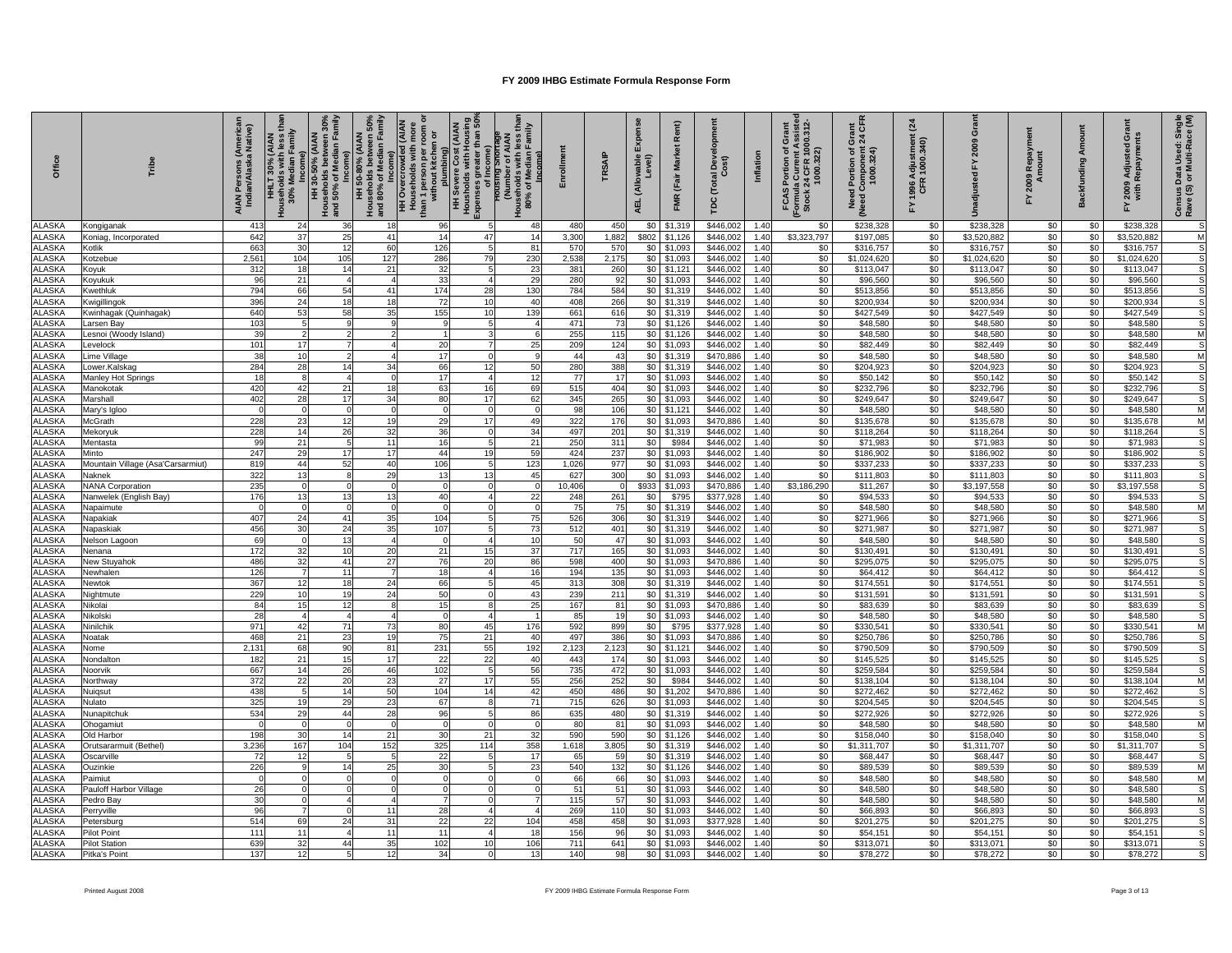# FY 2009 IHBG Estimate Formula Response Form

| Office | Tribe | AIAN Persons (American Indian/Alaska Native) | HHLT 30% (AIAN Households with less than 30% Median Family Income) | HH 30-50% (AIAN Households between 30% and 50% of Median Family Income) | HH 50-80% (AIAN Households between 50% and 80% of Median Family Income) | HH Overcrowded (AIAN Households with more than 1 person per room or without kitchen or plumbing) | HH Severe Cost (AIAN Housholds with Housing Expenses greater than 50% of Income) | Housing Shortage (Number of AIAN Households with less than 80% of Median Family Income) | Enrollment | TRSAIP | AEL (Allowable Expense Level) | FMR (Fair Market Rent) | TDC (Total Development Cost) | Inflation | FCAS Portion of Grant (Formula Current Assisted Stock 24 CFR 1000.312-1000.322) | Need Portion of Grant (Need Component 24 CFR 1000.324) | FY 1996 Adjustment (24 CFR 1000.340) | Unadjusted FY 2009 Grant | FY 2009 Repayment Amount | Backfunding Amount | FY 2009 Adjusted Grant with Repayments | Census Data Used: Single Race (S) or Multi-Race (M) |
|---|---|---|---|---|---|---|---|---|---|---|---|---|---|---|---|---|---|---|---|---|---|---|
| ALASKA | Kongiganak | 413 | 24 | 36 | 18 | 96 | 5 | 48 | 480 | 450 | $0 | $1,319 | $446,002 | 1.40 | $0 | $238,328 | $0 | $238,328 | $0 | $0 | $238,328 | S |
| ALASKA | Koniag, Incorporated | 642 | 37 | 25 | 41 | 14 | 47 | 14 | 3,300 | 1,882 | $802 | $1,126 | $446,002 | 1.40 | $3,323,797 | $197,085 | $0 | $3,520,882 | $0 | $0 | $3,520,882 | M |
| ALASKA | Kotlik | 663 | 30 | 12 | 60 | 126 | 5 | 81 | 570 | 570 | $0 | $1,093 | $446,002 | 1.40 | $0 | $316,757 | $0 | $316,757 | $0 | $0 | $316,757 | S |
| ALASKA | Kotzebue | 2,561 | 104 | 105 | 127 | 286 | 79 | 230 | 2,538 | 2,175 | $0 | $1,093 | $446,002 | 1.40 | $0 | $1,024,620 | $0 | $1,024,620 | $0 | $0 | $1,024,620 | S |
| ALASKA | Koyuk | 312 | 18 | 14 | 21 | 32 | 5 | 23 | 381 | 260 | $0 | $1,121 | $446,002 | 1.40 | $0 | $113,047 | $0 | $113,047 | $0 | $0 | $113,047 | S |
| ALASKA | Koyukuk | 96 | 21 | 4 | 4 | 33 | 4 | 29 | 280 | 92 | $0 | $1,093 | $446,002 | 1.40 | $0 | $96,560 | $0 | $96,560 | $0 | $0 | $96,560 | S |
| ALASKA | Kwethluk | 794 | 66 | 54 | 41 | 174 | 28 | 130 | 784 | 584 | $0 | $1,319 | $446,002 | 1.40 | $0 | $513,856 | $0 | $513,856 | $0 | $0 | $513,856 | S |
| ALASKA | Kwigillingok | 396 | 24 | 18 | 18 | 72 | 10 | 40 | 408 | 266 | $0 | $1,319 | $446,002 | 1.40 | $0 | $200,934 | $0 | $200,934 | $0 | $0 | $200,934 | S |
| ALASKA | Kwinhagak (Quinhagak) | 640 | 53 | 58 | 35 | 155 | 10 | 139 | 661 | 616 | $0 | $1,319 | $446,002 | 1.40 | $0 | $427,549 | $0 | $427,549 | $0 | $0 | $427,549 | S |
| ALASKA | Larsen Bay | 103 | 5 | 9 | 9 | 9 | 5 | 4 | 471 | 73 | $0 | $1,126 | $446,002 | 1.40 | $0 | $48,580 | $0 | $48,580 | $0 | $0 | $48,580 | S |
| ALASKA | Lesnoi (Woody Island) | 39 | 2 | 2 | 2 | 1 | 3 | 6 | 255 | 115 | $0 | $1,126 | $446,002 | 1.40 | $0 | $48,580 | $0 | $48,580 | $0 | $0 | $48,580 | M |
| ALASKA | Levelock | 101 | 17 | 7 | 4 | 20 | 7 | 25 | 209 | 124 | $0 | $1,093 | $446,002 | 1.40 | $0 | $82,449 | $0 | $82,449 | $0 | $0 | $82,449 | S |
| ALASKA | Lime Village | 38 | 10 | 2 | 4 | 17 | 0 | 9 | 44 | 43 | $0 | $1,319 | $470,886 | 1.40 | $0 | $48,580 | $0 | $48,580 | $0 | $0 | $48,580 | M |
| ALASKA | Lower.Kalskag | 284 | 28 | 14 | 34 | 66 | 12 | 50 | 280 | 388 | $0 | $1,319 | $446,002 | 1.40 | $0 | $204,923 | $0 | $204,923 | $0 | $0 | $204,923 | S |
| ALASKA | Manley Hot Springs | 18 | 8 | 4 | 0 | 17 | 4 | 12 | 77 | 17 | $0 | $1,093 | $446,002 | 1.40 | $0 | $50,142 | $0 | $50,142 | $0 | $0 | $50,142 | S |
| ALASKA | Manokotak | 420 | 42 | 21 | 18 | 63 | 16 | 69 | 515 | 404 | $0 | $1,093 | $446,002 | 1.40 | $0 | $232,796 | $0 | $232,796 | $0 | $0 | $232,796 | S |
| ALASKA | Marshall | 402 | 28 | 17 | 34 | 80 | 17 | 62 | 345 | 265 | $0 | $1,093 | $446,002 | 1.40 | $0 | $249,647 | $0 | $249,647 | $0 | $0 | $249,647 | S |
| ALASKA | Mary's Igloo | 0 | 0 | 0 | 0 | 0 | 0 | 0 | 98 | 106 | $0 | $1,121 | $446,002 | 1.40 | $0 | $48,580 | $0 | $48,580 | $0 | $0 | $48,580 | M |
| ALASKA | McGrath | 228 | 23 | 12 | 19 | 29 | 17 | 49 | 322 | 176 | $0 | $1,093 | $470,886 | 1.40 | $0 | $135,678 | $0 | $135,678 | $0 | $0 | $135,678 | M |
| ALASKA | Mekoryuk | 228 | 14 | 26 | 32 | 36 | 0 | 34 | 497 | 201 | $0 | $1,319 | $446,002 | 1.40 | $0 | $118,264 | $0 | $118,264 | $0 | $0 | $118,264 | S |
| ALASKA | Mentasta | 99 | 21 | 5 | 11 | 16 | 5 | 21 | 250 | 311 | $0 | $984 | $446,002 | 1.40 | $0 | $71,983 | $0 | $71,983 | $0 | $0 | $71,983 | S |
| ALASKA | Minto | 247 | 29 | 17 | 17 | 44 | 19 | 59 | 424 | 237 | $0 | $1,093 | $446,002 | 1.40 | $0 | $186,902 | $0 | $186,902 | $0 | $0 | $186,902 | S |
| ALASKA | Mountain Village (Asa'Carsarmiut) | 819 | 44 | 52 | 40 | 106 | 5 | 123 | 1,026 | 977 | $0 | $1,093 | $446,002 | 1.40 | $0 | $337,233 | $0 | $337,233 | $0 | $0 | $337,233 | S |
| ALASKA | Naknek | 322 | 13 | 8 | 29 | 13 | 13 | 45 | 627 | 300 | $0 | $1,093 | $446,002 | 1.40 | $0 | $111,803 | $0 | $111,803 | $0 | $0 | $111,803 | S |
| ALASKA | NANA Corporation | 235 | 0 | 0 | 0 | 0 | 0 | 0 | 10,406 | 0 | $933 | $1,093 | $470,886 | 1.40 | $3,186,290 | $11,267 | $0 | $3,197,558 | $0 | $0 | $3,197,558 | S |
| ALASKA | Nanwelek (English Bay) | 176 | 13 | 13 | 13 | 40 | 4 | 22 | 248 | 261 | $0 | $795 | $377,928 | 1.40 | $0 | $94,533 | $0 | $94,533 | $0 | $0 | $94,533 | S |
| ALASKA | Napaimute | 0 | 0 | 0 | 0 | 0 | 0 | 0 | 75 | 75 | $0 | $1,319 | $446,002 | 1.40 | $0 | $48,580 | $0 | $48,580 | $0 | $0 | $48,580 | M |
| ALASKA | Napakiak | 407 | 24 | 41 | 35 | 104 | 5 | 75 | 526 | 306 | $0 | $1,319 | $446,002 | 1.40 | $0 | $271,966 | $0 | $271,966 | $0 | $0 | $271,966 | S |
| ALASKA | Napaskiak | 456 | 30 | 24 | 35 | 107 | 5 | 73 | 512 | 401 | $0 | $1,319 | $446,002 | 1.40 | $0 | $271,987 | $0 | $271,987 | $0 | $0 | $271,987 | S |
| ALASKA | Nelson Lagoon | 69 | 0 | 13 | 4 | 0 | 4 | 10 | 50 | 47 | $0 | $1,093 | $446,002 | 1.40 | $0 | $48,580 | $0 | $48,580 | $0 | $0 | $48,580 | S |
| ALASKA | Nenana | 172 | 32 | 10 | 20 | 21 | 15 | 37 | 717 | 165 | $0 | $1,093 | $446,002 | 1.40 | $0 | $130,491 | $0 | $130,491 | $0 | $0 | $130,491 | S |
| ALASKA | New Stuyahok | 486 | 32 | 41 | 27 | 76 | 20 | 86 | 598 | 400 | $0 | $1,093 | $470,886 | 1.40 | $0 | $295,075 | $0 | $295,075 | $0 | $0 | $295,075 | S |
| ALASKA | Newhalen | 126 | 7 | 11 | 7 | 18 | 4 | 16 | 194 | 135 | $0 | $1,093 | $446,002 | 1.40 | $0 | $64,412 | $0 | $64,412 | $0 | $0 | $64,412 | S |
| ALASKA | Newtok | 367 | 12 | 18 | 24 | 66 | 5 | 45 | 313 | 308 | $0 | $1,319 | $446,002 | 1.40 | $0 | $174,551 | $0 | $174,551 | $0 | $0 | $174,551 | S |
| ALASKA | Nightmute | 229 | 10 | 19 | 24 | 50 | 0 | 43 | 239 | 211 | $0 | $1,319 | $446,002 | 1.40 | $0 | $131,591 | $0 | $131,591 | $0 | $0 | $131,591 | S |
| ALASKA | Nikolai | 84 | 15 | 12 | 8 | 15 | 8 | 25 | 167 | 81 | $0 | $1,093 | $470,886 | 1.40 | $0 | $83,639 | $0 | $83,639 | $0 | $0 | $83,639 | S |
| ALASKA | Nikolski | 28 | 4 | 4 | 4 | 0 | 4 | 1 | 85 | 19 | $0 | $1,093 | $446,002 | 1.40 | $0 | $48,580 | $0 | $48,580 | $0 | $0 | $48,580 | S |
| ALASKA | Ninilchik | 971 | 42 | 71 | 73 | 80 | 45 | 176 | 592 | 899 | $0 | $795 | $377,928 | 1.40 | $0 | $330,541 | $0 | $330,541 | $0 | $0 | $330,541 | M |
| ALASKA | Noatak | 468 | 21 | 23 | 19 | 75 | 21 | 40 | 497 | 386 | $0 | $1,093 | $470,886 | 1.40 | $0 | $250,786 | $0 | $250,786 | $0 | $0 | $250,786 | S |
| ALASKA | Nome | 2,131 | 68 | 90 | 81 | 231 | 55 | 192 | 2,123 | 2,123 | $0 | $1,121 | $446,002 | 1.40 | $0 | $790,509 | $0 | $790,509 | $0 | $0 | $790,509 | S |
| ALASKA | Nondalton | 182 | 21 | 15 | 17 | 22 | 22 | 40 | 443 | 174 | $0 | $1,093 | $446,002 | 1.40 | $0 | $145,525 | $0 | $145,525 | $0 | $0 | $145,525 | S |
| ALASKA | Noorvik | 667 | 14 | 26 | 46 | 102 | 5 | 56 | 735 | 472 | $0 | $1,093 | $446,002 | 1.40 | $0 | $259,584 | $0 | $259,584 | $0 | $0 | $259,584 | S |
| ALASKA | Northway | 372 | 22 | 20 | 23 | 27 | 17 | 55 | 256 | 252 | $0 | $984 | $446,002 | 1.40 | $0 | $138,104 | $0 | $138,104 | $0 | $0 | $138,104 | M |
| ALASKA | Nuiqsut | 438 | 5 | 14 | 50 | 104 | 14 | 42 | 450 | 486 | $0 | $1,202 | $470,886 | 1.40 | $0 | $272,462 | $0 | $272,462 | $0 | $0 | $272,462 | S |
| ALASKA | Nulato | 325 | 19 | 29 | 23 | 67 | 8 | 71 | 715 | 626 | $0 | $1,093 | $446,002 | 1.40 | $0 | $204,545 | $0 | $204,545 | $0 | $0 | $204,545 | S |
| ALASKA | Nunapitchuk | 534 | 29 | 44 | 28 | 96 | 5 | 86 | 635 | 480 | $0 | $1,319 | $446,002 | 1.40 | $0 | $272,926 | $0 | $272,926 | $0 | $0 | $272,926 | S |
| ALASKA | Ohogamiut | 0 | 0 | 0 | 0 | 0 | 0 | 0 | 80 | 81 | $0 | $1,093 | $446,002 | 1.40 | $0 | $48,580 | $0 | $48,580 | $0 | $0 | $48,580 | M |
| ALASKA | Old Harbor | 198 | 30 | 14 | 21 | 30 | 21 | 32 | 590 | 590 | $0 | $1,126 | $446,002 | 1.40 | $0 | $158,040 | $0 | $158,040 | $0 | $0 | $158,040 | S |
| ALASKA | Orutsararmuit (Bethel) | 3,236 | 167 | 104 | 152 | 325 | 114 | 358 | 1,618 | 3,805 | $0 | $1,319 | $446,002 | 1.40 | $0 | $1,311,707 | $0 | $1,311,707 | $0 | $0 | $1,311,707 | S |
| ALASKA | Oscarville | 72 | 12 | 5 | 5 | 22 | 5 | 17 | 65 | 59 | $0 | $1,319 | $446,002 | 1.40 | $0 | $68,447 | $0 | $68,447 | $0 | $0 | $68,447 | S |
| ALASKA | Ouzinkie | 226 | 9 | 14 | 25 | 30 | 5 | 23 | 540 | 132 | $0 | $1,126 | $446,002 | 1.40 | $0 | $89,539 | $0 | $89,539 | $0 | $0 | $89,539 | M |
| ALASKA | Paimiut | 0 | 0 | 0 | 0 | 0 | 0 | 0 | 66 | 66 | $0 | $1,093 | $446,002 | 1.40 | $0 | $48,580 | $0 | $48,580 | $0 | $0 | $48,580 | M |
| ALASKA | Pauloff Harbor Village | 26 | 0 | 0 | 0 | 0 | 0 | 0 | 51 | 51 | $0 | $1,093 | $446,002 | 1.40 | $0 | $48,580 | $0 | $48,580 | $0 | $0 | $48,580 | S |
| ALASKA | Pedro Bay | 30 | 0 | 4 | 4 | 7 | 0 | 7 | 115 | 57 | $0 | $1,093 | $446,002 | 1.40 | $0 | $48,580 | $0 | $48,580 | $0 | $0 | $48,580 | M |
| ALASKA | Perryville | 96 | 7 | 0 | 11 | 28 | 4 | 4 | 269 | 110 | $0 | $1,093 | $446,002 | 1.40 | $0 | $66,893 | $0 | $66,893 | $0 | $0 | $66,893 | S |
| ALASKA | Petersburg | 514 | 69 | 24 | 31 | 22 | 22 | 104 | 458 | 458 | $0 | $1,093 | $377,928 | 1.40 | $0 | $201,275 | $0 | $201,275 | $0 | $0 | $201,275 | S |
| ALASKA | Pilot Point | 111 | 11 | 4 | 11 | 11 | 4 | 18 | 156 | 96 | $0 | $1,093 | $446,002 | 1.40 | $0 | $54,151 | $0 | $54,151 | $0 | $0 | $54,151 | S |
| ALASKA | Pilot Station | 639 | 32 | 44 | 35 | 102 | 10 | 106 | 711 | 641 | $0 | $1,093 | $446,002 | 1.40 | $0 | $313,071 | $0 | $313,071 | $0 | $0 | $313,071 | S |
| ALASKA | Pitka's Point | 137 | 12 | 5 | 12 | 34 | 0 | 13 | 140 | 98 | $0 | $1,093 | $446,002 | 1.40 | $0 | $78,272 | $0 | $78,272 | $0 | $0 | $78,272 | S |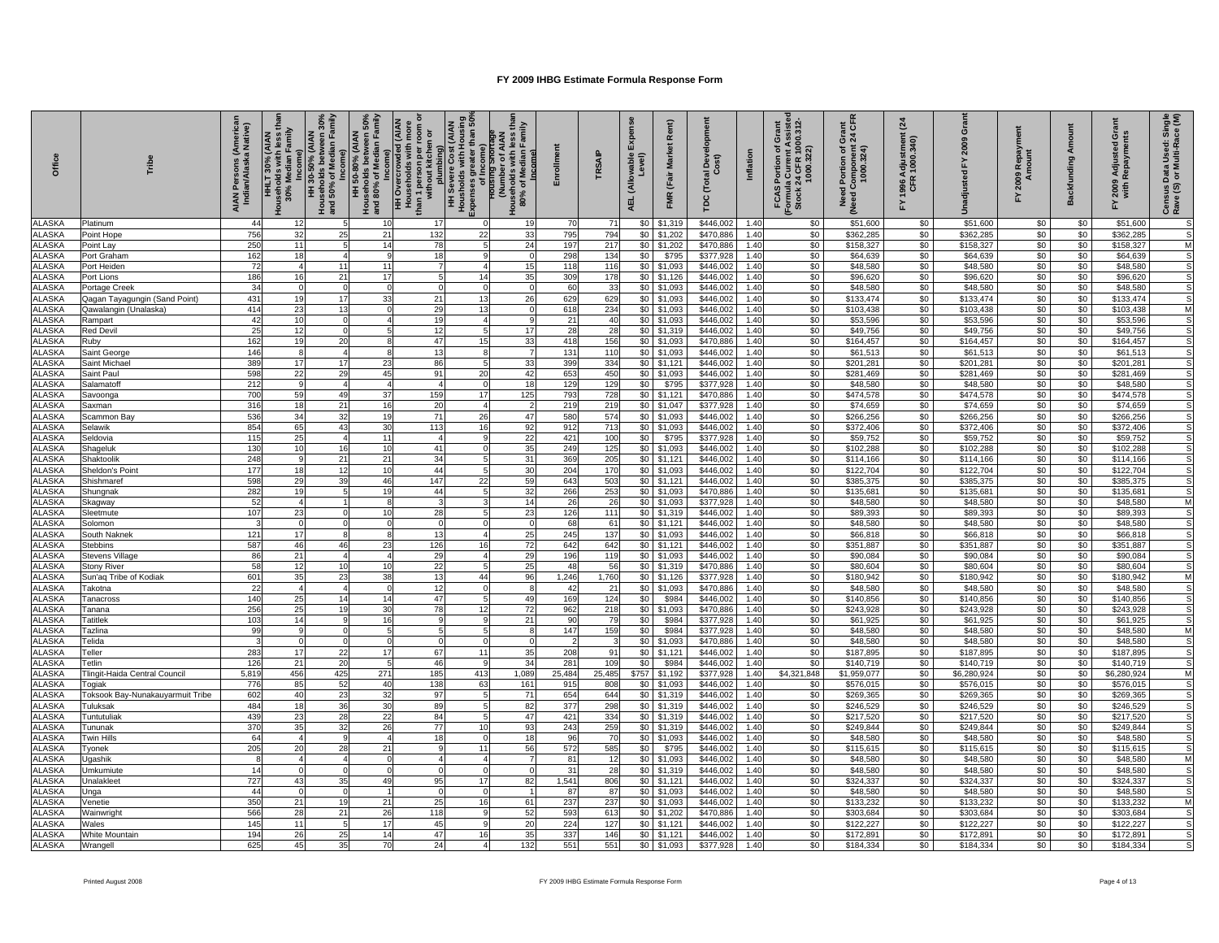# FY 2009 IHBG Estimate Formula Response Form

| Office | Tribe | AIAN Persons (American Indian/Alaska Native) | HHLT 30% (AIAN Households with less than 30% Median Family Income) | HH 30-50% (AIAN Households between 30% and 50% of Median Family Income) | HH 50-80% (AIAN Households between 50% and 80% of Median Family Income) | HH Overcrowded (AIAN Households with more than 1 person per room or without kitchen or plumbing) | HH Severe Cost (AIAN Housholds with Housing Expenses greater than 50% of Income) | Housing Shortage (Number of AIAN Households with less than 80% of Median Family Income) | Enrollment | TRSAIP | AEL (Allowable Expense Level) | FMR (Fair Market Rent) | TDC (Total Development Cost) | Inflation | FCAS Portion of Grant (Formula Current Assisted Stock 24 CFR 1000.312-1000.322) | Need Portion of Grant (Need Component 24 CFR 1000.324) | FY 1996 Adjustment (24 CFR 1000.340) | Unadjusted FY 2009 Grant | FY 2009 Repayment Amount | Backfunding Amount | FY 2009 Adjusted Grant with Repayments | Census Data Used: Single Rave (S) or Multi-Race (M) |
|---|---|---|---|---|---|---|---|---|---|---|---|---|---|---|---|---|---|---|---|---|---|---|
| ALASKA | Platinum | 44 | 12 | 5 | 10 | 17 | 0 | 19 | 70 | 71 | $0 | $1,319 | $446,002 | 1.40 | $0 | $51,600 | $0 | $51,600 | $0 | $0 | $51,600 | S |
| ALASKA | Point Hope | 756 | 32 | 25 | 21 | 132 | 22 | 33 | 795 | 794 | $0 | $1,202 | $470,886 | 1.40 | $0 | $362,285 | $0 | $362,285 | $0 | $0 | $362,285 | S |
| ALASKA | Point Lay | 250 | 11 | 5 | 14 | 78 | 5 | 24 | 197 | 217 | $0 | $1,202 | $470,886 | 1.40 | $0 | $158,327 | $0 | $158,327 | $0 | $0 | $158,327 | M |
| ALASKA | Port Graham | 162 | 18 | 4 | 9 | 18 | 9 | 0 | 298 | 134 | $0 | $795 | $377,928 | 1.40 | $0 | $64,639 | $0 | $64,639 | $0 | $0 | $64,639 | S |
| ALASKA | Port Heiden | 72 | 4 | 11 | 11 | 7 | 4 | 15 | 118 | 116 | $0 | $1,093 | $446,002 | 1.40 | $0 | $48,580 | $0 | $48,580 | $0 | $0 | $48,580 | S |
| ALASKA | Port Lions | 186 | 16 | 21 | 17 | 5 | 14 | 35 | 309 | 178 | $0 | $1,126 | $446,002 | 1.40 | $0 | $96,620 | $0 | $96,620 | $0 | $0 | $96,620 | S |
| ALASKA | Portage Creek | 34 | 0 | 0 | 0 | 0 | 0 | 0 | 60 | 33 | $0 | $1,093 | $446,002 | 1.40 | $0 | $48,580 | $0 | $48,580 | $0 | $0 | $48,580 | S |
| ALASKA | Qagan Tayagungin (Sand Point) | 431 | 19 | 17 | 33 | 21 | 13 | 26 | 629 | 629 | $0 | $1,093 | $446,002 | 1.40 | $0 | $133,474 | $0 | $133,474 | $0 | $0 | $133,474 | S |
| ALASKA | Qawalangin (Unalaska) | 414 | 23 | 13 | 0 | 29 | 13 | 0 | 618 | 234 | $0 | $1,093 | $446,002 | 1.40 | $0 | $103,438 | $0 | $103,438 | $0 | $0 | $103,438 | M |
| ALASKA | Rampart | 42 | 10 | 0 | 4 | 19 | 4 | 9 | 21 | 40 | $0 | $1,093 | $446,002 | 1.40 | $0 | $53,596 | $0 | $53,596 | $0 | $0 | $53,596 | S |
| ALASKA | Red Devil | 25 | 12 | 0 | 5 | 12 | 5 | 17 | 28 | 28 | $0 | $1,319 | $446,002 | 1.40 | $0 | $49,756 | $0 | $49,756 | $0 | $0 | $49,756 | S |
| ALASKA | Ruby | 162 | 19 | 20 | 8 | 47 | 15 | 33 | 418 | 156 | $0 | $1,093 | $470,886 | 1.40 | $0 | $164,457 | $0 | $164,457 | $0 | $0 | $164,457 | S |
| ALASKA | Saint George | 146 | 8 | 4 | 8 | 13 | 8 | 7 | 131 | 110 | $0 | $1,093 | $446,002 | 1.40 | $0 | $61,513 | $0 | $61,513 | $0 | $0 | $61,513 | S |
| ALASKA | Saint Michael | 389 | 17 | 17 | 23 | 86 | 5 | 33 | 399 | 334 | $0 | $1,121 | $446,002 | 1.40 | $0 | $201,281 | $0 | $201,281 | $0 | $0 | $201,281 | S |
| ALASKA | Saint Paul | 598 | 22 | 29 | 45 | 91 | 20 | 42 | 653 | 450 | $0 | $1,093 | $446,002 | 1.40 | $0 | $281,469 | $0 | $281,469 | $0 | $0 | $281,469 | S |
| ALASKA | Salamatoff | 212 | 9 | 4 | 4 | 4 | 0 | 18 | 129 | 129 | $0 | $795 | $377,928 | 1.40 | $0 | $48,580 | $0 | $48,580 | $0 | $0 | $48,580 | S |
| ALASKA | Savoonga | 700 | 59 | 49 | 37 | 159 | 17 | 125 | 793 | 728 | $0 | $1,121 | $470,886 | 1.40 | $0 | $474,578 | $0 | $474,578 | $0 | $0 | $474,578 | S |
| ALASKA | Saxman | 316 | 18 | 21 | 16 | 20 | 4 | 2 | 219 | 219 | $0 | $1,047 | $377,928 | 1.40 | $0 | $74,659 | $0 | $74,659 | $0 | $0 | $74,659 | S |
| ALASKA | Scammon Bay | 536 | 34 | 32 | 19 | 71 | 26 | 47 | 580 | 574 | $0 | $1,093 | $446,002 | 1.40 | $0 | $266,256 | $0 | $266,256 | $0 | $0 | $266,256 | S |
| ALASKA | Selawik | 854 | 65 | 43 | 30 | 113 | 16 | 92 | 912 | 713 | $0 | $1,093 | $446,002 | 1.40 | $0 | $372,406 | $0 | $372,406 | $0 | $0 | $372,406 | S |
| ALASKA | Seldovia | 115 | 25 | 4 | 11 | 4 | 9 | 22 | 421 | 100 | $0 | $795 | $377,928 | 1.40 | $0 | $59,752 | $0 | $59,752 | $0 | $0 | $59,752 | S |
| ALASKA | Shageluk | 130 | 10 | 16 | 10 | 41 | 0 | 35 | 249 | 125 | $0 | $1,093 | $446,002 | 1.40 | $0 | $102,288 | $0 | $102,288 | $0 | $0 | $102,288 | S |
| ALASKA | Shaktoolik | 248 | 9 | 21 | 21 | 34 | 5 | 31 | 369 | 205 | $0 | $1,121 | $446,002 | 1.40 | $0 | $114,166 | $0 | $114,166 | $0 | $0 | $114,166 | S |
| ALASKA | Sheldon's Point | 177 | 18 | 12 | 10 | 44 | 5 | 30 | 204 | 170 | $0 | $1,093 | $446,002 | 1.40 | $0 | $122,704 | $0 | $122,704 | $0 | $0 | $122,704 | S |
| ALASKA | Shishmaref | 598 | 29 | 39 | 46 | 147 | 22 | 59 | 643 | 503 | $0 | $1,121 | $446,002 | 1.40 | $0 | $385,375 | $0 | $385,375 | $0 | $0 | $385,375 | S |
| ALASKA | Shungnak | 282 | 19 | 5 | 19 | 44 | 5 | 32 | 266 | 253 | $0 | $1,093 | $470,886 | 1.40 | $0 | $135,681 | $0 | $135,681 | $0 | $0 | $135,681 | S |
| ALASKA | Skagway | 52 | 4 | 1 | 8 | 3 | 3 | 14 | 26 | 26 | $0 | $1,093 | $377,928 | 1.40 | $0 | $48,580 | $0 | $48,580 | $0 | $0 | $48,580 | M |
| ALASKA | Sleetmute | 107 | 23 | 0 | 10 | 28 | 5 | 23 | 126 | 111 | $0 | $1,319 | $446,002 | 1.40 | $0 | $89,393 | $0 | $89,393 | $0 | $0 | $89,393 | S |
| ALASKA | Solomon | 3 | 0 | 0 | 0 | 0 | 0 | 0 | 68 | 61 | $0 | $1,121 | $446,002 | 1.40 | $0 | $48,580 | $0 | $48,580 | $0 | $0 | $48,580 | S |
| ALASKA | South Naknek | 121 | 17 | 8 | 8 | 13 | 4 | 25 | 245 | 137 | $0 | $1,093 | $446,002 | 1.40 | $0 | $66,818 | $0 | $66,818 | $0 | $0 | $66,818 | S |
| ALASKA | Stebbins | 587 | 46 | 46 | 23 | 126 | 16 | 72 | 642 | 642 | $0 | $1,121 | $446,002 | 1.40 | $0 | $351,887 | $0 | $351,887 | $0 | $0 | $351,887 | S |
| ALASKA | Stevens Village | 86 | 21 | 4 | 4 | 29 | 4 | 29 | 196 | 119 | $0 | $1,093 | $446,002 | 1.40 | $0 | $90,084 | $0 | $90,084 | $0 | $0 | $90,084 | S |
| ALASKA | Stony River | 58 | 12 | 10 | 10 | 22 | 5 | 25 | 48 | 56 | $0 | $1,319 | $470,886 | 1.40 | $0 | $80,604 | $0 | $80,604 | $0 | $0 | $80,604 | S |
| ALASKA | Sun'aq Tribe of Kodiak | 601 | 35 | 23 | 38 | 13 | 44 | 96 | 1,246 | 1,760 | $0 | $1,126 | $377,928 | 1.40 | $0 | $180,942 | $0 | $180,942 | $0 | $0 | $180,942 | M |
| ALASKA | Takotna | 22 | 4 | 4 | 0 | 12 | 0 | 8 | 42 | 21 | $0 | $1,093 | $470,886 | 1.40 | $0 | $48,580 | $0 | $48,580 | $0 | $0 | $48,580 | S |
| ALASKA | Tanacross | 140 | 25 | 14 | 14 | 47 | 5 | 49 | 169 | 124 | $0 | $984 | $446,002 | 1.40 | $0 | $140,856 | $0 | $140,856 | $0 | $0 | $140,856 | S |
| ALASKA | Tanana | 256 | 25 | 19 | 30 | 78 | 12 | 72 | 962 | 218 | $0 | $1,093 | $470,886 | 1.40 | $0 | $243,928 | $0 | $243,928 | $0 | $0 | $243,928 | S |
| ALASKA | Tatitlek | 103 | 14 | 9 | 16 | 9 | 9 | 21 | 90 | 79 | $0 | $984 | $377,928 | 1.40 | $0 | $61,925 | $0 | $61,925 | $0 | $0 | $61,925 | S |
| ALASKA | Tazlina | 99 | 9 | 0 | 5 | 5 | 5 | 8 | 147 | 159 | $0 | $984 | $377,928 | 1.40 | $0 | $48,580 | $0 | $48,580 | $0 | $0 | $48,580 | M |
| ALASKA | Telida | 3 | 0 | 0 | 0 | 0 | 0 | 0 | 2 | 3 | $0 | $1,093 | $470,886 | 1.40 | $0 | $48,580 | $0 | $48,580 | $0 | $0 | $48,580 | S |
| ALASKA | Teller | 283 | 17 | 22 | 17 | 67 | 11 | 35 | 208 | 91 | $0 | $1,121 | $446,002 | 1.40 | $0 | $187,895 | $0 | $187,895 | $0 | $0 | $187,895 | S |
| ALASKA | Tetlin | 126 | 21 | 20 | 5 | 46 | 9 | 34 | 281 | 109 | $0 | $984 | $446,002 | 1.40 | $0 | $140,719 | $0 | $140,719 | $0 | $0 | $140,719 | S |
| ALASKA | Tlingit-Haida Central Council | 5,819 | 456 | 425 | 271 | 185 | 413 | 1,089 | 25,484 | 25,485 | $757 | $1,192 | $377,928 | 1.40 | $4,321,848 | $1,959,077 | $0 | $6,280,924 | $0 | $0 | $6,280,924 | M |
| ALASKA | Togiak | 776 | 85 | 52 | 40 | 138 | 63 | 161 | 915 | 808 | $0 | $1,093 | $446,002 | 1.40 | $0 | $576,015 | $0 | $576,015 | $0 | $0 | $576,015 | S |
| ALASKA | Toksook Bay-Nunakauyarmuit Tribe | 602 | 40 | 23 | 32 | 97 | 5 | 71 | 654 | 644 | $0 | $1,319 | $446,002 | 1.40 | $0 | $269,365 | $0 | $269,365 | $0 | $0 | $269,365 | S |
| ALASKA | Tuluksak | 484 | 18 | 36 | 30 | 89 | 5 | 82 | 377 | 298 | $0 | $1,319 | $446,002 | 1.40 | $0 | $246,529 | $0 | $246,529 | $0 | $0 | $246,529 | S |
| ALASKA | Tuntutuliak | 439 | 23 | 28 | 22 | 84 | 5 | 47 | 421 | 334 | $0 | $1,319 | $446,002 | 1.40 | $0 | $217,520 | $0 | $217,520 | $0 | $0 | $217,520 | S |
| ALASKA | Tununak | 370 | 35 | 32 | 26 | 77 | 10 | 93 | 243 | 259 | $0 | $1,319 | $446,002 | 1.40 | $0 | $249,844 | $0 | $249,844 | $0 | $0 | $249,844 | S |
| ALASKA | Twin Hills | 64 | 4 | 9 | 4 | 18 | 0 | 18 | 96 | 70 | $0 | $1,093 | $446,002 | 1.40 | $0 | $48,580 | $0 | $48,580 | $0 | $0 | $48,580 | S |
| ALASKA | Tyonek | 205 | 20 | 28 | 21 | 9 | 11 | 56 | 572 | 585 | $0 | $795 | $446,002 | 1.40 | $0 | $115,615 | $0 | $115,615 | $0 | $0 | $115,615 | S |
| ALASKA | Ugashik | 8 | 4 | 4 | 0 | 4 | 4 | 7 | 81 | 12 | $0 | $1,093 | $446,002 | 1.40 | $0 | $48,580 | $0 | $48,580 | $0 | $0 | $48,580 | M |
| ALASKA | Umkumiute | 14 | 0 | 0 | 0 | 0 | 0 | 0 | 31 | 28 | $0 | $1,319 | $446,002 | 1.40 | $0 | $48,580 | $0 | $48,580 | $0 | $0 | $48,580 | S |
| ALASKA | Unalakleet | 727 | 43 | 35 | 49 | 95 | 17 | 82 | 1,541 | 806 | $0 | $1,121 | $446,002 | 1.40 | $0 | $324,337 | $0 | $324,337 | $0 | $0 | $324,337 | S |
| ALASKA | Unga | 44 | 0 | 0 | 1 | 0 | 0 | 1 | 87 | 87 | $0 | $1,093 | $446,002 | 1.40 | $0 | $48,580 | $0 | $48,580 | $0 | $0 | $48,580 | S |
| ALASKA | Venetie | 350 | 21 | 19 | 21 | 25 | 16 | 61 | 237 | 237 | $0 | $1,093 | $446,002 | 1.40 | $0 | $133,232 | $0 | $133,232 | $0 | $0 | $133,232 | M |
| ALASKA | Wainwright | 566 | 28 | 21 | 26 | 118 | 9 | 52 | 593 | 613 | $0 | $1,202 | $470,886 | 1.40 | $0 | $303,684 | $0 | $303,684 | $0 | $0 | $303,684 | S |
| ALASKA | Wales | 145 | 11 | 5 | 17 | 45 | 9 | 20 | 224 | 127 | $0 | $1,121 | $446,002 | 1.40 | $0 | $122,227 | $0 | $122,227 | $0 | $0 | $122,227 | S |
| ALASKA | White Mountain | 194 | 26 | 25 | 14 | 47 | 16 | 35 | 337 | 146 | $0 | $1,121 | $446,002 | 1.40 | $0 | $172,891 | $0 | $172,891 | $0 | $0 | $172,891 | S |
| ALASKA | Wrangell | 625 | 45 | 35 | 70 | 24 | 4 | 132 | 551 | 551 | $0 | $1,093 | $377,928 | 1.40 | $0 | $184,334 | $0 | $184,334 | $0 | $0 | $184,334 | S |

Printed August 2008

FY 2009 IHBG Estimate Formula Response Form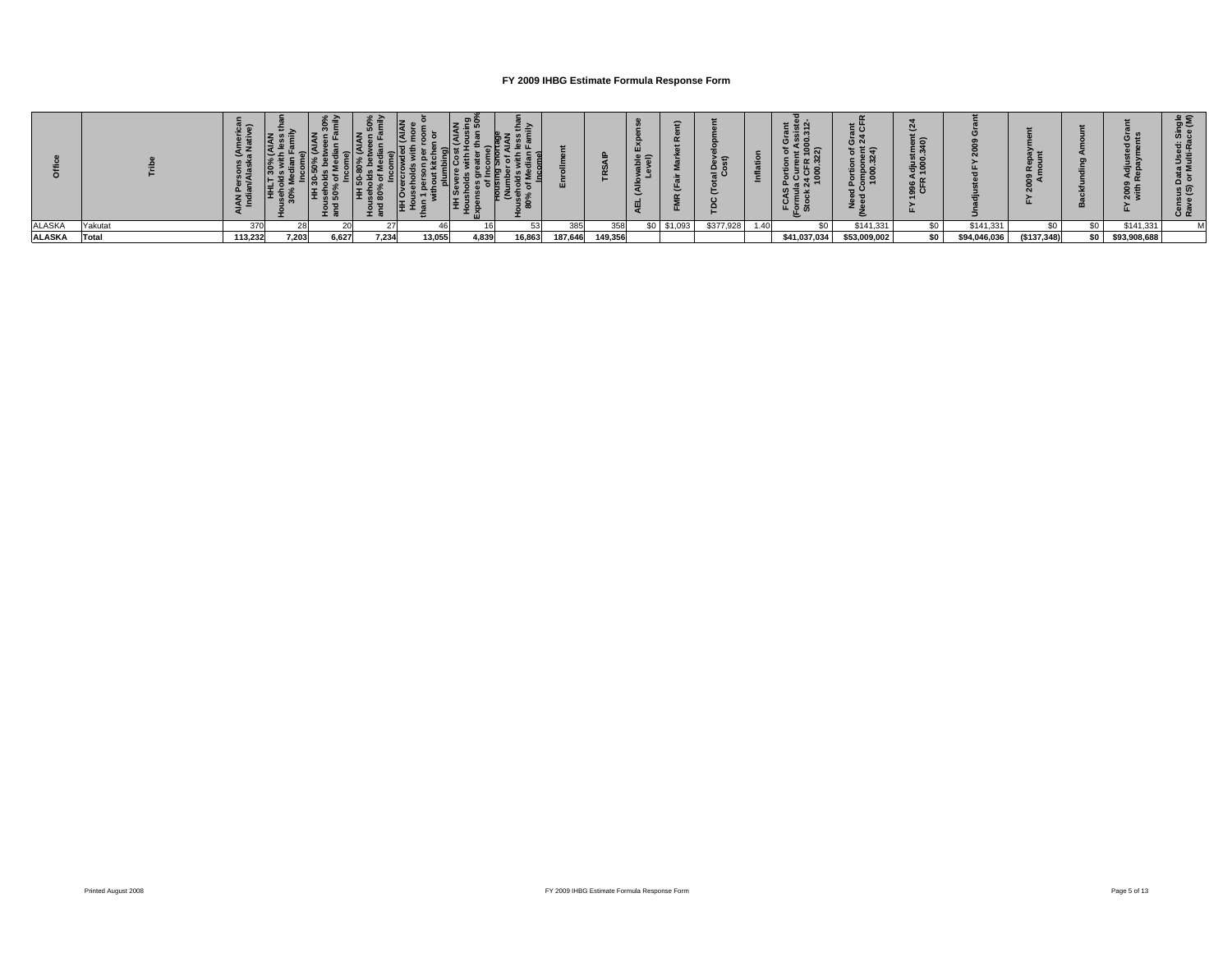# FY 2009 IHBG Estimate Formula Response Form

| Office | Tribe | AIAN Persons (American Indian/Alaska Native) | HHLT 30% (AIAN Households with less than 30% Median Family Income) | HH 30-50% (AIAN Households between 30% and 50% of Median Family Income) | HH 50-80% (AIAN Households between 50% and 80% of Median Family Income) | HH Overcrowded (AIAN Households with more than 1 person per room or without kitchen or plumbing) | HH Severe Cost (AIAN Housholds with Housing Expenses greater than 50% of Income) | Housing Shortage (Number of AIAN Households with less than 80% of Median Family Income) | Enrollment | TRSAIP | AEL (Allowable Expense Level) | FMR (Fair Market Rent) | TDC (Total Development Cost) | Inflation | FCAS Portion of Grant (Formula Current Assisted Stock 24 CFR 1000.312-1000.322) | Need Portion of Grant (Need Component 24 CFR 1000.324) | FY 1996 Adjustment (24 CFR 1000.340) | Unadjusted FY 2009 Grant | FY 2009 Repayment Amount | Backfunding Amount | FY 2009 Adjusted Grant with Repayments | Census Data Used: Single Rave (S) or Multi-Race (M) |
|---|---|---|---|---|---|---|---|---|---|---|---|---|---|---|---|---|---|---|---|---|---|---|
| ALASKA | Yakutat | 370 | 28 | 20 | 27 | 46 | 16 | 53 | 385 | 358 | $0 | $1,093 | $377,928 | 1.40 | $0 | $141,331 | $0 | $141,331 | $0 | $0 | $141,331 | M |
| **ALASKA** | **Total** | **113,232** | **7,203** | **6,627** | **7,234** | **13,055** | **4,839** | **16,863** | **187,646** | **149,356** | | | | | **$41,037,034** | **$53,009,002** | **$0** | **$94,046,036** | **($137,348)** | **$0** | **$93,908,688** | |

Printed August 2008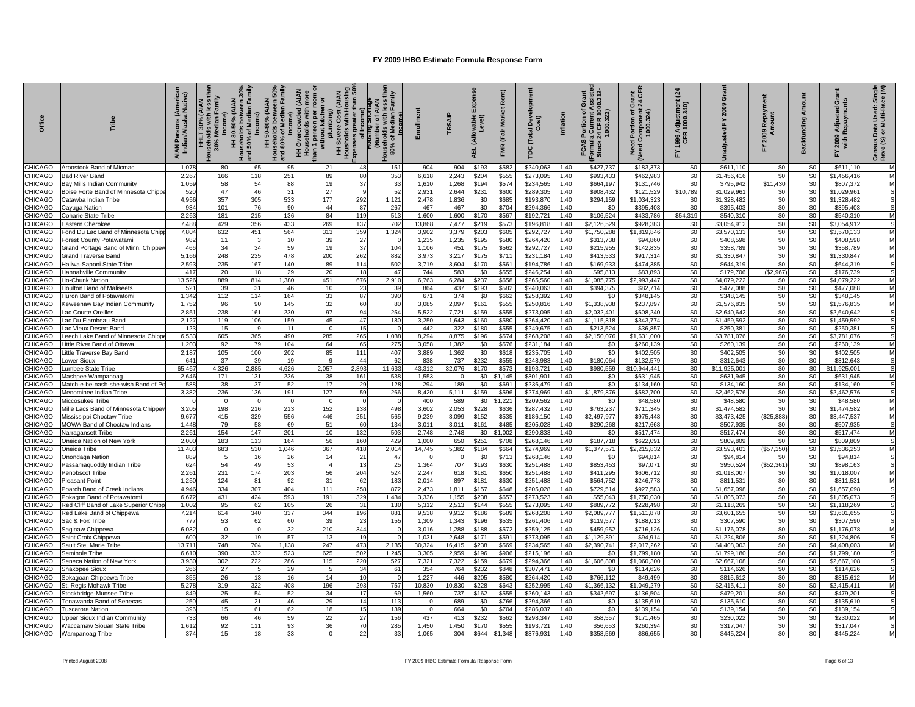# FY 2009 IHBG Estimate Formula Response Form

| Office | Tribe | AIAN Persons (American Indian/Alaska Native) | HHLT 30% (AIAN Households with less than 30% Median Family Income) | HH 30-50% (AIAN Households between 30% and 50% of Median Family Income) | HH 50-80% (AIAN Households between 50% and 80% of Median Family Income) | HH Overcrowded (AIAN Households with more than 1 person per room or without kitchen or plumbing) | HH Severe Cost (AIAN Housholds with Housing Expenses greater than 50% of Income) | Housing Shortage (Number of AIAN Households with less than 80% of Median Family Income) | Enrollment | TRSAIP | AEL (Allowable Expense Level) | FMR (Fair Market Rent) | TDC (Total Development Cost) | Inflation | FCAS Portion of Grant (Formula Current Assisted Stock 24 CFR 1000.312-1000.322) | Need Portion of Grant (Need Component 24 CFR 1000.324) | FY 1996 Adjustment (24 CFR 1000.340) | Unadjusted FY 2009 Grant | FY 2009 Repayment Amount | Backfunding Amount | FY 2009 Adjusted Grant with Repayments | Census Data Used: Single Rave (S) or Multi-Race (M) |
|---|---|---|---|---|---|---|---|---|---|---|---|---|---|---|---|---|---|---|---|---|---|---|
| CHICAGO | Aroostook Band of Micmac | 1,078 | 80 | 65 | 95 | 21 | 48 | 151 | 904 | 904 | $193 | $582 | $240,063 | 1.40 | $427,737 | $183,373 | $0 | $611,110 | $0 | $0 | $611,110 | M |
| CHICAGO | Bad River Band | 2,267 | 166 | 118 | 251 | 89 | 80 | 353 | 6,618 | 2,243 | $204 | $555 | $273,095 | 1.40 | $993,433 | $462,983 | $0 | $1,456,416 | $0 | $0 | $1,456,416 | M |
| CHICAGO | Bay Mills Indian Community | 1,059 | 58 | 54 | 88 | 19 | 37 | 33 | 1,610 | 1,268 | $194 | $574 | $234,565 | 1.40 | $664,197 | $131,746 | $0 | $795,942 | $11,430 | $0 | $807,372 | M |
| CHICAGO | Boise Forte Band of Minnesota Chippe | 520 | 47 | 46 | 31 | 27 | 9 | 52 | 2,931 | 2,644 | $231 | $600 | $289,305 | 1.40 | $908,432 | $121,529 | $10,789 | $1,029,961 | $0 | $0 | $1,029,961 | S |
| CHICAGO | Catawba Indian Tribe | 4,956 | 357 | 305 | 533 | 177 | 292 | 1,121 | 2,478 | 1,836 | $0 | $685 | $193,870 | 1.40 | $294,159 | $1,034,323 | $0 | $1,328,482 | $0 | $0 | $1,328,482 | S |
| CHICAGO | Cayuga Nation | 934 | 101 | 76 | 90 | 44 | 87 | 267 | 467 | 467 | $0 | $704 | $294,366 | 1.40 | $0 | $395,403 | $0 | $395,403 | $0 | $0 | $395,403 | S |
| CHICAGO | Coharie State Tribe | 2,263 | 181 | 215 | 136 | 84 | 119 | 513 | 1,600 | 1,600 | $170 | $567 | $192,721 | 1.40 | $106,524 | $433,786 | $54,319 | $540,310 | $0 | $0 | $540,310 | M |
| CHICAGO | Eastern Cherokee | 7,488 | 429 | 356 | 433 | 269 | 137 | 702 | 13,868 | 7,477 | $219 | $573 | $196,818 | 1.40 | $2,126,529 | $928,383 | $0 | $3,054,912 | $0 | $0 | $3,054,912 | S |
| CHICAGO | Fond Du Lac Band of Minnesota Chipp | 7,804 | 632 | 451 | 564 | 313 | 359 | 1,324 | 3,902 | 3,379 | $203 | $605 | $292,727 | 1.40 | $1,750,288 | $1,819,846 | $0 | $3,570,133 | $0 | $0 | $3,570,133 | M |
| CHICAGO | Forest County Potawatami | 982 | 11 | 3 | 10 | 39 | 27 | 0 | 1,235 | 1,235 | $195 | $580 | $264,420 | 1.40 | $313,738 | $94,860 | $0 | $408,598 | $0 | $0 | $408,598 | M |
| CHICAGO | Grand Portage Band of Minn. Chippew | 466 | 34 | 34 | 59 | 19 | 37 | 104 | 1,106 | 451 | $175 | $562 | $292,727 | 1.40 | $215,955 | $142,835 | $0 | $358,789 | $0 | $0 | $358,789 | M |
| CHICAGO | Grand Traverse Band | 5,166 | 248 | 235 | 478 | 200 | 262 | 882 | 3,973 | 3,217 | $175 | $711 | $231,184 | 1.40 | $413,533 | $917,314 | $0 | $1,330,847 | $0 | $0 | $1,330,847 | M |
| CHICAGO | Haliwa-Saponi State Tribe | 2,593 | 235 | 167 | 140 | 89 | 114 | 502 | 3,719 | 3,604 | $170 | $561 | $194,786 | 1.40 | $169,933 | $474,385 | $0 | $644,319 | $0 | $0 | $644,319 | S |
| CHICAGO | Hannahville Community | 417 | 20 | 18 | 29 | 20 | 18 | 47 | 744 | 583 | $0 | $555 | $246,254 | 1.40 | $95,813 | $83,893 | $0 | $179,706 | ($2,967) | $0 | $176,739 | S |
| CHICAGO | Ho-Chunk Nation | 13,526 | 889 | 814 | 1,380 | 451 | 676 | 2,910 | 6,763 | 6,284 | $237 | $658 | $265,560 | 1.40 | $1,085,775 | $2,993,447 | $0 | $4,079,222 | $0 | $0 | $4,079,222 | M |
| CHICAGO | Houlton Band of Maliseets | 521 | 39 | 31 | 46 | 10 | 23 | 39 | 864 | 437 | $193 | $582 | $240,063 | 1.40 | $394,375 | $82,714 | $0 | $477,088 | $0 | $0 | $477,088 | M |
| CHICAGO | Huron Band of Potawatomi | 1,342 | 112 | 114 | 164 | 33 | 87 | 390 | 671 | 374 | $0 | $662 | $258,392 | 1.40 | $0 | $348,145 | $0 | $348,145 | $0 | $0 | $348,145 | M |
| CHICAGO | Keweenaw Bay Indian Community | 1,752 | 96 | 90 | 145 | 32 | 60 | 80 | 3,085 | 2,097 | $161 | $555 | $250,816 | 1.40 | $1,338,938 | $237,897 | $0 | $1,576,835 | $0 | $0 | $1,576,835 | M |
| CHICAGO | Lac Courte Oreilles | 2,851 | 238 | 161 | 230 | 97 | 94 | 254 | 5,522 | 7,721 | $159 | $555 | $273,095 | 1.40 | $2,032,401 | $608,240 | $0 | $2,640,642 | $0 | $0 | $2,640,642 | S |
| CHICAGO | Lac Du Flambeau Band | 2,127 | 119 | 106 | 159 | 45 | 47 | 180 | 3,250 | 1,643 | $160 | $580 | $264,420 | 1.40 | $1,115,818 | $343,774 | $0 | $1,459,592 | $0 | $0 | $1,459,592 | S |
| CHICAGO | Lac Vieux Desert Band | 123 | 15 | 9 | 11 | 0 | 15 | 0 | 442 | 322 | $180 | $555 | $249,675 | 1.40 | $213,524 | $36,857 | $0 | $250,381 | $0 | $0 | $250,381 | S |
| CHICAGO | Leech Lake Band of Minnesota Chippe | 6,533 | 605 | 365 | 490 | 285 | 265 | 1,038 | 8,294 | 8,875 | $196 | $574 | $268,208 | 1.40 | $2,150,076 | $1,631,000 | $0 | $3,781,076 | $0 | $0 | $3,781,076 | S |
| CHICAGO | Little River Band of Ottawa | 1,203 | 92 | 79 | 104 | 64 | 65 | 275 | 3,058 | 1,382 | $0 | $576 | $231,184 | 1.40 | $0 | $260,139 | $0 | $260,139 | $0 | $0 | $260,139 | M |
| CHICAGO | Little Traverse Bay Band | 2,187 | 105 | 100 | 202 | 85 | 111 | 407 | 3,889 | 1,362 | $0 | $618 | $235,705 | 1.40 | $0 | $402,505 | $0 | $402,505 | $0 | $0 | $402,505 | M |
| CHICAGO | Lower Sioux | 641 | 37 | 39 | 19 | 9 | 44 | 62 | 838 | 737 | $232 | $555 | $248,983 | 1.40 | $180,064 | $132,579 | $0 | $312,643 | $0 | $0 | $312,643 | S |
| CHICAGO | Lumbee State Tribe | 65,467 | 4,326 | 2,885 | 4,626 | 2,057 | 2,893 | 11,633 | 43,312 | 32,076 | $170 | $573 | $193,721 | 1.40 | $980,559 | $10,944,441 | $0 | $11,925,001 | $0 | $0 | $11,925,001 | S |
| CHICAGO | Mashpee Wampanoag | 2,646 | 171 | 131 | 236 | 38 | 161 | 538 | 1,553 | 0 | $0 | $1,145 | $301,901 | 1.40 | $0 | $631,945 | $0 | $631,945 | $0 | $0 | $631,945 | M |
| CHICAGO | Match-e-be-nash-she-wish Band of Po | 588 | 38 | 37 | 52 | 17 | 29 | 128 | 294 | 189 | $0 | $691 | $236,479 | 1.40 | $0 | $134,160 | $0 | $134,160 | $0 | $0 | $134,160 | S |
| CHICAGO | Menominee Indian Tribe | 3,382 | 236 | 136 | 191 | 127 | 59 | 266 | 8,420 | 5,111 | $159 | $596 | $274,969 | 1.40 | $1,879,876 | $582,700 | $0 | $2,462,576 | $0 | $0 | $2,462,576 | S |
| CHICAGO | Miccosukee Tribe | 0 | 0 | 0 | 0 | 0 | 0 | 0 | 400 | 589 | $0 | $1,221 | $209,562 | 1.40 | $0 | $48,580 | $0 | $48,580 | $0 | $0 | $48,580 | M |
| CHICAGO | Mille Lacs Band of Minnesota Chippew | 3,205 | 198 | 216 | 213 | 152 | 138 | 498 | 3,602 | 2,053 | $228 | $636 | $287,432 | 1.40 | $763,237 | $711,345 | $0 | $1,474,582 | $0 | $0 | $1,474,582 | M |
| CHICAGO | Mississippi Choctaw Tribe | 9,677 | 415 | 329 | 556 | 446 | 251 | 565 | 9,239 | 8,099 | $152 | $535 | $186,150 | 1.40 | $2,497,977 | $975,448 | $0 | $3,473,425 | ($25,888) | $0 | $3,447,537 | M |
| CHICAGO | MOWA Band of Choctaw Indians | 1,448 | 79 | 58 | 69 | 51 | 60 | 134 | 3,011 | 3,011 | $161 | $485 | $205,028 | 1.40 | $290,268 | $217,668 | $0 | $507,935 | $0 | $0 | $507,935 | S |
| CHICAGO | Narragansett Tribe | 2,261 | 154 | 147 | 201 | 10 | 132 | 503 | 2,748 | 2,748 | $0 | $1,002 | $290,833 | 1.40 | $0 | $517,474 | $0 | $517,474 | $0 | $0 | $517,474 | M |
| CHICAGO | Oneida Nation of New York | 2,000 | 183 | 113 | 164 | 56 | 160 | 429 | 1,000 | 650 | $251 | $708 | $268,146 | 1.40 | $187,718 | $622,091 | $0 | $809,809 | $0 | $0 | $809,809 | S |
| CHICAGO | Oneida Tribe | 11,403 | 683 | 530 | 1,046 | 367 | 418 | 2,014 | 14,745 | 5,382 | $184 | $664 | $274,969 | 1.40 | $1,377,571 | $2,215,832 | $0 | $3,593,403 | ($57,150) | $0 | $3,536,253 | M |
| CHICAGO | Onondaga Nation | 889 | 5 | 16 | 26 | 14 | 21 | 47 | 0 | 0 | $0 | $713 | $268,146 | 1.40 | $0 | $94,814 | $0 | $94,814 | $0 | $0 | $94,814 | S |
| CHICAGO | Passamaquoddy Indian Tribe | 624 | 54 | 49 | 53 | 4 | 13 | 25 | 1,364 | 707 | $193 | $630 | $251,488 | 1.40 | $853,453 | $97,071 | $0 | $950,524 | ($52,361) | $0 | $898,163 | S |
| CHICAGO | Penobscot Tribe | 2,261 | 231 | 174 | 203 | 56 | 204 | 524 | 2,247 | 618 | $181 | $650 | $251,488 | 1.40 | $411,295 | $606,712 | $0 | $1,018,007 | $0 | $0 | $1,018,007 | M |
| CHICAGO | Pleasant Point | 1,250 | 124 | 81 | 92 | 31 | 62 | 183 | 2,014 | 897 | $181 | $630 | $251,488 | 1.40 | $564,752 | $246,778 | $0 | $811,531 | $0 | $0 | $811,531 | M |
| CHICAGO | Poarch Band of Creek Indians | 4,946 | 334 | 307 | 404 | 111 | 258 | 872 | 2,473 | 1,811 | $157 | $648 | $205,028 | 1.40 | $729,514 | $927,583 | $0 | $1,657,098 | $0 | $0 | $1,657,098 | S |
| CHICAGO | Pokagon Band of Potawatomi | 6,672 | 431 | 424 | 593 | 191 | 329 | 1,434 | 3,336 | 1,155 | $238 | $657 | $273,523 | 1.40 | $55,043 | $1,750,030 | $0 | $1,805,073 | $0 | $0 | $1,805,073 | S |
| CHICAGO | Red Cliff Band of Lake Superior Chipp | 1,002 | 95 | 62 | 105 | 26 | 31 | 130 | 5,312 | 2,513 | $144 | $555 | $273,095 | 1.40 | $889,772 | $228,498 | $0 | $1,118,269 | $0 | $0 | $1,118,269 | S |
| CHICAGO | Red Lake Band of Chippewa | 7,214 | 614 | 340 | 337 | 344 | 196 | 881 | 9,538 | 9,912 | $186 | $589 | $268,208 | 1.40 | $2,089,777 | $1,511,878 | $0 | $3,601,655 | $0 | $0 | $3,601,655 | S |
| CHICAGO | Sac & Fox Tribe | 777 | 53 | 62 | 60 | 39 | 23 | 155 | 1,309 | 1,343 | $196 | $535 | $261,406 | 1.40 | $119,577 | $188,013 | $0 | $307,590 | $0 | $0 | $307,590 | S |
| CHICAGO | Saginaw Chippewa | 6,032 | 0 | 0 | 32 | 210 | 344 | 0 | 3,016 | 1,288 | $188 | $572 | $259,125 | 1.40 | $459,952 | $716,126 | $0 | $1,176,078 | $0 | $0 | $1,176,078 | M |
| CHICAGO | Saint Croix Chippewa | 600 | 32 | 19 | 57 | 13 | 19 | 0 | 1,031 | 2,648 | $171 | $591 | $273,095 | 1.40 | $1,129,891 | $94,914 | $0 | $1,224,806 | $0 | $0 | $1,224,806 | S |
| CHICAGO | Sault Ste. Marie Tribe | 13,711 | 748 | 704 | 1,138 | 247 | 473 | 2,135 | 30,324 | 16,415 | $238 | $569 | $234,565 | 1.40 | $2,390,741 | $2,017,262 | $0 | $4,408,003 | $0 | $0 | $4,408,003 | M |
| CHICAGO | Seminole Tribe | 6,610 | 390 | 332 | 523 | 625 | 502 | 1,245 | 3,305 | 2,959 | $196 | $906 | $215,196 | 1.40 | $0 | $1,799,180 | $0 | $1,799,180 | $0 | $0 | $1,799,180 | S |
| CHICAGO | Seneca Nation of New York | 3,930 | 302 | 222 | 286 | 115 | 220 | 527 | 7,321 | 7,322 | $159 | $679 | $294,366 | 1.40 | $1,606,808 | $1,060,300 | $0 | $2,667,108 | $0 | $0 | $2,667,108 | S |
| CHICAGO | Shakopee Sioux | 266 | 27 | 5 | 29 | 5 | 34 | 61 | 354 | 764 | $232 | $848 | $307,471 | 1.40 | $0 | $114,626 | $0 | $114,626 | $0 | $0 | $114,626 | S |
| CHICAGO | Sokagoan Chippewa Tribe | 355 | 26 | 13 | 16 | 14 | 10 | 0 | 1,227 | 446 | $205 | $580 | $264,420 | 1.40 | $766,112 | $49,499 | $0 | $815,612 | $0 | $0 | $815,612 | M |
| CHICAGO | St. Regis Mohawk Tribe | 5,278 | 319 | 322 | 408 | 196 | 293 | 757 | 10,830 | 10,830 | $228 | $643 | $252,995 | 1.40 | $1,366,132 | $1,049,279 | $0 | $2,415,411 | $0 | $0 | $2,415,411 | M |
| CHICAGO | Stockbridge-Munsee Tribe | 849 | 25 | 54 | 52 | 34 | 17 | 69 | 1,560 | 737 | $162 | $555 | $260,143 | 1.40 | $342,697 | $136,504 | $0 | $479,201 | $0 | $0 | $479,201 | S |
| CHICAGO | Tonawanda Band of Senecas | 250 | 45 | 21 | 46 | 29 | 14 | 113 | 0 | 689 | $0 | $766 | $294,366 | 1.40 | $0 | $135,610 | $0 | $135,610 | $0 | $0 | $135,610 | S |
| CHICAGO | Tuscarora Nation | 396 | 15 | 61 | 62 | 18 | 15 | 139 | 0 | 664 | $0 | $704 | $286,037 | 1.40 | $0 | $139,154 | $0 | $139,154 | $0 | $0 | $139,154 | S |
| CHICAGO | Upper Sioux Indian Community | 733 | 66 | 46 | 59 | 22 | 27 | 156 | 437 | 413 | $232 | $562 | $298,347 | 1.40 | $58,557 | $171,465 | $0 | $230,022 | $0 | $0 | $230,022 | M |
| CHICAGO | Waccamaw Siouan State Tribe | 1,612 | 92 | 111 | 93 | 36 | 70 | 285 | 1,450 | 1,450 | $170 | $555 | $193,721 | 1.40 | $56,653 | $260,394 | $0 | $317,047 | $0 | $0 | $317,047 | S |
| CHICAGO | Wampanoag Tribe | 374 | 15 | 18 | 33 | 0 | 22 | 33 | 1,065 | 304 | $644 | $1,348 | $376,931 | 1.40 | $358,569 | $86,655 | $0 | $445,224 | $0 | $0 | $445,224 | M |

Printed August 2008 FY 2009 IHBG Estimate Formula Response Form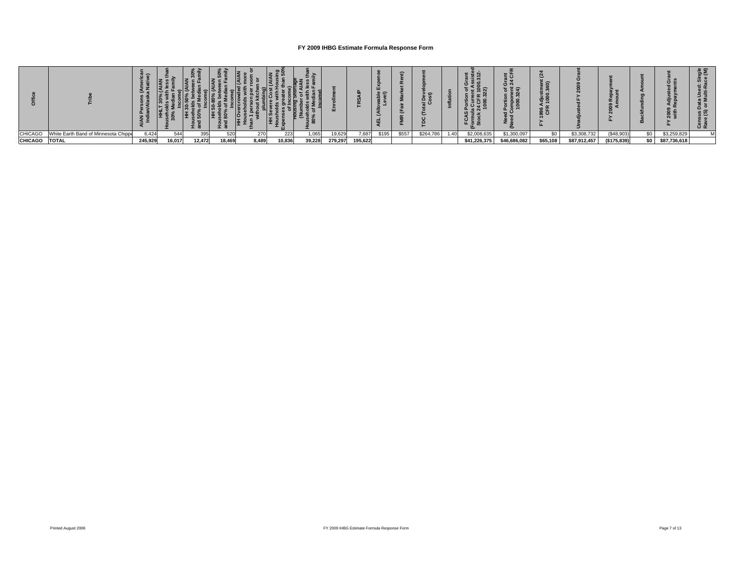# FY 2009 IHBG Estimate Formula Response Form

| Office | Tribe | AIAN Persons (American Indian/Alaska Native) | HHLT 30% (AIAN Households with less than 30% Median Family Income) | HH 30-50% (AIAN Households between 30% and 50% of Median Family Income) | HH 50-80% (AIAN Households between 50% and 80% of Median Family Income) | HH Overcrowded (AIAN Households with more than 1 person per room or without kitchen or plumbing) | HH Severe Cost (AIAN Housholds with Housing Expenses greater than 50% of Income) | Housing Shortage (Number of AIAN Households with less than 80% of Median Family Income) | Enrollment | TRSAIP | AEL (Allowable Expense Level) | FMR (Fair Market Rent) | TDC (Total Development Cost) | Inflation | FCAS Portion of Grant (Formula Current Assisted Stock 24 CFR 1000.312-1000.322) | Need Portion of Grant (Need Component 24 CFR 1000.324) | FY 1996 Adjustment (24 CFR 1000.340) | Unadjusted FY 2009 Grant | FY 2009 Repayment Amount | Backfunding Amount | FY 2009 Adjusted Grant with Repayments | Census Data Used: Single Rave (S) or Multi-Race (M) |
|---|---|---|---|---|---|---|---|---|---|---|---|---|---|---|---|---|---|---|---|---|---|---|
| CHICAGO | White Earth Band of Minnesota Chippe | 6,424 | 544 | 395 | 520 | 270 | 223 | 1,065 | 19,629 | 7,687 | $195 | $557 | $264,786 | 1.40 | $2,008,635 | $1,300,097 | $0 | $3,308,732 | ($48,903) | $0 | $3,259,829 | M |
| **CHICAGO** | **TOTAL** | **245,929** | **16,017** | **12,472** | **18,469** | **8,489** | **10,836** | **39,228** | **279,297** | **195,622** | | | | | **$41,226,375** | **$46,686,082** | **$65,108** | **$87,912,457** | **($175,839)** | **$0** | **$87,736,618** | |

Printed August 2008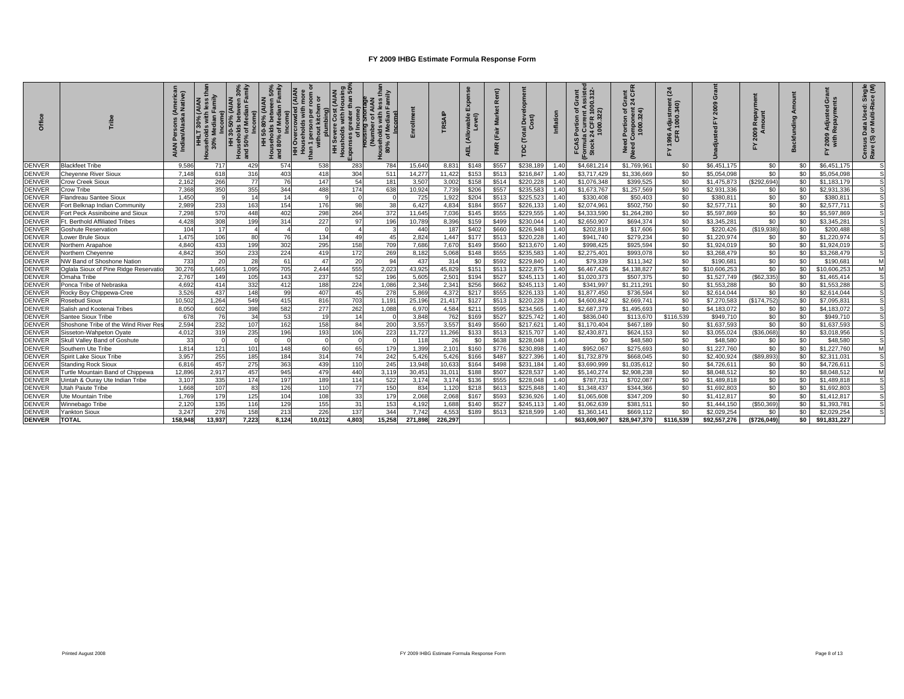# FY 2009 IHBG Estimate Formula Response Form

| Office | Tribe | AIAN Persons (American Indian/Alaska Native) | HHLT 30% (AIAN Households with less than 30% Median Family Income) | HH 30-50% (AIAN Households between 30% and 50% of Median Family Income) | HH 50-80% (AIAN Households between 50% and 80% of Median Family Income) | HH Overcrowded (AIAN Households with more than 1 person per room or without kitchen or plumbing) | HH Severe Cost (AIAN Housholds with Housing Expenses greater than 50% of Income) | Housing Shortage (Number of AIAN Households with less than 80% of Median Family Income) | Enrollment | TRSAIP | AEL (Allowable Expense Level) | FMR (Fair Market Rent) | TDC (Total Development Cost) | Inflation | FCAS Portion of Grant (Formula Current Assisted Stock 24 CFR 1000.312-1000.322) | Need Portion of Grant (Need Component 24 CFR 1000.324) | FY 1996 Adjustment (24 CFR 1000.340) | Unadjusted FY 2009 Grant | FY 2009 Repayment Amount | Backfunding Amount | FY 2009 Adjusted Grant with Repayments | Census Data Used: Single Rave (S) or Multi-Race (M) |
|---|---|---|---|---|---|---|---|---|---|---|---|---|---|---|---|---|---|---|---|---|---|---|
| DENVER | Blackfeet Tribe | 9,586 | 717 | 429 | 574 | 538 | 283 | 784 | 15,640 | 8,831 | $148 | $557 | $238,189 | 1.40 | $4,681,214 | $1,769,961 | $0 | $6,451,175 | $0 | $0 | $6,451,175 | S |
| DENVER | Cheyenne River Sioux | 7,148 | 618 | 316 | 403 | 418 | 304 | 511 | 14,277 | 11,422 | $153 | $513 | $216,847 | 1.40 | $3,717,429 | $1,336,669 | $0 | $5,054,098 | $0 | $0 | $5,054,098 | S |
| DENVER | Crow Creek Sioux | 2,162 | 266 | 77 | 76 | 147 | 54 | 181 | 3,507 | 3,002 | $158 | $514 | $220,228 | 1.40 | $1,076,348 | $399,525 | $0 | $1,475,873 | ($292,694) | $0 | $1,183,179 | S |
| DENVER | Crow Tribe | 7,368 | 350 | 355 | 344 | 488 | 174 | 638 | 10,924 | 7,739 | $206 | $557 | $235,583 | 1.40 | $1,673,767 | $1,257,569 | $0 | $2,931,336 | $0 | $0 | $2,931,336 | S |
| DENVER | Flandreau Santee Sioux | 1,450 | 9 | 14 | 14 | 9 | 0 | 0 | 725 | 1,922 | $204 | $513 | $225,523 | 1.40 | $330,408 | $50,403 | $0 | $380,811 | $0 | $0 | $380,811 | S |
| DENVER | Fort Belknap Indian Community | 2,989 | 233 | 163 | 154 | 176 | 98 | 38 | 6,427 | 4,834 | $184 | $557 | $226,133 | 1.40 | $2,074,961 | $502,750 | $0 | $2,577,711 | $0 | $0 | $2,577,711 | S |
| DENVER | Fort Peck Assiniboine and Sioux | 7,298 | 570 | 448 | 402 | 298 | 264 | 372 | 11,645 | 7,036 | $145 | $555 | $229,555 | 1.40 | $4,333,590 | $1,264,280 | $0 | $5,597,869 | $0 | $0 | $5,597,869 | S |
| DENVER | Ft. Berthold Affiliated Tribes | 4,428 | 308 | 199 | 314 | 227 | 97 | 196 | 10,789 | 8,396 | $159 | $499 | $230,044 | 1.40 | $2,650,907 | $694,374 | $0 | $3,345,281 | $0 | $0 | $3,345,281 | S |
| DENVER | Goshute Reservation | 104 | 17 | 4 | 4 | 0 | 4 | 3 | 440 | 187 | $402 | $660 | $226,948 | 1.40 | $202,819 | $17,606 | $0 | $220,426 | ($19,938) | $0 | $200,488 | S |
| DENVER | Lower Brule Sioux | 1,475 | 106 | 80 | 76 | 134 | 49 | 45 | 2,824 | 1,447 | $177 | $513 | $220,228 | 1.40 | $941,740 | $279,234 | $0 | $1,220,974 | $0 | $0 | $1,220,974 | S |
| DENVER | Northern Arapahoe | 4,840 | 433 | 199 | 302 | 295 | 158 | 709 | 7,686 | 7,670 | $149 | $560 | $213,670 | 1.40 | $998,425 | $925,594 | $0 | $1,924,019 | $0 | $0 | $1,924,019 | S |
| DENVER | Northern Cheyenne | 4,842 | 350 | 233 | 224 | 419 | 172 | 269 | 8,182 | 5,068 | $148 | $555 | $235,583 | 1.40 | $2,275,401 | $993,078 | $0 | $3,268,479 | $0 | $0 | $3,268,479 | S |
| DENVER | NW Band of Shoshone Nation | 733 | 20 | 28 | 61 | 47 | 20 | 94 | 437 | 314 | $0 | $592 | $229,840 | 1.40 | $79,339 | $111,342 | $0 | $190,681 | $0 | $0 | $190,681 | M |
| DENVER | Oglala Sioux of Pine Ridge Reservatio | 30,276 | 1,665 | 1,095 | 705 | 2,444 | 555 | 2,023 | 43,925 | 45,829 | $151 | $513 | $222,875 | 1.40 | $6,467,426 | $4,138,827 | $0 | $10,606,253 | $0 | $0 | $10,606,253 | M |
| DENVER | Omaha Tribe | 2,767 | 149 | 105 | 143 | 237 | 52 | 196 | 5,605 | 2,501 | $194 | $527 | $245,113 | 1.40 | $1,020,373 | $507,375 | $0 | $1,527,749 | ($62,335) | $0 | $1,465,414 | S |
| DENVER | Ponca Tribe of Nebraska | 4,692 | 414 | 332 | 412 | 188 | 224 | 1,086 | 2,346 | 2,341 | $256 | $662 | $245,113 | 1.40 | $341,997 | $1,211,291 | $0 | $1,553,288 | $0 | $0 | $1,553,288 | S |
| DENVER | Rocky Boy Chippewa-Cree | 3,526 | 437 | 148 | 99 | 407 | 45 | 278 | 5,869 | 4,372 | $217 | $555 | $226,133 | 1.40 | $1,877,450 | $736,594 | $0 | $2,614,044 | $0 | $0 | $2,614,044 | S |
| DENVER | Rosebud Sioux | 10,502 | 1,264 | 549 | 415 | 816 | 703 | 1,191 | 25,196 | 21,417 | $127 | $513 | $220,228 | 1.40 | $4,600,842 | $2,669,741 | $0 | $7,270,583 | ($174,752) | $0 | $7,095,831 | S |
| DENVER | Salish and Kootenai Tribes | 8,050 | 602 | 398 | 582 | 277 | 262 | 1,088 | 6,970 | 4,584 | $211 | $595 | $234,565 | 1.40 | $2,687,379 | $1,495,693 | $0 | $4,183,072 | $0 | $0 | $4,183,072 | S |
| DENVER | Santee Sioux Tribe | 678 | 76 | 34 | 53 | 19 | 14 | 0 | 3,848 | 762 | $169 | $527 | $225,742 | 1.40 | $836,040 | $113,670 | $116,539 | $949,710 | $0 | $0 | $949,710 | S |
| DENVER | Shoshone Tribe of the Wind River Res | 2,594 | 232 | 107 | 162 | 158 | 84 | 200 | 3,557 | 3,557 | $149 | $560 | $217,621 | 1.40 | $1,170,404 | $467,189 | $0 | $1,637,593 | $0 | $0 | $1,637,593 | S |
| DENVER | Sisseton-Wahpeton Oyate | 4,012 | 319 | 235 | 196 | 193 | 106 | 223 | 11,727 | 11,266 | $133 | $513 | $215,707 | 1.40 | $2,430,871 | $624,153 | $0 | $3,055,024 | ($36,068) | $0 | $3,018,956 | S |
| DENVER | Skull Valley Band of Goshute | 33 | 0 | 0 | 0 | 0 | 0 | 0 | 118 | 26 | $0 | $638 | $228,048 | 1.40 | $0 | $48,580 | $0 | $48,580 | $0 | $0 | $48,580 | S |
| DENVER | Southern Ute Tribe | 1,814 | 121 | 101 | 148 | 60 | 65 | 179 | 1,399 | 2,101 | $160 | $776 | $230,898 | 1.40 | $952,067 | $275,693 | $0 | $1,227,760 | $0 | $0 | $1,227,760 | M |
| DENVER | Spirit Lake Sioux Tribe | 3,957 | 255 | 185 | 184 | 314 | 74 | 242 | 5,426 | 5,426 | $166 | $487 | $227,396 | 1.40 | $1,732,879 | $668,045 | $0 | $2,400,924 | ($89,893) | $0 | $2,311,031 | S |
| DENVER | Standing Rock Sioux | 6,816 | 457 | 275 | 363 | 439 | 110 | 245 | 13,948 | 10,633 | $164 | $498 | $231,184 | 1.40 | $3,690,999 | $1,035,612 | $0 | $4,726,611 | $0 | $0 | $4,726,611 | S |
| DENVER | Turtle Mountain Band of Chippewa | 12,896 | 2,917 | 457 | 945 | 479 | 440 | 3,119 | 30,451 | 31,011 | $188 | $507 | $228,537 | 1.40 | $5,140,274 | $2,908,238 | $0 | $8,048,512 | $0 | $0 | $8,048,512 | M |
| DENVER | Uintah & Ouray Ute Indian Tribe | 3,107 | 335 | 174 | 197 | 189 | 114 | 522 | 3,174 | 3,174 | $136 | $555 | $228,048 | 1.40 | $787,731 | $702,087 | $0 | $1,489,818 | $0 | $0 | $1,489,818 | S |
| DENVER | Utah Paiute Tribe | 1,668 | 107 | 83 | 126 | 110 | 77 | 150 | 834 | 1,120 | $218 | $613 | $225,848 | 1.40 | $1,348,437 | $344,366 | $0 | $1,692,803 | $0 | $0 | $1,692,803 | S |
| DENVER | Ute Mountain Tribe | 1,769 | 179 | 125 | 104 | 108 | 33 | 179 | 2,068 | 2,068 | $167 | $593 | $236,926 | 1.40 | $1,065,608 | $347,209 | $0 | $1,412,817 | $0 | $0 | $1,412,817 | S |
| DENVER | Winnebago Tribe | 2,120 | 135 | 116 | 129 | 155 | 31 | 153 | 4,192 | 1,688 | $140 | $527 | $245,113 | 1.40 | $1,062,639 | $381,511 | $0 | $1,444,150 | ($50,369) | $0 | $1,393,781 | S |
| DENVER | Yankton Sioux | 3,247 | 276 | 158 | 213 | 226 | 137 | 344 | 7,742 | 4,553 | $189 | $513 | $218,599 | 1.40 | $1,360,141 | $669,112 | $0 | $2,029,254 | $0 | $0 | $2,029,254 | S |
| **DENVER** | **TOTAL** | **158,948** | **13,937** | **7,223** | **8,124** | **10,012** | **4,803** | **15,258** | **271,898** | **226,297** | | | | | **$63,609,907** | **$28,947,370** | **$116,539** | **$92,557,276** | **($726,049)** | **$0** | **$91,831,227** | |

Printed August 2008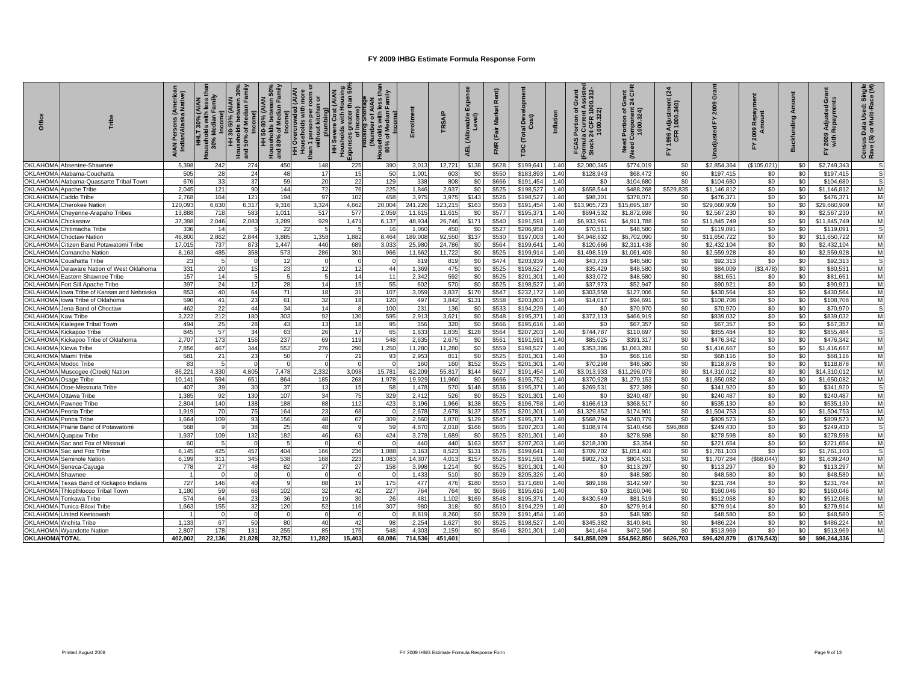# FY 2009 IHBG Estimate Formula Response Form

| Office | Tribe | AIAN Persons (American Indian/Alaska Native) | HHLT 30% (AIAN Households with less than 30% Median Family Income) | HH 30-50% (AIAN Households between 30% and 50% of Median Family Income) | HH 50-80% (AIAN Households between 50% and 80% of Median Family Income) | HH Overcrowded (AIAN Households with more than 1 person per room or without kitchen or plumbing) | HH Severe Cost (AIAN Housholds with Housing Expenses greater than 50% of Income) | Housing Shortage (Number of AIAN Households with less than 80% of Median Family Income) | Enrollment | TRSAIP | AEL (Allowable Expense Level) | FMR (Fair Market Rent) | TDC (Total Development Cost) | Inflation | FCAS Portion of Grant (Formula Current Assisted Stock 24 CFR 1000.312-1000.322) | Need Portion of Grant (Need Component 24 CFR 1000.324) | FY 1996 Adjustment (24 CFR 1000.340) | Unadjusted FY 2009 Grant | FY 2009 Repayment Amount | Backfunding Amount | FY 2009 Adjusted Grant with Repayments | Census Data Used: Single Rave (S) or Multi-Race (M) |
|---|---|---|---|---|---|---|---|---|---|---|---|---|---|---|---|---|---|---|---|---|---|---|
| OKLAHOMA | Absentee-Shawnee | 5,398 | 242 | 274 | 450 | 148 | 225 | 390 | 3,013 | 12,721 | $138 | $628 | $199,641 | 1.40 | $2,080,345 | $774,019 | $0 | $2,854,364 | ($105,021) | $0 | $2,749,343 | S |
| OKLAHOMA | Alabama-Couchatta | 505 | 28 | 24 | 48 | 17 | 15 | 50 | 1,001 | 603 | $0 | $550 | $183,893 | 1.40 | $128,943 | $68,472 | $0 | $197,415 | $0 | $0 | $197,415 | S |
| OKLAHOMA | Alabama-Quassarte Tribal Town | 676 | 33 | 37 | 59 | 20 | 22 | 129 | 338 | 808 | $0 | $666 | $191,454 | 1.40 | $0 | $104,680 | $0 | $104,680 | $0 | $0 | $104,680 | S |
| OKLAHOMA | Apache Tribe | 2,045 | 121 | 90 | 144 | 72 | 76 | 225 | 1,846 | 2,937 | $0 | $525 | $198,527 | 1.40 | $658,544 | $488,268 | $529,835 | $1,146,812 | $0 | $0 | $1,146,812 | M |
| OKLAHOMA | Caddo Tribe | 2,768 | 164 | 121 | 194 | 97 | 102 | 458 | 3,975 | 3,975 | $143 | $526 | $198,527 | 1.40 | $98,301 | $378,071 | $0 | $476,371 | $0 | $0 | $476,371 | M |
| OKLAHOMA | Cherokee Nation | 120,093 | 6,630 | 6,317 | 9,316 | 3,324 | 4,662 | 20,004 | 241,226 | 123,215 | $163 | $563 | $191,454 | 1.40 | $13,965,723 | $15,695,187 | $0 | $29,660,909 | $0 | $0 | $29,660,909 | M |
| OKLAHOMA | Cheyenne-Arapaho Tribes | 13,888 | 718 | 583 | 1,011 | 517 | 577 | 2,059 | 11,615 | 11,615 | $0 | $577 | $195,371 | 1.40 | $694,532 | $1,872,698 | $0 | $2,567,230 | $0 | $0 | $2,567,230 | M |
| OKLAHOMA | Chickasaw | 37,398 | 2,046 | 2,083 | 3,289 | 929 | 1,471 | 6,137 | 48,934 | 26,746 | $171 | $540 | $191,591 | 1.40 | $6,933,961 | $4,911,788 | $0 | $11,845,749 | $0 | $0 | $11,845,749 | M |
| OKLAHOMA | Chitimacha Tribe | 336 | 14 | 5 | 22 | 5 | 5 | 16 | 1,060 | 450 | $0 | $527 | $206,958 | 1.40 | $70,511 | $48,580 | $0 | $119,091 | $0 | $0 | $119,091 | S |
| OKLAHOMA | Choctaw Nation | 46,800 | 2,862 | 2,844 | 3,885 | 1,358 | 1,882 | 8,464 | 189,008 | 92,550 | $137 | $530 | $197,003 | 1.40 | $4,948,632 | $6,702,090 | $0 | $11,650,722 | $0 | $0 | $11,650,722 | M |
| OKLAHOMA | Citizen Band Potawatomi Tribe | 17,015 | 737 | 873 | 1,447 | 440 | 689 | 3,033 | 25,980 | 24,786 | $0 | $564 | $199,641 | 1.40 | $120,666 | $2,311,438 | $0 | $2,432,104 | $0 | $0 | $2,432,104 | M |
| OKLAHOMA | Comanche Nation | 8,163 | 485 | 358 | 573 | 286 | 301 | 966 | 11,662 | 11,722 | $0 | $525 | $199,914 | 1.40 | $1,498,519 | $1,061,409 | $0 | $2,559,928 | $0 | $0 | $2,559,928 | M |
| OKLAHOMA | Coushatta Tribe | 23 | 5 | 0 | 12 | 0 | 0 | 0 | 819 | 819 | $0 | $474 | $203,939 | 1.40 | $43,733 | $48,580 | $0 | $92,313 | $0 | $0 | $92,313 | S |
| OKLAHOMA | Delaware Nation of West Oklahoma | 331 | 20 | 15 | 23 | 12 | 12 | 44 | 1,369 | 475 | $0 | $525 | $198,527 | 1.40 | $35,429 | $48,580 | $0 | $84,009 | ($3,478) | $0 | $80,531 | M |
| OKLAHOMA | Eastern Shawnee Tribe | 157 | 14 | 5 | 5 | 5 | 14 | 11 | 2,342 | 592 | $0 | $525 | $201,301 | 1.40 | $33,072 | $48,580 | $0 | $81,651 | $0 | $0 | $81,651 | M |
| OKLAHOMA | Fort Sill Apache Tribe | 397 | 24 | 17 | 28 | 14 | 15 | 55 | 602 | 570 | $0 | $525 | $198,527 | 1.40 | $37,973 | $52,947 | $0 | $90,921 | $0 | $0 | $90,921 | M |
| OKLAHOMA | Iowa Tribe of Kansas and Nebraska | 853 | 40 | 64 | 71 | 18 | 31 | 107 | 3,059 | 3,837 | $170 | $547 | $232,172 | 1.40 | $303,558 | $127,006 | $0 | $430,564 | $0 | $0 | $430,564 | M |
| OKLAHOMA | Iowa Tribe of Oklahoma | 590 | 41 | 23 | 61 | 32 | 18 | 120 | 497 | 3,842 | $131 | $558 | $203,803 | 1.40 | $14,017 | $94,691 | $0 | $108,708 | $0 | $0 | $108,708 | M |
| OKLAHOMA | Jena Band of Choctaw | 462 | 22 | 44 | 34 | 14 | 8 | 100 | 231 | 136 | $0 | $533 | $194,229 | 1.40 | $0 | $70,970 | $0 | $70,970 | $0 | $0 | $70,970 | S |
| OKLAHOMA | Kaw Tribe | 3,222 | 212 | 180 | 303 | 92 | 130 | 595 | 2,913 | 3,621 | $0 | $548 | $195,371 | 1.40 | $372,113 | $466,919 | $0 | $839,032 | $0 | $0 | $839,032 | M |
| OKLAHOMA | Kialegee Tribal Town | 494 | 25 | 28 | 43 | 13 | 18 | 95 | 356 | 320 | $0 | $666 | $195,616 | 1.40 | $0 | $67,357 | $0 | $67,357 | $0 | $0 | $67,357 | M |
| OKLAHOMA | Kickapoo Tribe | 845 | 57 | 34 | 63 | 26 | 17 | 65 | 1,633 | 1,835 | $128 | $564 | $207,203 | 1.40 | $744,787 | $110,697 | $0 | $855,484 | $0 | $0 | $855,484 | S |
| OKLAHOMA | Kickapoo Tribe of Oklahoma | 2,707 | 173 | 156 | 237 | 69 | 119 | 548 | 2,635 | 2,675 | $0 | $561 | $191,591 | 1.40 | $85,025 | $391,317 | $0 | $476,342 | $0 | $0 | $476,342 | M |
| OKLAHOMA | Kiowa Tribe | 7,856 | 467 | 344 | 552 | 276 | 290 | 1,250 | 11,280 | 11,280 | $0 | $559 | $198,527 | 1.40 | $353,386 | $1,063,281 | $0 | $1,416,667 | $0 | $0 | $1,416,667 | M |
| OKLAHOMA | Miami Tribe | 581 | 21 | 23 | 50 | 7 | 21 | 93 | 2,953 | 811 | $0 | $525 | $201,301 | 1.40 | $0 | $68,116 | $0 | $68,116 | $0 | $0 | $68,116 | M |
| OKLAHOMA | Modoc Tribe | 83 | 5 | 0 | 0 | 0 | 0 | 0 | 160 | 160 | $152 | $525 | $201,301 | 1.40 | $70,298 | $48,580 | $0 | $118,878 | $0 | $0 | $118,878 | M |
| OKLAHOMA | Muscogee (Creek) Nation | 86,221 | 4,330 | 4,805 | 7,478 | 2,332 | 3,098 | 15,781 | 62,209 | 55,817 | $144 | $627 | $191,454 | 1.40 | $3,013,933 | $11,296,079 | $0 | $14,310,012 | $0 | $0 | $14,310,012 | M |
| OKLAHOMA | Osage Tribe | 10,141 | 594 | 651 | 864 | 185 | 268 | 1,978 | 19,929 | 11,960 | $0 | $666 | $195,752 | 1.40 | $370,928 | $1,279,153 | $0 | $1,650,082 | $0 | $0 | $1,650,082 | M |
| OKLAHOMA | Otoe-Missouria Tribe | 407 | 39 | 30 | 37 | 13 | 15 | 58 | 1,478 | 570 | $146 | $536 | $195,371 | 1.40 | $269,531 | $72,389 | $0 | $341,920 | $0 | $0 | $341,920 | S |
| OKLAHOMA | Ottawa Tribe | 1,385 | 92 | 130 | 107 | 34 | 75 | 329 | 2,412 | 526 | $0 | $525 | $201,301 | 1.40 | $0 | $240,487 | $0 | $240,487 | $0 | $0 | $240,487 | M |
| OKLAHOMA | Pawnee Tribe | 2,804 | 140 | 138 | 188 | 88 | 112 | 423 | 3,196 | 1,966 | $138 | $525 | $196,758 | 1.40 | $166,613 | $368,517 | $0 | $535,130 | $0 | $0 | $535,130 | M |
| OKLAHOMA | Peoria Tribe | 1,919 | 70 | 75 | 164 | 23 | 68 | 0 | 2,678 | 2,678 | $137 | $525 | $201,301 | 1.40 | $1,329,852 | $174,901 | $0 | $1,504,753 | $0 | $0 | $1,504,753 | M |
| OKLAHOMA | Ponca Tribe | 1,664 | 109 | 93 | 156 | 48 | 67 | 309 | 2,560 | 1,870 | $129 | $547 | $195,371 | 1.40 | $568,794 | $240,779 | $0 | $809,573 | $0 | $0 | $809,573 | M |
| OKLAHOMA | Prairie Band of Potawatomi | 568 | 9 | 38 | 25 | 48 | 9 | 59 | 4,870 | 2,018 | $166 | $605 | $207,203 | 1.40 | $108,974 | $140,456 | $96,868 | $249,430 | $0 | $0 | $249,430 | S |
| OKLAHOMA | Quapaw Tribe | 1,937 | 109 | 132 | 182 | 46 | 63 | 424 | 3,278 | 1,689 | $0 | $525 | $201,301 | 1.40 | $0 | $278,598 | $0 | $278,598 | $0 | $0 | $278,598 | M |
| OKLAHOMA | Sac and Fox of Missouri | 60 | 5 | 0 | 5 | 0 | 0 | 0 | 440 | 440 | $163 | $557 | $207,203 | 1.40 | $218,300 | $3,354 | $0 | $221,654 | $0 | $0 | $221,654 | M |
| OKLAHOMA | Sac and Fox Tribe | 6,145 | 425 | 457 | 404 | 166 | 236 | 1,088 | 3,163 | 8,523 | $131 | $576 | $199,641 | 1.40 | $709,702 | $1,051,401 | $0 | $1,761,103 | $0 | $0 | $1,761,103 | S |
| OKLAHOMA | Seminole Nation | 6,199 | 311 | 345 | 538 | 168 | 223 | 1,083 | 14,307 | 4,013 | $157 | $525 | $191,591 | 1.40 | $902,753 | $804,531 | $0 | $1,707,284 | ($68,044) | $0 | $1,639,240 | M |
| OKLAHOMA | Seneca-Cayuga | 778 | 27 | 48 | 82 | 27 | 27 | 158 | 3,998 | 1,214 | $0 | $525 | $201,301 | 1.40 | $0 | $113,297 | $0 | $113,297 | $0 | $0 | $113,297 | M |
| OKLAHOMA | Shawnee | 1 | 0 | 0 | 0 | 0 | 0 | 0 | 1,433 | 510 | $0 | $529 | $205,326 | 1.40 | $0 | $48,580 | $0 | $48,580 | $0 | $0 | $48,580 | M |
| OKLAHOMA | Texas Band of Kickapoo Indians | 727 | 146 | 40 | 9 | 88 | 19 | 175 | 477 | 476 | $180 | $550 | $171,680 | 1.40 | $89,186 | $142,597 | $0 | $231,784 | $0 | $0 | $231,784 | M |
| OKLAHOMA | Thlopthlocco Tribal Town | 1,180 | 59 | 66 | 102 | 32 | 42 | 227 | 764 | 764 | $0 | $666 | $195,616 | 1.40 | $0 | $160,046 | $0 | $160,046 | $0 | $0 | $160,046 | M |
| OKLAHOMA | Tonkawa Tribe | 574 | 64 | 23 | 36 | 19 | 30 | 26 | 481 | 1,102 | $169 | $548 | $195,371 | 1.40 | $430,549 | $81,519 | $0 | $512,068 | $0 | $0 | $512,068 | M |
| OKLAHOMA | Tunica-Biloxi Tribe | 1,663 | 155 | 32 | 120 | 52 | 116 | 307 | 980 | 318 | $0 | $510 | $194,229 | 1.40 | $0 | $279,914 | $0 | $279,914 | $0 | $0 | $279,914 | M |
| OKLAHOMA | United Keetoowah | 1 | 0 | 0 | 0 | 0 | 0 | 0 | 8,819 | 8,260 | $0 | $529 | $191,454 | 1.40 | $0 | $48,580 | $0 | $48,580 | $0 | $0 | $48,580 | S |
| OKLAHOMA | Wichita Tribe | 1,133 | 67 | 50 | 80 | 40 | 42 | 98 | 2,254 | 1,627 | $0 | $525 | $198,527 | 1.40 | $345,382 | $140,841 | $0 | $486,224 | $0 | $0 | $486,224 | M |
| OKLAHOMA | Wyandotte Nation | 2,807 | 178 | 131 | 255 | 85 | 175 | 548 | 4,303 | 2,159 | $0 | $546 | $201,301 | 1.40 | $41,464 | $472,506 | $0 | $513,969 | $0 | $0 | $513,969 | M |
| **OKLAHOMA** | **TOTAL** | **402,002** | **22,136** | **21,828** | **32,752** | **11,282** | **15,403** | **68,086** | **714,536** | **451,601** | | | | | **$41,858,029** | **$54,562,850** | **$626,703** | **$96,420,879** | **($176,543)** | **$0** | **$96,244,336** | |

Printed August 2008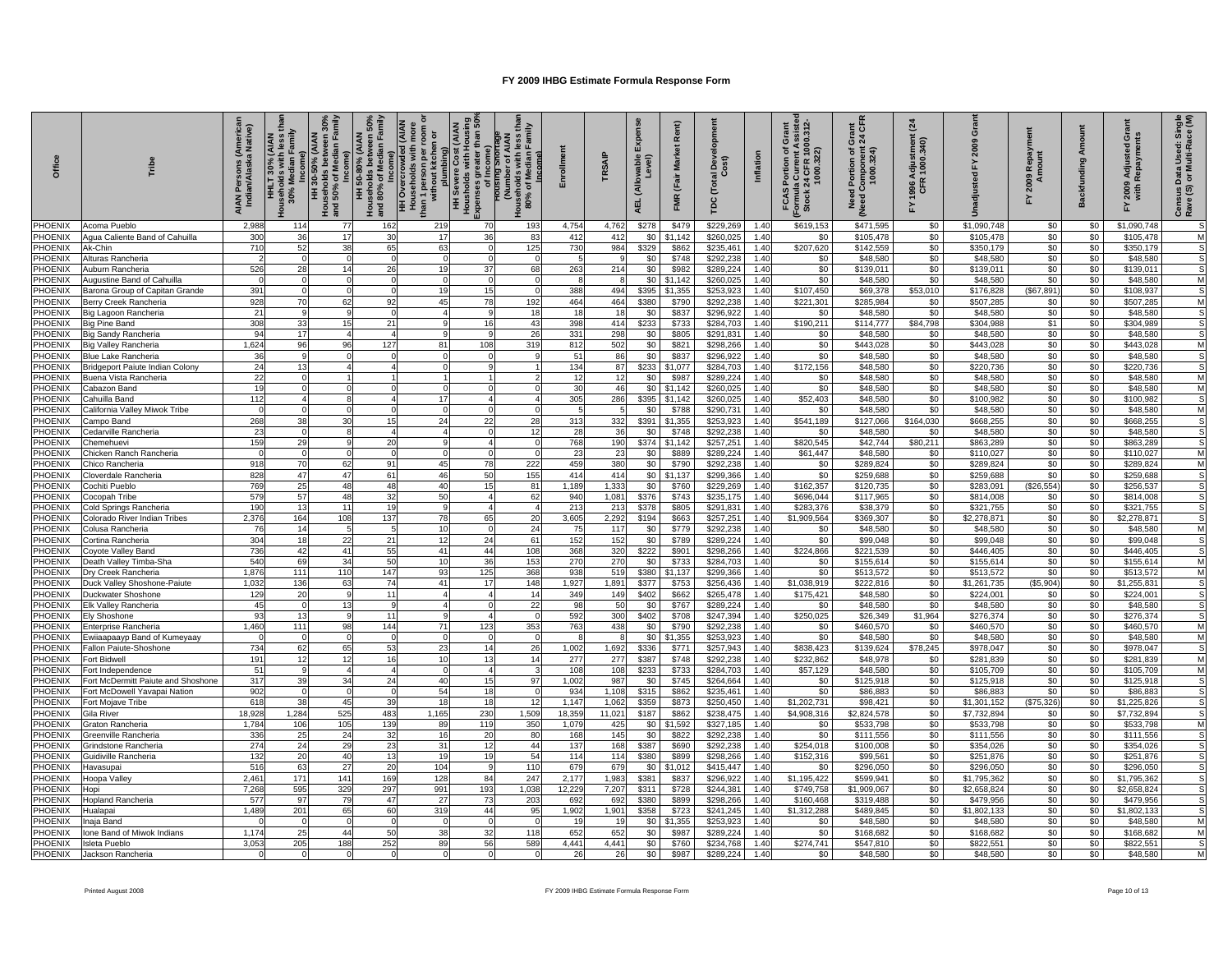# FY 2009 IHBG Estimate Formula Response Form

| Office | Tribe | AIAN Persons (American Indian/Alaska Native) | HHLT 30% (AIAN Households with less than 30% Median Family Income) | HH 30-50% (AIAN Households between 30% and 50% of Median Family Income) | HH 50-80% (AIAN Households between 50% and 80% of Median Family Income) | HH Overcrowded (AIAN Households with more than 1 person per room or without kitchen or plumbing) | HH Severe Cost (AIAN Housholds with Housing Expenses greater than 50% of Income) | Housing Shortage (Number of AIAN Households with less than 80% of Median Family Income) | Enrollment | TRSAIP | AEL (Allowable Expense Level) | FMR (Fair Market Rent) | TDC (Total Development Cost) | Inflation | FCAS Portion of Grant (Formula Current Assisted Stock 24 CFR 1000.312-1000.322) | Need Portion of Grant (Need Component 24 CFR 1000.324) | FY 1996 Adjustment (24 CFR 1000.340) | Unadjusted FY 2009 Grant | FY 2009 Repayment Amount | Backfunding Amount | FY 2009 Adjusted Grant with Repayments | Census Data Used: Single Rave (S) or Multi-Race (M) |
|---|---|---|---|---|---|---|---|---|---|---|---|---|---|---|---|---|---|---|---|---|---|---|
| PHOENIX | Acoma Pueblo | 2,988 | 114 | 77 | 162 | 219 | 70 | 193 | 4,754 | 4,762 | $278 | $479 | $229,269 | 1.40 | $619,153 | $471,595 | $0 | $1,090,748 | $0 | $0 | $1,090,748 | S |
| PHOENIX | Agua Caliente Band of Cahuilla | 300 | 36 | 17 | 30 | 17 | 36 | 83 | 412 | 412 | $0 | $1,142 | $260,025 | 1.40 | $0 | $105,478 | $0 | $105,478 | $0 | $0 | $105,478 | M |
| PHOENIX | Ak-Chin | 710 | 52 | 38 | 65 | 63 | 0 | 125 | 730 | 984 | $329 | $862 | $235,461 | 1.40 | $207,620 | $142,559 | $0 | $350,179 | $0 | $0 | $350,179 | S |
| PHOENIX | Alturas Rancheria | 2 | 0 | 0 | 0 | 0 | 0 | 0 | 5 | 9 | $0 | $748 | $292,238 | 1.40 | $0 | $48,580 | $0 | $48,580 | $0 | $0 | $48,580 | S |
| PHOENIX | Auburn Rancheria | 526 | 28 | 14 | 26 | 19 | 37 | 68 | 263 | 214 | $0 | $982 | $289,224 | 1.40 | $0 | $139,011 | $0 | $139,011 | $0 | $0 | $139,011 | S |
| PHOENIX | Augustine Band of Cahuilla | 0 | 0 | 0 | 0 | 0 | 0 | 0 | 8 | 8 | $0 | $1,142 | $260,025 | 1.40 | $0 | $48,580 | $0 | $48,580 | $0 | $0 | $48,580 | M |
| PHOENIX | Barona Group of Capitan Grande | 391 | 0 | 0 | 0 | 19 | 15 | 0 | 388 | 494 | $395 | $1,355 | $253,923 | 1.40 | $107,450 | $69,378 | $53,010 | $176,828 | ($67,891) | $0 | $108,937 | S |
| PHOENIX | Berry Creek Rancheria | 928 | 70 | 62 | 92 | 45 | 78 | 192 | 464 | 464 | $380 | $790 | $292,238 | 1.40 | $221,301 | $285,984 | $0 | $507,285 | $0 | $0 | $507,285 | M |
| PHOENIX | Big Lagoon Rancheria | 21 | 9 | 9 | 0 | 4 | 9 | 18 | 18 | 18 | $0 | $837 | $296,922 | 1.40 | $0 | $48,580 | $0 | $48,580 | $0 | $0 | $48,580 | S |
| PHOENIX | Big Pine Band | 308 | 33 | 15 | 21 | 9 | 16 | 43 | 398 | 414 | $233 | $733 | $284,703 | 1.40 | $190,211 | $114,777 | $84,798 | $304,988 | $1 | $0 | $304,989 | S |
| PHOENIX | Big Sandy Rancheria | 94 | 17 | 4 | 4 | 9 | 9 | 26 | 331 | 298 | $0 | $805 | $291,831 | 1.40 | $0 | $48,580 | $0 | $48,580 | $0 | $0 | $48,580 | S |
| PHOENIX | Big Valley Rancheria | 1,624 | 96 | 96 | 127 | 81 | 108 | 319 | 812 | 502 | $0 | $821 | $298,266 | 1.40 | $0 | $443,028 | $0 | $443,028 | $0 | $0 | $443,028 | M |
| PHOENIX | Blue Lake Rancheria | 36 | 9 | 0 | 0 | 0 | 0 | 9 | 51 | 86 | $0 | $837 | $296,922 | 1.40 | $0 | $48,580 | $0 | $48,580 | $0 | $0 | $48,580 | S |
| PHOENIX | Bridgeport Paiute Indian Colony | 24 | 13 | 4 | 4 | 0 | 9 | 1 | 134 | 87 | $233 | $1,077 | $284,703 | 1.40 | $172,156 | $48,580 | $0 | $220,736 | $0 | $0 | $220,736 | S |
| PHOENIX | Buena Vista Rancheria | 22 | 0 | 1 | 1 | 1 | 1 | 2 | 12 | 12 | $0 | $987 | $289,224 | 1.40 | $0 | $48,580 | $0 | $48,580 | $0 | $0 | $48,580 | M |
| PHOENIX | Cabazon Band | 19 | 0 | 0 | 0 | 0 | 0 | 0 | 30 | 46 | $0 | $1,142 | $260,025 | 1.40 | $0 | $48,580 | $0 | $48,580 | $0 | $0 | $48,580 | M |
| PHOENIX | Cahuilla Band | 112 | 4 | 8 | 4 | 17 | 4 | 4 | 305 | 286 | $395 | $1,142 | $260,025 | 1.40 | $52,403 | $48,580 | $0 | $100,982 | $0 | $0 | $100,982 | S |
| PHOENIX | California Valley Miwok Tribe | 0 | 0 | 0 | 0 | 0 | 0 | 0 | 5 | 5 | $0 | $788 | $290,731 | 1.40 | $0 | $48,580 | $0 | $48,580 | $0 | $0 | $48,580 | M |
| PHOENIX | Campo Band | 268 | 38 | 30 | 15 | 24 | 22 | 28 | 313 | 332 | $391 | $1,355 | $253,923 | 1.40 | $541,189 | $127,066 | $164,030 | $668,255 | $0 | $0 | $668,255 | S |
| PHOENIX | Cedarville Rancheria | 23 | 0 | 8 | 4 | 4 | 0 | 12 | 28 | 36 | $0 | $748 | $292,238 | 1.40 | $0 | $48,580 | $0 | $48,580 | $0 | $0 | $48,580 | S |
| PHOENIX | Chemehuevi | 159 | 29 | 9 | 20 | 9 | 4 | 0 | 768 | 190 | $374 | $1,142 | $257,251 | 1.40 | $820,545 | $42,744 | $80,211 | $863,289 | $0 | $0 | $863,289 | S |
| PHOENIX | Chicken Ranch Rancheria | 0 | 0 | 0 | 0 | 0 | 0 | 0 | 23 | 23 | $0 | $889 | $289,224 | 1.40 | $61,447 | $48,580 | $0 | $110,027 | $0 | $0 | $110,027 | M |
| PHOENIX | Chico Rancheria | 918 | 70 | 62 | 91 | 45 | 78 | 222 | 459 | 380 | $0 | $790 | $292,238 | 1.40 | $0 | $289,824 | $0 | $289,824 | $0 | $0 | $289,824 | M |
| PHOENIX | Cloverdale Rancheria | 828 | 47 | 47 | 61 | 46 | 50 | 155 | 414 | 414 | $0 | $1,137 | $299,366 | 1.40 | $0 | $259,688 | $0 | $259,688 | $0 | $0 | $259,688 | S |
| PHOENIX | Cochiti Pueblo | 769 | 25 | 48 | 48 | 40 | 15 | 81 | 1,189 | 1,333 | $0 | $760 | $229,269 | 1.40 | $162,357 | $120,735 | $0 | $283,091 | ($26,554) | $0 | $256,537 | S |
| PHOENIX | Cocopah Tribe | 579 | 57 | 48 | 32 | 50 | 4 | 62 | 940 | 1,081 | $376 | $743 | $235,175 | 1.40 | $696,044 | $117,965 | $0 | $814,008 | $0 | $0 | $814,008 | S |
| PHOENIX | Cold Springs Rancheria | 190 | 13 | 11 | 19 | 9 | 4 | 4 | 213 | 213 | $378 | $805 | $291,831 | 1.40 | $283,376 | $38,379 | $0 | $321,755 | $0 | $0 | $321,755 | S |
| PHOENIX | Colorado River Indian Tribes | 2,376 | 164 | 108 | 137 | 78 | 65 | 20 | 3,605 | 2,292 | $194 | $663 | $257,251 | 1.40 | $1,909,564 | $369,307 | $0 | $2,278,871 | $0 | $0 | $2,278,871 | S |
| PHOENIX | Colusa Rancheria | 76 | 14 | 5 | 5 | 10 | 0 | 24 | 75 | 117 | $0 | $779 | $292,238 | 1.40 | $0 | $48,580 | $0 | $48,580 | $0 | $0 | $48,580 | M |
| PHOENIX | Cortina Rancheria | 304 | 18 | 22 | 21 | 12 | 24 | 61 | 152 | 152 | $0 | $789 | $289,224 | 1.40 | $0 | $99,048 | $0 | $99,048 | $0 | $0 | $99,048 | S |
| PHOENIX | Coyote Valley Band | 736 | 42 | 41 | 55 | 41 | 44 | 108 | 368 | 320 | $222 | $901 | $298,266 | 1.40 | $224,866 | $221,539 | $0 | $446,405 | $0 | $0 | $446,405 | S |
| PHOENIX | Death Valley Timba-Sha | 540 | 69 | 34 | 50 | 10 | 36 | 153 | 270 | 270 | $0 | $733 | $284,703 | 1.40 | $0 | $155,614 | $0 | $155,614 | $0 | $0 | $155,614 | M |
| PHOENIX | Dry Creek Rancheria | 1,876 | 111 | 110 | 147 | 93 | 125 | 368 | 938 | 519 | $380 | $1,137 | $299,366 | 1.40 | $0 | $513,572 | $0 | $513,572 | $0 | $0 | $513,572 | M |
| PHOENIX | Duck Valley Shoshone-Paiute | 1,032 | 136 | 63 | 74 | 41 | 17 | 148 | 1,927 | 1,891 | $377 | $753 | $256,436 | 1.40 | $1,038,919 | $222,816 | $0 | $1,261,735 | ($5,904) | $0 | $1,255,831 | S |
| PHOENIX | Duckwater Shoshone | 129 | 20 | 9 | 11 | 4 | 4 | 14 | 349 | 149 | $402 | $662 | $265,478 | 1.40 | $175,421 | $48,580 | $0 | $224,001 | $0 | $0 | $224,001 | S |
| PHOENIX | Elk Valley Rancheria | 45 | 0 | 13 | 9 | 4 | 0 | 22 | 98 | 50 | $0 | $767 | $289,224 | 1.40 | $0 | $48,580 | $0 | $48,580 | $0 | $0 | $48,580 | S |
| PHOENIX | Ely Shoshone | 93 | 13 | 9 | 11 | 9 | 4 | 0 | 592 | 300 | $402 | $708 | $247,394 | 1.40 | $250,025 | $26,349 | $1,964 | $276,374 | $0 | $0 | $276,374 | S |
| PHOENIX | Enterprise Rancheria | 1,460 | 111 | 98 | 144 | 71 | 123 | 353 | 763 | 438 | $0 | $790 | $292,238 | 1.40 | $0 | $460,570 | $0 | $460,570 | $0 | $0 | $460,570 | M |
| PHOENIX | Ewiiaapaayp Band of Kumeyaay | 0 | 0 | 0 | 0 | 0 | 0 | 0 | 8 | 8 | $0 | $1,355 | $253,923 | 1.40 | $0 | $48,580 | $0 | $48,580 | $0 | $0 | $48,580 | M |
| PHOENIX | Fallon Paiute-Shoshone | 734 | 62 | 65 | 53 | 23 | 14 | 26 | 1,002 | 1,692 | $336 | $771 | $257,943 | 1.40 | $838,423 | $139,624 | $78,245 | $978,047 | $0 | $0 | $978,047 | S |
| PHOENIX | Fort Bidwell | 191 | 12 | 12 | 16 | 10 | 13 | 14 | 277 | 277 | $387 | $748 | $292,238 | 1.40 | $232,862 | $48,978 | $0 | $281,839 | $0 | $0 | $281,839 | M |
| PHOENIX | Fort Independence | 51 | 9 | 4 | 4 | 0 | 4 | 3 | 108 | 108 | $233 | $733 | $284,703 | 1.40 | $57,129 | $48,580 | $0 | $105,709 | $0 | $0 | $105,709 | M |
| PHOENIX | Fort McDermitt Paiute and Shoshone | 317 | 39 | 34 | 24 | 40 | 15 | 97 | 1,002 | 987 | $0 | $745 | $264,664 | 1.40 | $0 | $125,918 | $0 | $125,918 | $0 | $0 | $125,918 | S |
| PHOENIX | Fort McDowell Yavapai Nation | 902 | 0 | 0 | 0 | 54 | 18 | 0 | 934 | 1,108 | $315 | $862 | $235,461 | 1.40 | $0 | $86,883 | $0 | $86,883 | $0 | $0 | $86,883 | S |
| PHOENIX | Fort Mojave Tribe | 618 | 38 | 45 | 39 | 18 | 18 | 12 | 1,147 | 1,062 | $359 | $873 | $250,450 | 1.40 | $1,202,731 | $98,421 | $0 | $1,301,152 | ($75,326) | $0 | $1,225,826 | S |
| PHOENIX | Gila River | 18,928 | 1,284 | 525 | 483 | 1,165 | 230 | 1,509 | 18,359 | 11,021 | $187 | $862 | $238,475 | 1.40 | $4,908,316 | $2,824,578 | $0 | $7,732,894 | $0 | $0 | $7,732,894 | S |
| PHOENIX | Graton Rancheria | 1,784 | 106 | 105 | 139 | 89 | 119 | 350 | 1,079 | 425 | $0 | $1,592 | $327,185 | 1.40 | $0 | $533,798 | $0 | $533,798 | $0 | $0 | $533,798 | M |
| PHOENIX | Greenville Rancheria | 336 | 25 | 24 | 32 | 16 | 20 | 80 | 168 | 145 | $0 | $822 | $292,238 | 1.40 | $0 | $111,556 | $0 | $111,556 | $0 | $0 | $111,556 | S |
| PHOENIX | Grindstone Rancheria | 274 | 24 | 29 | 23 | 31 | 12 | 44 | 137 | 168 | $387 | $690 | $292,238 | 1.40 | $254,018 | $100,008 | $0 | $354,026 | $0 | $0 | $354,026 | S |
| PHOENIX | Guidiville Rancheria | 132 | 20 | 40 | 13 | 19 | 19 | 54 | 114 | 114 | $380 | $899 | $298,266 | 1.40 | $152,316 | $99,561 | $0 | $251,876 | $0 | $0 | $251,876 | S |
| PHOENIX | Havasupai | 516 | 63 | 27 | 20 | 104 | 9 | 110 | 679 | 679 | $0 | $1,012 | $415,447 | 1.40 | $0 | $296,050 | $0 | $296,050 | $0 | $0 | $296,050 | S |
| PHOENIX | Hoopa Valley | 2,461 | 171 | 141 | 169 | 128 | 84 | 247 | 2,177 | 1,983 | $381 | $837 | $296,922 | 1.40 | $1,195,422 | $599,941 | $0 | $1,795,362 | $0 | $0 | $1,795,362 | S |
| PHOENIX | Hopi | 7,268 | 595 | 329 | 297 | 991 | 193 | 1,038 | 12,229 | 7,207 | $311 | $728 | $244,381 | 1.40 | $749,758 | $1,909,067 | $0 | $2,658,824 | $0 | $0 | $2,658,824 | S |
| PHOENIX | Hopland Rancheria | 577 | 97 | 79 | 47 | 27 | 73 | 203 | 692 | 692 | $380 | $899 | $298,266 | 1.40 | $160,468 | $319,488 | $0 | $479,956 | $0 | $0 | $479,956 | S |
| PHOENIX | Hualapai | 1,489 | 201 | 65 | 60 | 319 | 44 | 95 | 1,902 | 1,901 | $358 | $723 | $241,245 | 1.40 | $1,312,288 | $489,845 | $0 | $1,802,133 | $0 | $0 | $1,802,133 | S |
| PHOENIX | Inaja Band | 0 | 0 | 0 | 0 | 0 | 0 | 0 | 19 | 19 | $0 | $1,355 | $253,923 | 1.40 | $0 | $48,580 | $0 | $48,580 | $0 | $0 | $48,580 | M |
| PHOENIX | Ione Band of Miwok Indians | 1,174 | 25 | 44 | 50 | 38 | 32 | 118 | 652 | 652 | $0 | $987 | $289,224 | 1.40 | $0 | $168,682 | $0 | $168,682 | $0 | $0 | $168,682 | M |
| PHOENIX | Isleta Pueblo | 3,053 | 205 | 188 | 252 | 89 | 56 | 589 | 4,441 | 4,441 | $0 | $760 | $234,768 | 1.40 | $274,741 | $547,810 | $0 | $822,551 | $0 | $0 | $822,551 | S |
| PHOENIX | Jackson Rancheria | 0 | 0 | 0 | 0 | 0 | 0 | 0 | 26 | 26 | $0 | $987 | $289,224 | 1.40 | $0 | $48,580 | $0 | $48,580 | $0 | $0 | $48,580 | M |

Printed August 2008 FY 2009 IHBG Estimate Formula Response Form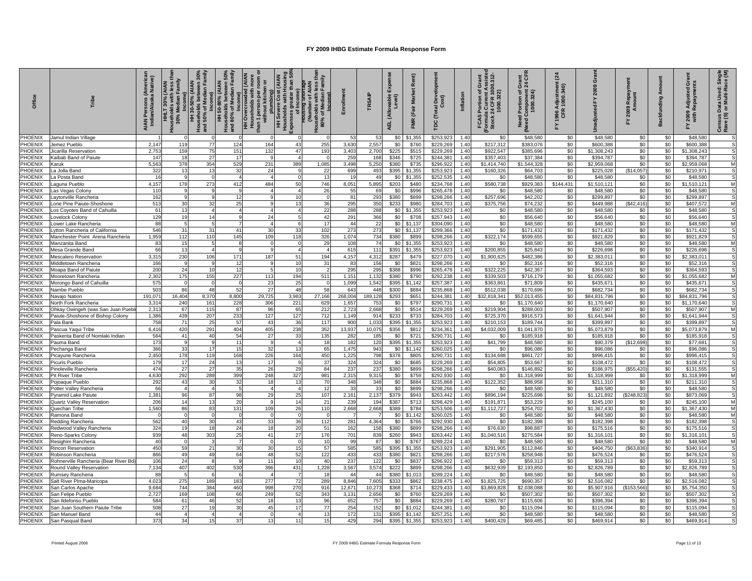# FY 2009 IHBG Estimate Formula Response Form

| Office | Tribe | AIAN Persons (American Indian/Alaska Native) | HHLT 30% (AIAN Households with less than 30% Median Family Income) | HH 30-50% (AIAN Households between 30% and 50% of Median Family Income) | HH 50-80% (AIAN Households between 50% and 80% of Median Family Income) | HH Overcrowded (AIAN Households with more than 1 person per room or without kitchen or plumbing) | HH Severe Cost (AIAN Housholds with Housing Expenses greater than 50% of Income) | Housing Shortage (Number of AIAN Households with less than 80% of Median Family Income) | Enrollment | TRSAIP | AEL (Allowable Expense Level) | FMR (Fair Market Rent) | TDC (Total Development Cost) | Inflation | FCAS Portion of Grant (Formula Current Assisted Stock 24 CFR 1000.312-1000.322) | Need Portion of Grant (Need Component 24 CFR 1000.324) | FY 1996 Adjustment (24 CFR 1000.340) | Unadjusted FY 2009 Grant | FY 2009 Repayment Amount | Backfunding Amount | FY 2009 Adjusted Grant with Repayments | Census Data Used: Single Rave (S) or Multi-Race (M) |
|---|---|---|---|---|---|---|---|---|---|---|---|---|---|---|---|---|---|---|---|---|---|---|
| PHOENIX | Jamul Indian Village | 1 | 0 | 0 | 0 | 0 | 0 | 0 | 53 | 53 | $0 | $1,355 | $253,923 | 1.40 | $0 | $48,580 | $0 | $48,580 | $0 | $0 | $48,580 | S |
| PHOENIX | Jemez Pueblo | 2,147 | 119 | 77 | 124 | 164 | 43 | 255 | 3,630 | 2,557 | $0 | $760 | $229,269 | 1.40 | $217,312 | $383,076 | $0 | $600,388 | $0 | $0 | $600,388 | S |
| PHOENIX | Jicarilla Reservation | 2,753 | 159 | 75 | 151 | 132 | 47 | 193 | 3,403 | 2,700 | $225 | $515 | $229,269 | 1.40 | $922,547 | $385,696 | $0 | $1,308,243 | $0 | $0 | $1,308,243 | S |
| PHOENIX | Kaibab Band of Paiute | 147 | 18 | 27 | 17 | 9 | 4 | 0 | 259 | 168 | $346 | $725 | $244,381 | 1.40 | $357,403 | $37,384 | $0 | $394,787 | $0 | $0 | $394,787 | S |
| PHOENIX | Karuk | 5,563 | 378 | 354 | 529 | 231 | 389 | 1,085 | 3,498 | 5,250 | $380 | $735 | $296,922 | 1.40 | $1,414,740 | $1,544,328 | $0 | $2,959,068 | $0 | $0 | $2,959,068 | M |
| PHOENIX | La Jolla Band | 322 | 13 | 13 | 32 | 24 | 9 | 22 | 699 | 493 | $395 | $1,355 | $253,923 | 1.40 | $160,326 | $64,703 | $0 | $225,028 | ($14,057) | $0 | $210,971 | S |
| PHOENIX | La Posta Band | 16 | 9 | 0 | 4 | 4 | 0 | 13 | 19 | 49 | $0 | $1,355 | $252,535 | 1.40 | $0 | $48,580 | $0 | $48,580 | $0 | $0 | $48,580 | S |
| PHOENIX | Laguna Pueblo | 4,157 | 178 | 273 | 412 | 484 | 50 | 746 | 8,051 | 5,895 | $203 | $480 | $234,768 | 1.40 | $580,738 | $929,383 | $144,431 | $1,510,121 | $0 | $0 | $1,510,121 | M |
| PHOENIX | Las Vegas Colony | 110 | 9 | 9 | 9 | 4 | 4 | 26 | 55 | 69 | $0 | $996 | $265,478 | 1.40 | $0 | $48,580 | $0 | $48,580 | $0 | $0 | $48,580 | S |
| PHOENIX | Laytonville Rancheria | 162 | 9 | 9 | 12 | 9 | 10 | 0 | 81 | 293 | $380 | $899 | $298,266 | 1.40 | $257,696 | $42,202 | $0 | $299,897 | $0 | $0 | $299,897 | S |
| PHOENIX | Lone Pine Paiute-Shoshone | 513 | 30 | 32 | 25 | 9 | 13 | 36 | 295 | 350 | $233 | $980 | $284,703 | 1.40 | $375,756 | $74,232 | $0 | $449,988 | ($42,416) | $0 | $407,572 | M |
| PHOENIX | Los Coyotes Band of Cahuilla | 61 | 13 | 4 | 4 | 4 | 4 | 22 | 288 | 288 | $0 | $1,355 | $253,923 | 1.40 | $0 | $48,580 | $0 | $48,580 | $0 | $0 | $48,580 | S |
| PHOENIX | Lovelock Colony | 129 | 19 | 14 | 9 | 24 | 5 | 42 | 291 | 366 | $0 | $708 | $257,943 | 1.40 | $0 | $56,640 | $0 | $56,640 | $0 | $0 | $56,640 | S |
| PHOENIX | Lower Lake Rancheria | 88 | 5 | 5 | 7 | 4 | 6 | 17 | 44 | 22 | $0 | $1,137 | $304,090 | 1.40 | $0 | $48,580 | $0 | $48,580 | $0 | $0 | $48,580 | M |
| PHOENIX | Lytton Rancheria of California | 546 | 31 | 31 | 41 | 30 | 33 | 102 | 273 | 273 | $0 | $1,137 | $299,366 | 1.40 | $0 | $171,432 | $0 | $171,432 | $0 | $0 | $171,432 | S |
| PHOENIX | Manchester Point Arena Rancheria | 1,959 | 112 | 110 | 145 | 109 | 118 | 326 | 1,074 | 734 | $380 | $899 | $298,266 | 1.40 | $322,174 | $599,655 | $0 | $921,829 | $0 | $0 | $921,829 | S |
| PHOENIX | Manzanita Band | 83 | 15 | 5 | 8 | 0 | 0 | 29 | 108 | 74 | $0 | $1,355 | $253,923 | 1.40 | $0 | $48,580 | $0 | $48,580 | $0 | $0 | $48,580 | M |
| PHOENIX | Mesa Grande Band | 66 | 13 | 4 | 9 | 9 | 4 | 4 | 615 | 111 | $391 | $1,355 | $253,923 | 1.40 | $200,855 | $25,843 | $0 | $226,698 | $0 | $0 | $226,698 | S |
| PHOENIX | Mescalero Reservation | 3,315 | 230 | 106 | 171 | 187 | 51 | 194 | 4,157 | 4,312 | $287 | $479 | $227,070 | 1.40 | $1,900,625 | $482,386 | $0 | $2,383,011 | $0 | $0 | $2,383,011 | S |
| PHOENIX | Middletown Rancheria | 166 | 9 | 9 | 12 | 9 | 10 | 31 | 83 | 156 | $0 | $821 | $298,266 | 1.40 | $0 | $52,316 | $0 | $52,316 | $0 | $0 | $52,316 | S |
| PHOENIX | Moapa Band of Paiute | 200 | 24 | 10 | 12 | 5 | 10 | 2 | 295 | 295 | $388 | $996 | $265,478 | 1.40 | $322,225 | $42,367 | $0 | $364,593 | $0 | $0 | $364,593 | S |
| PHOENIX | Mooretown Rancheria | 2,302 | 175 | 155 | 227 | 113 | 194 | 511 | 1,151 | 1,132 | $380 | $790 | $292,238 | 1.40 | $339,503 | $716,179 | $0 | $1,055,682 | $0 | $0 | $1,055,682 | M |
| PHOENIX | Morongo Band of Cahuilla | 575 | 0 | 0 | 0 | 23 | 25 | 0 | 1,099 | 1,542 | $395 | $1,142 | $257,387 | 1.40 | $363,861 | $71,809 | $0 | $435,671 | $0 | $0 | $435,671 | S |
| PHOENIX | Nambe Pueblo | 503 | 86 | 48 | 52 | 27 | 48 | 58 | 643 | 448 | $300 | $884 | $235,868 | 1.40 | $512,038 | $170,696 | $0 | $682,734 | $0 | $0 | $682,734 | S |
| PHOENIX | Navajo Nation | 191,071 | 16,404 | 8,370 | 8,800 | 29,725 | 3,983 | 27,166 | 268,004 | 189,128 | $293 | $651 | $244,381 | 1.40 | $32,818,341 | $52,013,455 | $0 | $84,831,796 | $0 | $0 | $84,831,796 | S |
| PHOENIX | North Fork Rancheria | 3,314 | 240 | 161 | 228 | 306 | 221 | 629 | 1,657 | 753 | $0 | $797 | $290,731 | 1.40 | $0 | $1,170,640 | $0 | $1,170,640 | $0 | $0 | $1,170,640 | S |
| PHOENIX | Ohkay Owingeh (was San Juan Pueblo | 2,313 | 67 | 115 | 87 | 96 | 65 | 212 | 2,723 | 2,668 | $0 | $514 | $229,269 | 1.40 | $219,904 | $288,003 | $0 | $507,907 | $0 | $0 | $507,907 | M |
| PHOENIX | Paiute-Shoshone of Bishop Colony | 1,386 | 439 | 207 | 233 | 127 | 127 | 712 | 1,149 | 914 | $233 | $733 | $284,703 | 1.40 | $725,370 | $916,573 | $0 | $1,641,944 | $0 | $0 | $1,641,944 | S |
| PHOENIX | Pala Bank | 758 | 71 | 25 | 57 | 43 | 36 | 117 | 900 | 1,033 | $395 | $1,355 | $253,923 | 1.40 | $210,153 | $189,744 | $0 | $399,897 | $0 | $0 | $399,897 | S |
| PHOENIX | Pascua Yaqui Tribe | 6,416 | 420 | 291 | 404 | 405 | 238 | 352 | 13,937 | 10,075 | $356 | $812 | $234,361 | 1.40 | $4,032,009 | $1,041,870 | $0 | $5,073,879 | $0 | $0 | $5,073,879 | M |
| PHOENIX | Paskenta Band of Nomlaki Indian | 564 | 41 | 40 | 54 | 27 | 33 | 135 | 282 | 185 | $0 | $721 | $290,731 | 1.40 | $0 | $185,918 | $0 | $185,918 | $0 | $0 | $185,918 | S |
| PHOENIX | Pauma Band | 173 | 9 | 9 | 11 | 9 | 4 | 18 | 182 | 120 | $395 | $1,355 | $253,923 | 1.40 | $41,799 | $48,580 | $0 | $90,379 | ($12,698) | $0 | $77,681 | S |
| PHOENIX | Pechanga Band | 366 | 33 | 17 | 15 | 32 | 13 | 65 | 1,475 | 943 | $0 | $1,142 | $260,025 | 1.40 | $0 | $96,086 | $0 | $96,086 | $0 | $0 | $96,086 | S |
| PHOENIX | Picayune Rancheria | 2,450 | 178 | 119 | 168 | 226 | 164 | 450 | 1,225 | 798 | $378 | $805 | $290,731 | 1.40 | $134,688 | $861,727 | $0 | $996,415 | $0 | $0 | $996,415 | S |
| PHOENIX | Picuris Pueblo | 179 | 17 | 24 | 13 | 17 | 9 | 37 | 324 | 324 | $0 | $685 | $229,269 | 1.40 | $54,805 | $53,667 | $0 | $108,472 | $0 | $0 | $108,472 | S |
| PHOENIX | Pinoleville Rancheria | 474 | 27 | 27 | 35 | 26 | 29 | 84 | 237 | 237 | $380 | $899 | $298,266 | 1.40 | $40,083 | $146,892 | $0 | $186,975 | ($55,420) | $0 | $131,555 | S |
| PHOENIX | Pit River Tribe | 4,630 | 292 | 289 | 399 | 248 | 327 | 981 | 2,315 | 9,315 | $0 | $759 | $292,930 | 1.40 | $0 | $1,318,999 | $0 | $1,318,999 | $0 | $0 | $1,318,999 | M |
| PHOENIX | Pojoaque Pueblo | 292 | 43 | 30 | 32 | 18 | 13 | 70 | 348 | 348 | $0 | $884 | $235,868 | 1.40 | $122,352 | $88,958 | $0 | $211,310 | $0 | $0 | $211,310 | S |
| PHOENIX | Potter Valley Rancheria | 66 | 4 | 4 | 5 | 4 | 4 | 12 | 33 | 33 | $0 | $899 | $298,266 | 1.40 | $0 | $48,580 | $0 | $48,580 | $0 | $0 | $48,580 | S |
| PHOENIX | Pyramid Lake Paiute | 1,381 | 96 | 87 | 98 | 29 | 25 | 107 | 2,161 | 2,137 | $379 | $943 | $263,442 | 1.40 | $896,194 | $225,698 | $0 | $1,121,892 | ($248,823) | $0 | $873,069 | S |
| PHOENIX | Quartz Valley Reservation | 206 | 14 | 13 | 20 | 9 | 14 | 21 | 239 | 194 | $387 | $713 | $298,429 | 1.40 | $191,871 | $53,229 | $0 | $245,100 | $0 | $0 | $245,100 | M |
| PHOENIX | Quechan Tribe | 1,560 | 86 | 83 | 131 | 109 | 26 | 110 | 2,668 | 2,668 | $389 | $784 | $253,506 | 1.40 | $1,112,727 | $254,702 | $0 | $1,367,430 | $0 | $0 | $1,367,430 | M |
| PHOENIX | Ramona Band | 0 | 0 | 0 | 0 | 0 | 0 | 0 | 7 | 7 | $0 | $1,142 | $260,025 | 1.40 | $0 | $48,580 | $0 | $48,580 | $0 | $0 | $48,580 | M |
| PHOENIX | Redding Rancheria | 562 | 40 | 30 | 43 | 33 | 36 | 112 | 281 | 4,364 | $0 | $766 | $292,930 | 1.40 | $0 | $182,398 | $0 | $182,398 | $0 | $0 | $182,398 | S |
| PHOENIX | Redwood Valley Rancheria | 324 | 19 | 18 | 24 | 18 | 20 | 51 | 162 | 158 | $380 | $899 | $298,266 | 1.40 | $76,630 | $98,887 | $0 | $175,516 | $0 | $0 | $175,516 | S |
| PHOENIX | Reno-Sparks Colony | 939 | 48 | 303 | 25 | 41 | 27 | 176 | 701 | 839 | $260 | $943 | $263,442 | 1.40 | $1,040,516 | $275,584 | $0 | $1,316,101 | $0 | $0 | $1,316,101 | S |
| PHOENIX | Resighini Rancheria | 40 | 0 | 3 | 7 | 0 | 0 | 10 | 99 | 87 | $0 | $767 | $289,224 | 1.40 | $0 | $48,580 | $0 | $48,580 | $0 | $0 | $48,580 | M |
| PHOENIX | Rincon Reservation | 450 | 59 | 21 | 30 | 30 | 15 | 57 | 585 | 585 | $395 | $1,355 | $253,923 | 1.40 | $291,905 | $112,846 | $0 | $404,750 | ($63,836) | $0 | $340,914 | S |
| PHOENIX | Robinson Rancheria | 866 | 49 | 49 | 64 | 48 | 52 | 122 | 433 | 433 | $380 | $821 | $298,266 | 1.40 | $217,576 | $258,948 | $0 | $476,524 | $0 | $0 | $476,524 | S |
| PHOENIX | Rohnerville Rancheria (Bear River Bd) | 106 | 24 | 8 | 9 | 11 | 10 | 40 | 237 | 122 | $0 | $837 | $296,922 | 1.40 | $0 | $59,313 | $0 | $59,313 | $0 | $0 | $59,313 | S |
| PHOENIX | Round Valley Reservation | 7,134 | 407 | 402 | 530 | 396 | 431 | 1,228 | 3,567 | 3,574 | $222 | $899 | $298,266 | 1.40 | $632,939 | $2,193,850 | $0 | $2,826,789 | $0 | $0 | $2,826,789 | S |
| PHOENIX | Rumsey Rancheria | 88 | 5 | 6 | 6 | 4 | 7 | 18 | 44 | 44 | $380 | $1,013 | $289,224 | 1.40 | $0 | $48,580 | $0 | $48,580 | $0 | $0 | $48,580 | S |
| PHOENIX | Salt River Plma-Maricopa | 4,023 | 275 | 189 | 183 | 277 | 72 | 289 | 8,846 | 7,605 | $333 | $862 | $238,475 | 1.40 | $1,825,725 | $690,357 | $0 | $2,516,082 | $0 | $0 | $2,516,082 | S |
| PHOENIX | San Carlos Apache | 9,684 | 744 | 384 | 460 | 998 | 270 | 916 | 12,671 | 10,273 | $368 | $714 | $229,433 | 1.40 | $3,869,828 | $2,038,088 | $0 | $5,907,916 | ($153,566) | $0 | $5,754,350 | S |
| PHOENIX | San Felipe Pueblo | 2,727 | 169 | 108 | 66 | 249 | 52 | 343 | 3,131 | 2,656 | $0 | $760 | $229,269 | 1.40 | $0 | $507,302 | $0 | $507,302 | $0 | $0 | $507,302 | S |
| PHOENIX | San Ildefonso Pueblo | 584 | 61 | 46 | 52 | 18 | 13 | 96 | 652 | 757 | $0 | $884 | $229,269 | 1.40 | $280,787 | $115,606 | $0 | $396,394 | $0 | $0 | $396,394 | S |
| PHOENIX | San Juan Southern Paiute Tribe | 508 | 27 | 19 | 30 | 45 | 17 | 77 | 254 | 152 | $0 | $1,012 | $244,381 | 1.40 | $0 | $115,094 | $0 | $115,094 | $0 | $0 | $115,094 | S |
| PHOENIX | San Manuel Band | 44 | 4 | 4 | 4 | 0 | 4 | 13 | 172 | 131 | $395 | $1,142 | $257,251 | 1.40 | $0 | $48,580 | $0 | $48,580 | $0 | $0 | $48,580 | S |
| PHOENIX | San Pasqual Band | 373 | 34 | 15 | 37 | 13 | 11 | 15 | 429 | 294 | $395 | $1,355 | $253,923 | 1.40 | $400,429 | $69,485 | $0 | $469,914 | $0 | $0 | $469,914 | S |

Printed August 2008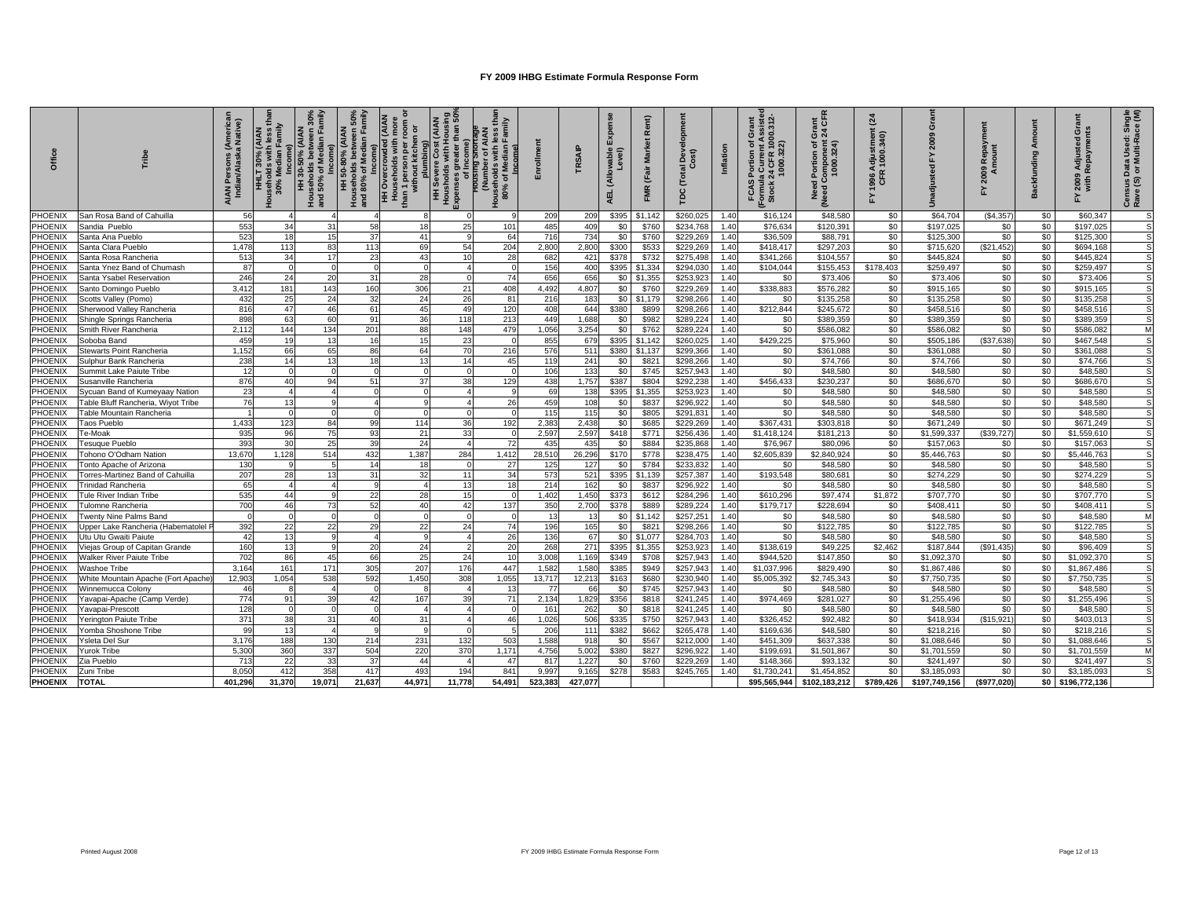# FY 2009 IHBG Estimate Formula Response Form

| Office | Tribe | AIAN Persons (American Indian/Alaska Native) | HHLT 30% (AIAN Households with less than 30% Median Family Income) | HH 30-50% (AIAN Households between 30% and 50% of Median Family Income) | HH 50-80% (AIAN Households between 50% and 80% of Median Family Income) | HH Overcrowded (AIAN Households with more than 1 person per room or without kitchen or plumbing) | HH Severe Cost (AIAN Housholds with Housing Expenses greater than 50% of Income) | Housing Shortage (Number of AIAN Households with less than 80% of Median Family Income) | Enrollment | TRSAIP | AEL (Allowable Expense Level) | FMR (Fair Market Rent) | TDC (Total Development Cost) | Inflation | FCAS Portion of Grant (Formula Current Assisted Stock 24 CFR 1000.312-1000.322) | Need Portion of Grant (Need Component 24 CFR 1000.324) | FY 1996 Adjustment (24 CFR 1000.340) | Unadjusted FY 2009 Grant | FY 2009 Repayment Amount | Backfunding Amount | FY 2009 Adjusted Grant with Repayments | Census Data Used: Single Rave (S) or Multi-Race (M) |
|---|---|---|---|---|---|---|---|---|---|---|---|---|---|---|---|---|---|---|---|---|---|---|
| PHOENIX | San Rosa Band of Cahuilla | 56 | 4 | 4 | 4 | 8 | 0 | 9 | 209 | 209 | $395 | $1,142 | $260,025 | 1.40 | $16,124 | $48,580 | $0 | $64,704 | ($4,357) | $0 | $60,347 | S |
| PHOENIX | Sandia Pueblo | 553 | 34 | 31 | 58 | 18 | 25 | 101 | 485 | 409 | $0 | $760 | $234,768 | 1.40 | $76,634 | $120,391 | $0 | $197,025 | $0 | $0 | $197,025 | S |
| PHOENIX | Santa Ana Pueblo | 523 | 18 | 15 | 37 | 41 | 9 | 64 | 716 | 734 | $0 | $760 | $229,269 | 1.40 | $36,509 | $88,791 | $0 | $125,300 | $0 | $0 | $125,300 | S |
| PHOENIX | Santa Clara Pueblo | 1,478 | 113 | 83 | 113 | 69 | 54 | 204 | 2,800 | 2,800 | $300 | $533 | $229,269 | 1.40 | $418,417 | $297,203 | $0 | $715,620 | ($21,452) | $0 | $694,168 | S |
| PHOENIX | Santa Rosa Rancheria | 513 | 34 | 17 | 23 | 43 | 10 | 28 | 682 | 421 | $378 | $732 | $275,498 | 1.40 | $341,266 | $104,557 | $0 | $445,824 | $0 | $0 | $445,824 | S |
| PHOENIX | Santa Ynez Band of Chumash | 87 | 0 | 0 | 0 | 0 | 4 | 0 | 156 | 400 | $395 | $1,334 | $294,030 | 1.40 | $104,044 | $155,453 | $178,403 | $259,497 | $0 | $0 | $259,497 | S |
| PHOENIX | Santa Ysabel Reservation | 246 | 24 | 20 | 31 | 28 | 0 | 74 | 656 | 656 | $0 | $1,355 | $253,923 | 1.40 | $0 | $73,406 | $0 | $73,406 | $0 | $0 | $73,406 | S |
| PHOENIX | Santo Domingo Pueblo | 3,412 | 181 | 143 | 160 | 306 | 21 | 408 | 4,492 | 4,807 | $0 | $760 | $229,269 | 1.40 | $338,883 | $576,282 | $0 | $915,165 | $0 | $0 | $915,165 | S |
| PHOENIX | Scotts Valley (Pomo) | 432 | 25 | 24 | 32 | 24 | 26 | 81 | 216 | 183 | $0 | $1,179 | $298,266 | 1.40 | $0 | $135,258 | $0 | $135,258 | $0 | $0 | $135,258 | S |
| PHOENIX | Sherwood Valley Rancheria | 816 | 47 | 46 | 61 | 45 | 49 | 120 | 408 | 644 | $380 | $899 | $298,266 | 1.40 | $212,844 | $245,672 | $0 | $458,516 | $0 | $0 | $458,516 | S |
| PHOENIX | Shingle Springs Rancheria | 898 | 63 | 60 | 91 | 36 | 118 | 213 | 449 | 1,688 | $0 | $982 | $289,224 | 1.40 | $0 | $389,359 | $0 | $389,359 | $0 | $0 | $389,359 | S |
| PHOENIX | Smith River Rancheria | 2,112 | 144 | 134 | 201 | 88 | 148 | 479 | 1,056 | 3,254 | $0 | $762 | $289,224 | 1.40 | $0 | $586,082 | $0 | $586,082 | $0 | $0 | $586,082 | M |
| PHOENIX | Soboba Band | 459 | 19 | 13 | 16 | 15 | 23 | 0 | 855 | 679 | $395 | $1,142 | $260,025 | 1.40 | $429,225 | $75,960 | $0 | $505,186 | ($37,638) | $0 | $467,548 | S |
| PHOENIX | Stewarts Point Rancheria | 1,152 | 66 | 65 | 86 | 64 | 70 | 216 | 576 | 511 | $380 | $1,137 | $299,366 | 1.40 | $0 | $361,088 | $0 | $361,088 | $0 | $0 | $361,088 | S |
| PHOENIX | Sulphur Bank Rancheria | 238 | 14 | 13 | 18 | 13 | 14 | 45 | 119 | 241 | $0 | $821 | $298,266 | 1.40 | $0 | $74,766 | $0 | $74,766 | $0 | $0 | $74,766 | S |
| PHOENIX | Summit Lake Paiute Tribe | 12 | 0 | 0 | 0 | 0 | 0 | 0 | 106 | 133 | $0 | $745 | $257,943 | 1.40 | $0 | $48,580 | $0 | $48,580 | $0 | $0 | $48,580 | S |
| PHOENIX | Susanville Rancheria | 876 | 40 | 94 | 51 | 37 | 38 | 129 | 438 | 1,757 | $387 | $804 | $292,238 | 1.40 | $456,433 | $230,237 | $0 | $686,670 | $0 | $0 | $686,670 | S |
| PHOENIX | Sycuan Band of Kumeyaay Nation | 23 | 4 | 4 | 0 | 0 | 4 | 9 | 69 | 138 | $395 | $1,355 | $253,923 | 1.40 | $0 | $48,580 | $0 | $48,580 | $0 | $0 | $48,580 | S |
| PHOENIX | Table Bluff Rancheria, Wiyot Tribe | 76 | 13 | 9 | 4 | 9 | 4 | 26 | 459 | 108 | $0 | $837 | $296,922 | 1.40 | $0 | $48,580 | $0 | $48,580 | $0 | $0 | $48,580 | S |
| PHOENIX | Table Mountain Rancheria | 1 | 0 | 0 | 0 | 0 | 0 | 0 | 115 | 115 | $0 | $805 | $291,831 | 1.40 | $0 | $48,580 | $0 | $48,580 | $0 | $0 | $48,580 | S |
| PHOENIX | Taos Pueblo | 1,433 | 123 | 84 | 99 | 114 | 36 | 192 | 2,383 | 2,438 | $0 | $685 | $229,269 | 1.40 | $367,431 | $303,818 | $0 | $671,249 | $0 | $0 | $671,249 | S |
| PHOENIX | Te-Moak | 935 | 96 | 75 | 93 | 21 | 33 | 0 | 2,597 | 2,597 | $418 | $771 | $256,436 | 1.40 | $1,418,124 | $181,213 | $0 | $1,599,337 | ($39,727) | $0 | $1,559,610 | S |
| PHOENIX | Tesuque Pueblo | 393 | 30 | 25 | 39 | 24 | 4 | 72 | 435 | 435 | $0 | $884 | $235,868 | 1.40 | $76,967 | $80,096 | $0 | $157,063 | $0 | $0 | $157,063 | S |
| PHOENIX | Tohono O'Odham Nation | 13,670 | 1,128 | 514 | 432 | 1,387 | 284 | 1,412 | 28,510 | 26,296 | $170 | $778 | $238,475 | 1.40 | $2,605,839 | $2,840,924 | $0 | $5,446,763 | $0 | $0 | $5,446,763 | S |
| PHOENIX | Tonto Apache of Arizona | 130 | 9 | 5 | 14 | 18 | 0 | 27 | 125 | 127 | $0 | $784 | $233,832 | 1.40 | $0 | $48,580 | $0 | $48,580 | $0 | $0 | $48,580 | S |
| PHOENIX | Torres-Martinez Band of Cahuilla | 207 | 28 | 13 | 31 | 32 | 11 | 34 | 573 | 521 | $395 | $1,139 | $257,387 | 1.40 | $193,548 | $80,681 | $0 | $274,229 | $0 | $0 | $274,229 | S |
| PHOENIX | Trinidad Rancheria | 65 | 4 | 4 | 9 | 4 | 13 | 18 | 214 | 162 | $0 | $837 | $296,922 | 1.40 | $0 | $48,580 | $0 | $48,580 | $0 | $0 | $48,580 | S |
| PHOENIX | Tule River Indian Tribe | 535 | 44 | 9 | 22 | 28 | 15 | 0 | 1,402 | 1,450 | $373 | $612 | $284,296 | 1.40 | $610,296 | $97,474 | $1,872 | $707,770 | $0 | $0 | $707,770 | S |
| PHOENIX | Tulomne Rancheria | 700 | 46 | 73 | 52 | 40 | 42 | 137 | 350 | 2,700 | $378 | $889 | $289,224 | 1.40 | $179,717 | $228,694 | $0 | $408,411 | $0 | $0 | $408,411 | S |
| PHOENIX | Twenty Nine Palms Band | 0 | 0 | 0 | 0 | 0 | 0 | 0 | 13 | 13 | $0 | $1,142 | $257,251 | 1.40 | $0 | $48,580 | $0 | $48,580 | $0 | $0 | $48,580 | M |
| PHOENIX | Upper Lake Rancheria (Habematolel P | 392 | 22 | 22 | 29 | 22 | 24 | 74 | 196 | 165 | $0 | $821 | $298,266 | 1.40 | $0 | $122,785 | $0 | $122,785 | $0 | $0 | $122,785 | S |
| PHOENIX | Utu Utu Gwaiti Paiute | 42 | 13 | 9 | 4 | 9 | 4 | 26 | 136 | 67 | $0 | $1,077 | $284,703 | 1.40 | $0 | $48,580 | $0 | $48,580 | $0 | $0 | $48,580 | S |
| PHOENIX | Viejas Group of Capitan Grande | 160 | 13 | 9 | 20 | 24 | 2 | 20 | 268 | 271 | $395 | $1,355 | $253,923 | 1.40 | $138,619 | $49,225 | $2,462 | $187,844 | ($91,435) | $0 | $96,409 | S |
| PHOENIX | Walker River Paiute Tribe | 702 | 86 | 45 | 66 | 25 | 24 | 10 | 3,008 | 1,169 | $349 | $708 | $257,943 | 1.40 | $944,520 | $147,850 | $0 | $1,092,370 | $0 | $0 | $1,092,370 | S |
| PHOENIX | Washoe Tribe | 3,164 | 161 | 171 | 305 | 207 | 176 | 447 | 1,582 | 1,580 | $385 | $949 | $257,943 | 1.40 | $1,037,996 | $829,490 | $0 | $1,867,486 | $0 | $0 | $1,867,486 | S |
| PHOENIX | White Mountain Apache (Fort Apache) | 12,903 | 1,054 | 538 | 592 | 1,450 | 308 | 1,055 | 13,717 | 12,213 | $163 | $680 | $230,940 | 1.40 | $5,005,392 | $2,745,343 | $0 | $7,750,735 | $0 | $0 | $7,750,735 | S |
| PHOENIX | Winnemucca Colony | 46 | 8 | 4 | 0 | 8 | 4 | 13 | 77 | 66 | $0 | $745 | $257,943 | 1.40 | $0 | $48,580 | $0 | $48,580 | $0 | $0 | $48,580 | S |
| PHOENIX | Yavapai-Apache (Camp Verde) | 774 | 91 | 39 | 42 | 167 | 39 | 71 | 2,134 | 1,829 | $356 | $818 | $241,245 | 1.40 | $974,469 | $281,027 | $0 | $1,255,496 | $0 | $0 | $1,255,496 | S |
| PHOENIX | Yavapai-Prescott | 128 | 0 | 0 | 0 | 4 | 4 | 0 | 161 | 262 | $0 | $818 | $241,245 | 1.40 | $0 | $48,580 | $0 | $48,580 | $0 | $0 | $48,580 | S |
| PHOENIX | Yerington Paiute Tribe | 371 | 38 | 31 | 40 | 31 | 4 | 46 | 1,026 | 506 | $335 | $750 | $257,943 | 1.40 | $326,452 | $92,482 | $0 | $418,934 | ($15,921) | $0 | $403,013 | S |
| PHOENIX | Yomba Shoshone Tribe | 99 | 13 | 4 | 9 | 9 | 0 | 5 | 206 | 111 | $382 | $662 | $265,478 | 1.40 | $169,636 | $48,580 | $0 | $218,216 | $0 | $0 | $218,216 | S |
| PHOENIX | Ysleta Del Sur | 3,176 | 188 | 130 | 214 | 231 | 132 | 503 | 1,588 | 918 | $0 | $567 | $212,000 | 1.40 | $451,309 | $637,338 | $0 | $1,088,646 | $0 | $0 | $1,088,646 | S |
| PHOENIX | Yurok Tribe | 5,300 | 360 | 337 | 504 | 220 | 370 | 1,171 | 4,756 | 5,002 | $380 | $827 | $296,922 | 1.40 | $199,691 | $1,501,867 | $0 | $1,701,559 | $0 | $0 | $1,701,559 | M |
| PHOENIX | Zia Pueblo | 713 | 22 | 33 | 37 | 44 | 4 | 47 | 817 | 1,227 | $0 | $760 | $229,269 | 1.40 | $148,366 | $93,132 | $0 | $241,497 | $0 | $0 | $241,497 | S |
| PHOENIX | Zuni Tribe | 8,050 | 412 | 358 | 417 | 493 | 194 | 841 | 9,997 | 9,165 | $278 | $583 | $245,765 | 1.40 | $1,730,241 | $1,454,852 | $0 | $3,185,093 | $0 | $0 | $3,185,093 | S |
| **PHOENIX** | **TOTAL** | **401,296** | **31,370** | **19,071** | **21,637** | **44,971** | **11,778** | **54,491** | **523,383** | **427,077** | | | | | **$95,565,944** | **$102,183,212** | **$789,426** | **$197,749,156** | **($977,020)** | **$0** | **$196,772,136** | |

Printed August 2008

FY 2009 IHBG Estimate Formula Response Form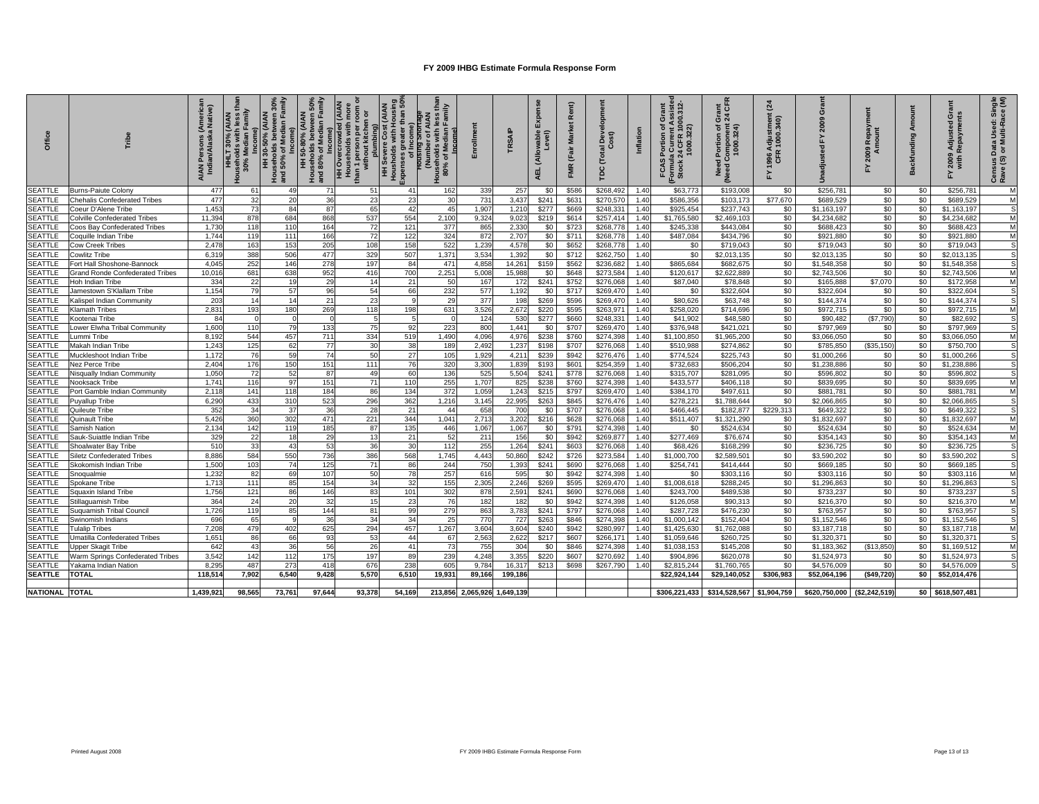# FY 2009 IHBG Estimate Formula Response Form

| Office | Tribe | AIAN Persons (American Indian/Alaska Native) | HHLT 30% (AIAN Households with less than 30% Median Family Income) | HH 30-50% (AIAN Households between 30% and 50% of Median Family Income) | HH 50-80% (AIAN Households between 50% and 80% of Median Family Income) | HH Overcrowded (AIAN Households with more than 1 person per room or without kitchen or plumbing) | HH Severe Cost (AIAN Housholds with Housing Expenses greater than 50% of Income) | Housing Shortage (Number of AIAN Households with less than 80% of Median Family Income) | Enrollment | TRSAIP | AEL (Allowable Expense Level) | FMR (Fair Market Rent) | TDC (Total Development Cost) | Inflation | FCAS Portion of Grant (Formula Current Assisted Stock 24 CFR 1000.312-1000.322) | Need Portion of Grant (Need Component 24 CFR 1000.324) | FY 1996 Adjustment (24 CFR 1000.340) | Unadjusted FY 2009 Grant | FY 2009 Repayment Amount | Backfunding Amount | FY 2009 Adjusted Grant with Repayments | Census Data Used: Single Race (S) or Multi-Race (M) |
|---|---|---|---|---|---|---|---|---|---|---|---|---|---|---|---|---|---|---|---|---|---|---|
| SEATTLE | Burns-Paiute Colony | 477 | 61 | 49 | 71 | 51 | 41 | 162 | 339 | 257 | $0 | $586 | $268,492 | 1.40 | $63,773 | $193,008 | $0 | $256,781 | $0 | $0 | $256,781 | M |
| SEATTLE | Chehalis Confederated Tribes | 477 | 32 | 20 | 36 | 23 | 23 | 30 | 731 | 3,437 | $241 | $631 | $270,570 | 1.40 | $586,356 | $103,173 | $77,670 | $689,529 | $0 | $0 | $689,529 | M |
| SEATTLE | Coeur D'Alene Tribe | 1,453 | 73 | 84 | 87 | 65 | 42 | 45 | 1,907 | 1,210 | $277 | $669 | $248,331 | 1.40 | $925,454 | $237,743 | $0 | $1,163,197 | $0 | $0 | $1,163,197 | S |
| SEATTLE | Colville Confederated Tribes | 11,394 | 878 | 684 | 868 | 537 | 554 | 2,100 | 9,324 | 9,023 | $219 | $614 | $257,414 | 1.40 | $1,765,580 | $2,469,103 | $0 | $4,234,682 | $0 | $0 | $4,234,682 | M |
| SEATTLE | Coos Bay Confederated Tribes | 1,730 | 118 | 110 | 164 | 72 | 121 | 377 | 865 | 2,330 | $0 | $723 | $268,778 | 1.40 | $245,338 | $443,084 | $0 | $688,423 | $0 | $0 | $688,423 | M |
| SEATTLE | Coquille Indian Tribe | 1,744 | 119 | 111 | 166 | 72 | 122 | 324 | 872 | 2,707 | $0 | $711 | $268,778 | 1.40 | $487,084 | $434,796 | $0 | $921,880 | $0 | $0 | $921,880 | M |
| SEATTLE | Cow Creek Tribes | 2,478 | 163 | 153 | 205 | 108 | 158 | 522 | 1,239 | 4,578 | $0 | $652 | $268,778 | 1.40 | $0 | $719,043 | $0 | $719,043 | $0 | $0 | $719,043 | S |
| SEATTLE | Cowlitz Tribe | 6,319 | 388 | 506 | 477 | 329 | 507 | 1,371 | 3,534 | 1,392 | $0 | $712 | $262,750 | 1.40 | $0 | $2,013,135 | $0 | $2,013,135 | $0 | $0 | $2,013,135 | S |
| SEATTLE | Fort Hall Shoshone-Bannock | 4,045 | 252 | 146 | 278 | 197 | 84 | 471 | 4,858 | 14,261 | $159 | $562 | $236,682 | 1.40 | $865,684 | $682,675 | $0 | $1,548,358 | $0 | $0 | $1,548,358 | S |
| SEATTLE | Grand Ronde Confederated Tribes | 10,016 | 681 | 638 | 952 | 416 | 700 | 2,251 | 5,008 | 15,988 | $0 | $648 | $273,584 | 1.40 | $120,617 | $2,622,889 | $0 | $2,743,506 | $0 | $0 | $2,743,506 | M |
| SEATTLE | Hoh Indian Tribe | 334 | 22 | 19 | 29 | 14 | 21 | 50 | 167 | 172 | $241 | $752 | $276,068 | 1.40 | $87,040 | $78,848 | $0 | $165,888 | $7,070 | $0 | $172,958 | M |
| SEATTLE | Jamestown S'Klallam Tribe | 1,154 | 79 | 57 | 96 | 54 | 66 | 232 | 577 | 1,192 | $0 | $717 | $269,470 | 1.40 | $0 | $322,604 | $0 | $322,604 | $0 | $0 | $322,604 | S |
| SEATTLE | Kalispel Indian Community | 203 | 14 | 14 | 21 | 23 | 9 | 29 | 377 | 198 | $269 | $596 | $269,470 | 1.40 | $80,626 | $63,748 | $0 | $144,374 | $0 | $0 | $144,374 | S |
| SEATTLE | Klamath Tribes | 2,831 | 193 | 180 | 269 | 118 | 198 | 631 | 3,526 | 2,672 | $220 | $595 | $263,971 | 1.40 | $258,020 | $714,696 | $0 | $972,715 | $0 | $0 | $972,715 | M |
| SEATTLE | Kootenai Tribe | 84 | 0 | 0 | 0 | 5 | 5 | 0 | 124 | 530 | $277 | $660 | $248,331 | 1.40 | $41,902 | $48,580 | $0 | $90,482 | ($7,790) | $0 | $82,692 | S |
| SEATTLE | Lower Elwha Tribal Community | 1,600 | 110 | 79 | 133 | 75 | 92 | 223 | 800 | 1,441 | $0 | $707 | $269,470 | 1.40 | $376,948 | $421,021 | $0 | $797,969 | $0 | $0 | $797,969 | S |
| SEATTLE | Lummi Tribe | 8,192 | 544 | 457 | 711 | 334 | 519 | 1,490 | 4,096 | 4,976 | $238 | $760 | $274,398 | 1.40 | $1,100,850 | $1,965,200 | $0 | $3,066,050 | $0 | $0 | $3,066,050 | M |
| SEATTLE | Makah Indian Tribe | 1,243 | 125 | 62 | 77 | 30 | 38 | 189 | 2,492 | 1,237 | $198 | $707 | $276,068 | 1.40 | $510,988 | $274,862 | $0 | $785,850 | ($35,150) | $0 | $750,700 | S |
| SEATTLE | Muckleshoot Indian Tribe | 1,172 | 76 | 59 | 74 | 50 | 27 | 105 | 1,929 | 4,211 | $239 | $942 | $276,476 | 1.40 | $774,524 | $225,743 | $0 | $1,000,266 | $0 | $0 | $1,000,266 | S |
| SEATTLE | Nez Perce Tribe | 2,404 | 176 | 150 | 151 | 111 | 76 | 320 | 3,300 | 1,839 | $193 | $601 | $254,359 | 1.40 | $732,683 | $506,204 | $0 | $1,238,886 | $0 | $0 | $1,238,886 | S |
| SEATTLE | Nisqually Indian Community | 1,050 | 72 | 52 | 87 | 49 | 60 | 136 | 525 | 5,504 | $241 | $778 | $276,068 | 1.40 | $315,707 | $281,095 | $0 | $596,802 | $0 | $0 | $596,802 | S |
| SEATTLE | Nooksack Tribe | 1,741 | 116 | 97 | 151 | 71 | 110 | 255 | 1,707 | 825 | $238 | $760 | $274,398 | 1.40 | $433,577 | $406,118 | $0 | $839,695 | $0 | $0 | $839,695 | M |
| SEATTLE | Port Gamble Indian Community | 2,118 | 141 | 118 | 184 | 86 | 134 | 372 | 1,059 | 1,243 | $215 | $797 | $269,470 | 1.40 | $384,170 | $497,611 | $0 | $881,781 | $0 | $0 | $881,781 | M |
| SEATTLE | Puyallup Tribe | 6,290 | 433 | 310 | 523 | 296 | 362 | 1,216 | 3,145 | 22,995 | $263 | $845 | $276,476 | 1.40 | $278,221 | $1,788,644 | $0 | $2,066,865 | $0 | $0 | $2,066,865 | S |
| SEATTLE | Quileute Tribe | 352 | 34 | 37 | 36 | 28 | 21 | 44 | 658 | 700 | $0 | $707 | $276,068 | 1.40 | $466,445 | $182,877 | $229,313 | $649,322 | $0 | $0 | $649,322 | S |
| SEATTLE | Quinault Tribe | 5,426 | 360 | 302 | 471 | 221 | 344 | 1,041 | 2,713 | 3,202 | $216 | $628 | $276,068 | 1.40 | $511,407 | $1,321,290 | $0 | $1,832,697 | $0 | $0 | $1,832,697 | M |
| SEATTLE | Samish Nation | 2,134 | 142 | 119 | 185 | 87 | 135 | 446 | 1,067 | 1,067 | $0 | $791 | $274,398 | 1.40 | $0 | $524,634 | $0 | $524,634 | $0 | $0 | $524,634 | M |
| SEATTLE | Sauk-Suiattle Indian Tribe | 329 | 22 | 18 | 29 | 13 | 21 | 52 | 211 | 156 | $0 | $942 | $269,877 | 1.40 | $277,469 | $76,674 | $0 | $354,143 | $0 | $0 | $354,143 | M |
| SEATTLE | Shoalwater Bay Tribe | 510 | 33 | 43 | 53 | 36 | 30 | 112 | 255 | 1,264 | $241 | $603 | $276,068 | 1.40 | $68,426 | $168,299 | $0 | $236,725 | $0 | $0 | $236,725 | S |
| SEATTLE | Siletz Confederated Tribes | 8,886 | 584 | 550 | 736 | 386 | 568 | 1,745 | 4,443 | 50,860 | $242 | $726 | $273,584 | 1.40 | $1,000,700 | $2,589,501 | $0 | $3,590,202 | $0 | $0 | $3,590,202 | M |
| SEATTLE | Skokomish Indian Tribe | 1,500 | 103 | 74 | 125 | 71 | 86 | 244 | 750 | 1,393 | $241 | $690 | $276,068 | 1.40 | $254,741 | $414,444 | $0 | $669,185 | $0 | $0 | $669,185 | S |
| SEATTLE | Snoqualmie | 1,232 | 82 | 69 | 107 | 50 | 78 | 257 | 616 | 595 | $0 | $942 | $274,398 | 1.40 | $0 | $303,116 | $0 | $303,116 | $0 | $0 | $303,116 | M |
| SEATTLE | Spokane Tribe | 1,713 | 111 | 85 | 154 | 34 | 32 | 155 | 2,305 | 2,246 | $269 | $595 | $269,470 | 1.40 | $1,008,618 | $288,245 | $0 | $1,296,863 | $0 | $0 | $1,296,863 | S |
| SEATTLE | Squaxin Island Tribe | 1,756 | 121 | 86 | 146 | 83 | 101 | 302 | 878 | 2,591 | $241 | $690 | $276,068 | 1.40 | $243,700 | $489,538 | $0 | $733,237 | $0 | $0 | $733,237 | S |
| SEATTLE | Stillaguamish Tribe | 364 | 24 | 20 | 32 | 15 | 23 | 76 | 182 | 182 | $0 | $942 | $274,398 | 1.40 | $126,058 | $90,313 | $0 | $216,370 | $0 | $0 | $216,370 | M |
| SEATTLE | Suquamish Tribal Council | 1,726 | 119 | 85 | 144 | 81 | 99 | 279 | 863 | 3,783 | $241 | $797 | $276,068 | 1.40 | $287,728 | $476,230 | $0 | $763,957 | $0 | $0 | $763,957 | S |
| SEATTLE | Swinomish Indians | 696 | 65 | 9 | 36 | 34 | 34 | 25 | 770 | 727 | $263 | $846 | $274,398 | 1.40 | $1,000,142 | $152,404 | $0 | $1,152,546 | $0 | $0 | $1,152,546 | S |
| SEATTLE | Tulalip Tribes | 7,208 | 479 | 402 | 625 | 294 | 457 | 1,267 | 3,604 | 3,604 | $240 | $942 | $280,997 | 1.40 | $1,425,630 | $1,762,088 | $0 | $3,187,718 | $0 | $0 | $3,187,718 | M |
| SEATTLE | Umatilla Confederated Tribes | 1,651 | 86 | 66 | 93 | 53 | 44 | 67 | 2,563 | 2,622 | $217 | $607 | $266,171 | 1.40 | $1,059,646 | $260,725 | $0 | $1,320,371 | $0 | $0 | $1,320,371 | S |
| SEATTLE | Upper Skagit Tribe | 642 | 43 | 36 | 56 | 26 | 41 | 73 | 755 | 304 | $0 | $846 | $274,398 | 1.40 | $1,038,153 | $145,208 | $0 | $1,183,362 | ($13,850) | $0 | $1,169,512 | M |
| SEATTLE | Warm Springs Confederated Tribes | 3,542 | 142 | 112 | 175 | 197 | 89 | 239 | 4,248 | 3,355 | $220 | $607 | $270,692 | 1.40 | $904,896 | $620,078 | $0 | $1,524,973 | $0 | $0 | $1,524,973 | S |
| SEATTLE | Yakama Indian Nation | 8,295 | 487 | 273 | 418 | 676 | 238 | 605 | 9,784 | 16,317 | $213 | $698 | $267,790 | 1.40 | $2,815,244 | $1,760,765 | $0 | $4,576,009 | $0 | $0 | $4,576,009 | S |
| SEATTLE | TOTAL | 118,514 | 7,902 | 6,540 | 9,428 | 5,570 | 6,510 | 19,931 | 89,166 | 199,186 | | | | | $22,924,144 | $29,140,052 | $306,983 | $52,064,196 | ($49,720) | $0 | $52,014,476 | |
| NATIONAL | TOTAL | 1,439,921 | 98,565 | 73,761 | 97,644 | 93,378 | 54,169 | 213,856 | 2,065,926 | 1,649,139 | | | | | $306,221,433 | $314,528,567 | $1,904,759 | $620,750,000 | ($2,242,519) | $0 | $618,507,481 | |

Printed August 2008

FY 2009 IHBG Estimate Formula Response Form